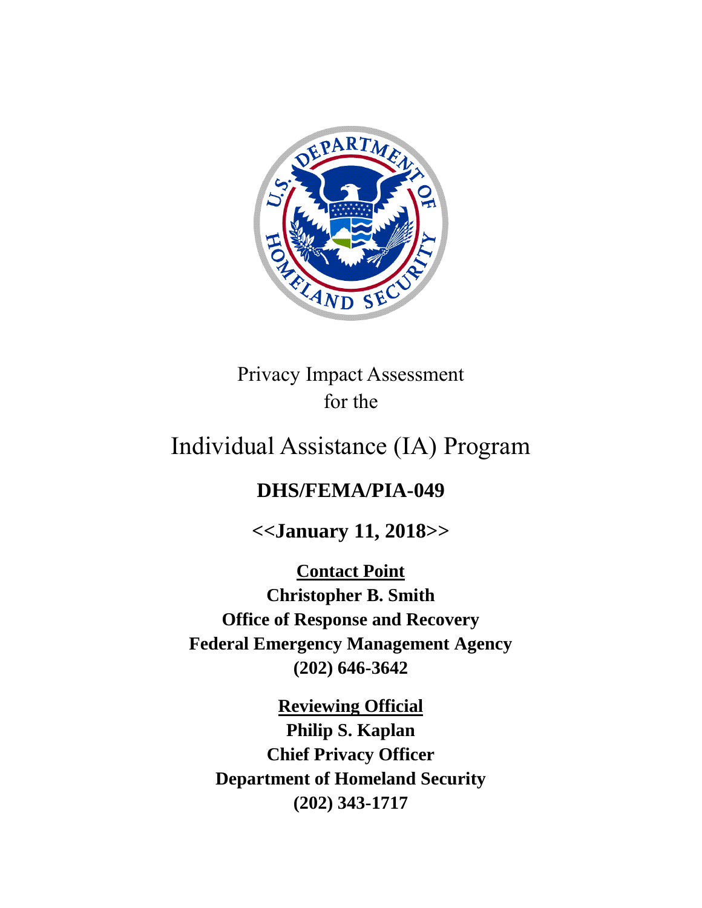Privacy Impact Assessment
for the

# Individual Assistance (IA) Program

## DHS/FEMA/PIA-049

**<<January 11, 2018>>**

**Contact Point**
**Christopher B. Smith**
**Office of Response and Recovery**
**Federal Emergency Management Agency**
**(202) 646-3642**

**Reviewing Official**
**Philip S. Kaplan**
**Chief Privacy Officer**
**Department of Homeland Security**
**(202) 343-1717**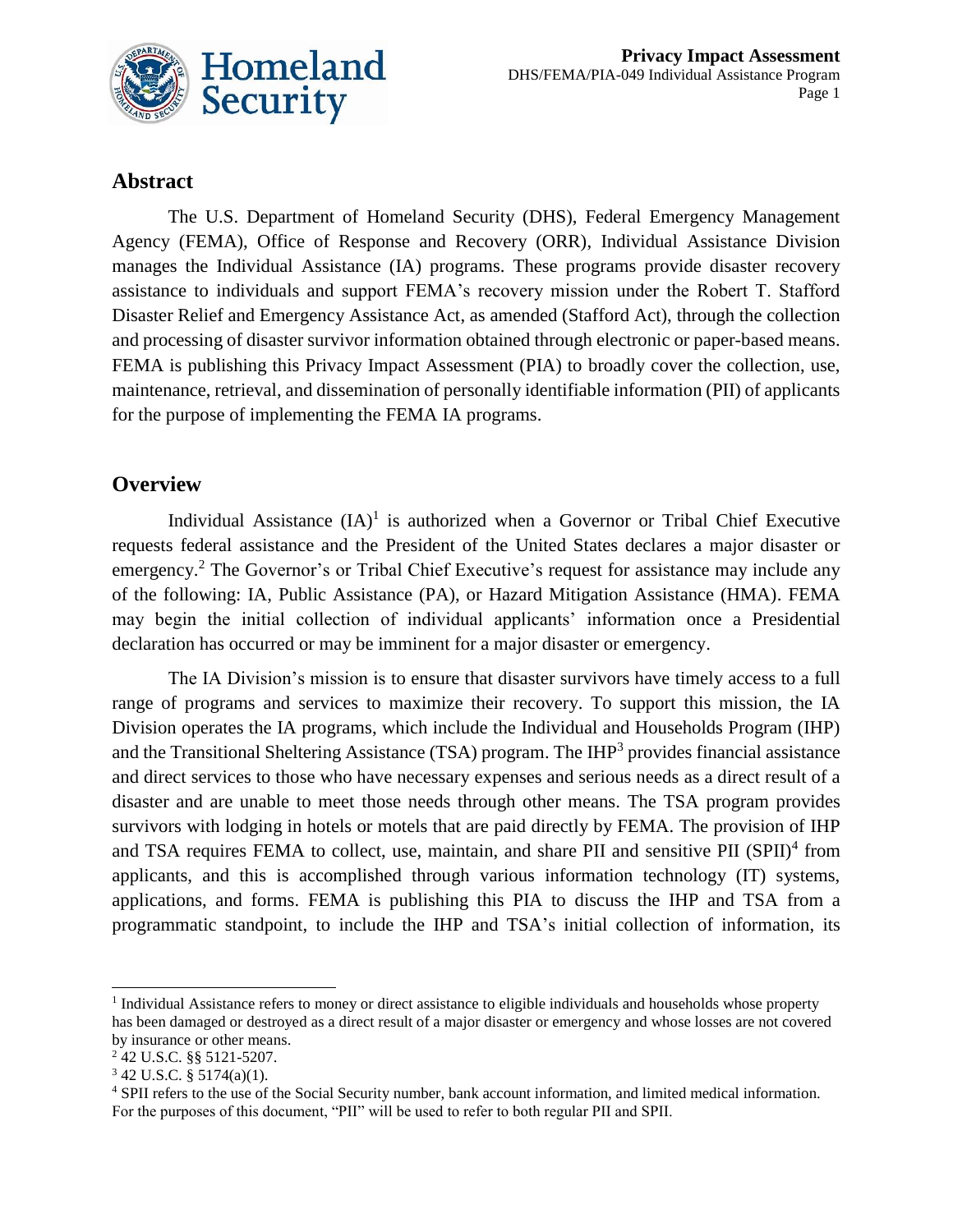## Abstract

The U.S. Department of Homeland Security (DHS), Federal Emergency Management Agency (FEMA), Office of Response and Recovery (ORR), Individual Assistance Division manages the Individual Assistance (IA) programs. These programs provide disaster recovery assistance to individuals and support FEMA's recovery mission under the Robert T. Stafford Disaster Relief and Emergency Assistance Act, as amended (Stafford Act), through the collection and processing of disaster survivor information obtained through electronic or paper-based means. FEMA is publishing this Privacy Impact Assessment (PIA) to broadly cover the collection, use, maintenance, retrieval, and dissemination of personally identifiable information (PII) of applicants for the purpose of implementing the FEMA IA programs.

## Overview

Individual Assistance (IA)[1] is authorized when a Governor or Tribal Chief Executive requests federal assistance and the President of the United States declares a major disaster or emergency.[2] The Governor's or Tribal Chief Executive's request for assistance may include any of the following: IA, Public Assistance (PA), or Hazard Mitigation Assistance (HMA). FEMA may begin the initial collection of individual applicants' information once a Presidential declaration has occurred or may be imminent for a major disaster or emergency.

The IA Division's mission is to ensure that disaster survivors have timely access to a full range of programs and services to maximize their recovery. To support this mission, the IA Division operates the IA programs, which include the Individual and Households Program (IHP) and the Transitional Sheltering Assistance (TSA) program. The IHP[3] provides financial assistance and direct services to those who have necessary expenses and serious needs as a direct result of a disaster and are unable to meet those needs through other means. The TSA program provides survivors with lodging in hotels or motels that are paid directly by FEMA. The provision of IHP and TSA requires FEMA to collect, use, maintain, and share PII and sensitive PII (SPII)[4] from applicants, and this is accomplished through various information technology (IT) systems, applications, and forms. FEMA is publishing this PIA to discuss the IHP and TSA from a programmatic standpoint, to include the IHP and TSA's initial collection of information, its

---

[1] Individual Assistance refers to money or direct assistance to eligible individuals and households whose property has been damaged or destroyed as a direct result of a major disaster or emergency and whose losses are not covered by insurance or other means.

[2] 42 U.S.C. §§ 5121-5207.

[3] 42 U.S.C. § 5174(a)(1).

[4] SPII refers to the use of the Social Security number, bank account information, and limited medical information. For the purposes of this document, "PII" will be used to refer to both regular PII and SPII.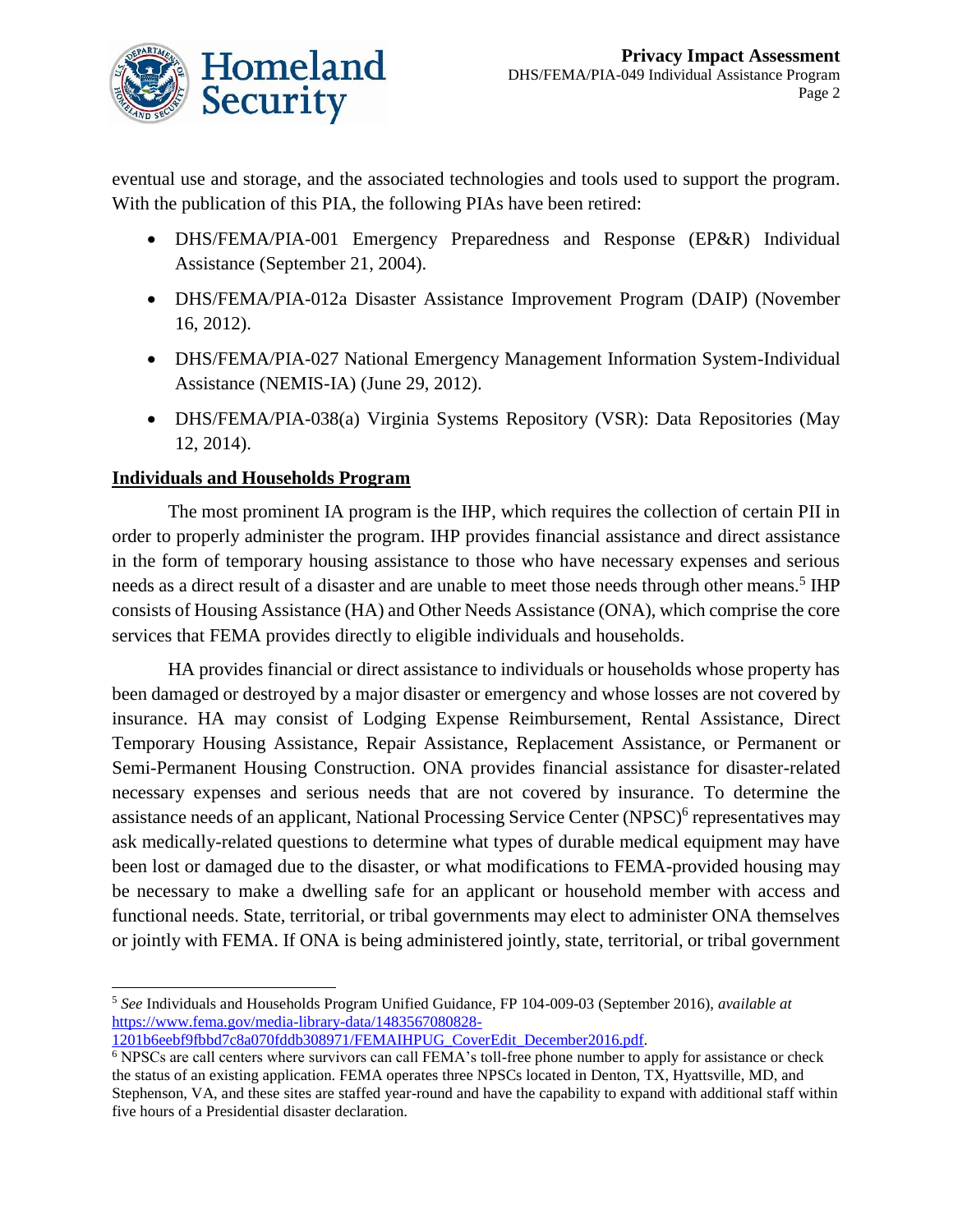eventual use and storage, and the associated technologies and tools used to support the program. With the publication of this PIA, the following PIAs have been retired:

- DHS/FEMA/PIA-001 Emergency Preparedness and Response (EP&R) Individual Assistance (September 21, 2004).
- DHS/FEMA/PIA-012a Disaster Assistance Improvement Program (DAIP) (November 16, 2012).
- DHS/FEMA/PIA-027 National Emergency Management Information System-Individual Assistance (NEMIS-IA) (June 29, 2012).
- DHS/FEMA/PIA-038(a) Virginia Systems Repository (VSR): Data Repositories (May 12, 2014).

**Individuals and Households Program**

The most prominent IA program is the IHP, which requires the collection of certain PII in order to properly administer the program. IHP provides financial assistance and direct assistance in the form of temporary housing assistance to those who have necessary expenses and serious needs as a direct result of a disaster and are unable to meet those needs through other means.[5] IHP consists of Housing Assistance (HA) and Other Needs Assistance (ONA), which comprise the core services that FEMA provides directly to eligible individuals and households.

HA provides financial or direct assistance to individuals or households whose property has been damaged or destroyed by a major disaster or emergency and whose losses are not covered by insurance. HA may consist of Lodging Expense Reimbursement, Rental Assistance, Direct Temporary Housing Assistance, Repair Assistance, Replacement Assistance, or Permanent or Semi-Permanent Housing Construction. ONA provides financial assistance for disaster-related necessary expenses and serious needs that are not covered by insurance. To determine the assistance needs of an applicant, National Processing Service Center (NPSC)[6] representatives may ask medically-related questions to determine what types of durable medical equipment may have been lost or damaged due to the disaster, or what modifications to FEMA-provided housing may be necessary to make a dwelling safe for an applicant or household member with access and functional needs. State, territorial, or tribal governments may elect to administer ONA themselves or jointly with FEMA. If ONA is being administered jointly, state, territorial, or tribal government

---

[5] *See* Individuals and Households Program Unified Guidance, FP 104-009-03 (September 2016), *available at* https://www.fema.gov/media-library-data/1483567080828-1201b6eebf9fbbd7c8a070fddb308971/FEMAIHPUG_CoverEdit_December2016.pdf.

[6] NPSCs are call centers where survivors can call FEMA's toll-free phone number to apply for assistance or check the status of an existing application. FEMA operates three NPSCs located in Denton, TX, Hyattsville, MD, and Stephenson, VA, and these sites are staffed year-round and have the capability to expand with additional staff within five hours of a Presidential disaster declaration.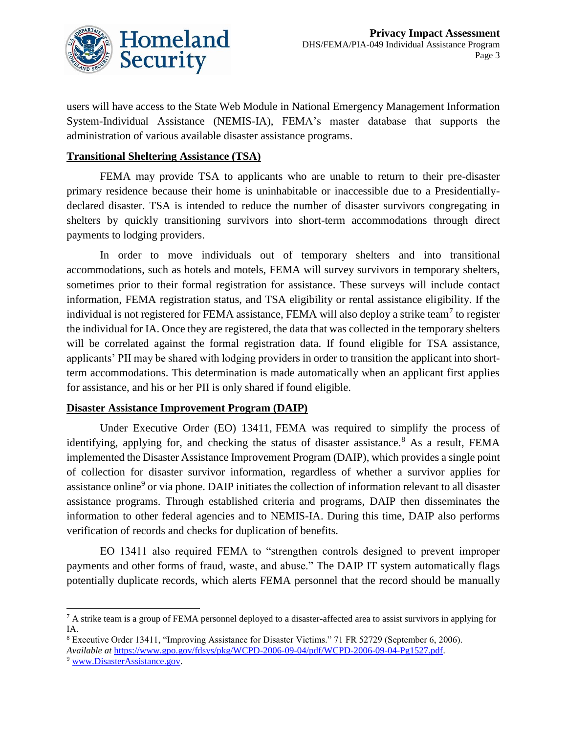users will have access to the State Web Module in National Emergency Management Information System-Individual Assistance (NEMIS-IA), FEMA's master database that supports the administration of various available disaster assistance programs.

**Transitional Sheltering Assistance (TSA)**

FEMA may provide TSA to applicants who are unable to return to their pre-disaster primary residence because their home is uninhabitable or inaccessible due to a Presidentially-declared disaster. TSA is intended to reduce the number of disaster survivors congregating in shelters by quickly transitioning survivors into short-term accommodations through direct payments to lodging providers.

In order to move individuals out of temporary shelters and into transitional accommodations, such as hotels and motels, FEMA will survey survivors in temporary shelters, sometimes prior to their formal registration for assistance. These surveys will include contact information, FEMA registration status, and TSA eligibility or rental assistance eligibility. If the individual is not registered for FEMA assistance, FEMA will also deploy a strike team[7] to register the individual for IA. Once they are registered, the data that was collected in the temporary shelters will be correlated against the formal registration data. If found eligible for TSA assistance, applicants' PII may be shared with lodging providers in order to transition the applicant into short-term accommodations. This determination is made automatically when an applicant first applies for assistance, and his or her PII is only shared if found eligible.

**Disaster Assistance Improvement Program (DAIP)**

Under Executive Order (EO) 13411, FEMA was required to simplify the process of identifying, applying for, and checking the status of disaster assistance.[8] As a result, FEMA implemented the Disaster Assistance Improvement Program (DAIP), which provides a single point of collection for disaster survivor information, regardless of whether a survivor applies for assistance online[9] or via phone. DAIP initiates the collection of information relevant to all disaster assistance programs. Through established criteria and programs, DAIP then disseminates the information to other federal agencies and to NEMIS-IA. During this time, DAIP also performs verification of records and checks for duplication of benefits.

EO 13411 also required FEMA to "strengthen controls designed to prevent improper payments and other forms of fraud, waste, and abuse." The DAIP IT system automatically flags potentially duplicate records, which alerts FEMA personnel that the record should be manually

---

[7] A strike team is a group of FEMA personnel deployed to a disaster-affected area to assist survivors in applying for IA.

[8] Executive Order 13411, "Improving Assistance for Disaster Victims." 71 FR 52729 (September 6, 2006). *Available at* https://www.gpo.gov/fdsys/pkg/WCPD-2006-09-04/pdf/WCPD-2006-09-04-Pg1527.pdf.

[9] www.DisasterAssistance.gov.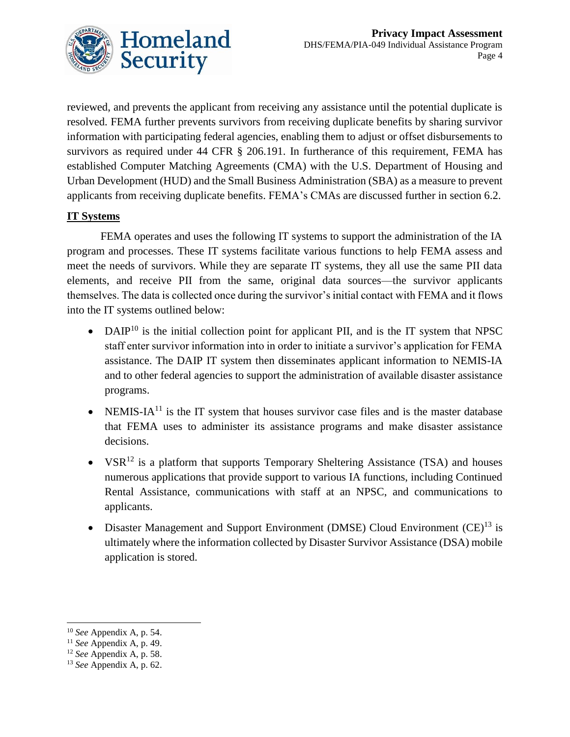reviewed, and prevents the applicant from receiving any assistance until the potential duplicate is resolved. FEMA further prevents survivors from receiving duplicate benefits by sharing survivor information with participating federal agencies, enabling them to adjust or offset disbursements to survivors as required under 44 CFR § 206.191. In furtherance of this requirement, FEMA has established Computer Matching Agreements (CMA) with the U.S. Department of Housing and Urban Development (HUD) and the Small Business Administration (SBA) as a measure to prevent applicants from receiving duplicate benefits. FEMA's CMAs are discussed further in section 6.2.

**IT Systems**

FEMA operates and uses the following IT systems to support the administration of the IA program and processes. These IT systems facilitate various functions to help FEMA assess and meet the needs of survivors. While they are separate IT systems, they all use the same PII data elements, and receive PII from the same, original data sources—the survivor applicants themselves. The data is collected once during the survivor's initial contact with FEMA and it flows into the IT systems outlined below:

- DAIP[10] is the initial collection point for applicant PII, and is the IT system that NPSC staff enter survivor information into in order to initiate a survivor's application for FEMA assistance. The DAIP IT system then disseminates applicant information to NEMIS-IA and to other federal agencies to support the administration of available disaster assistance programs.
- NEMIS-IA[11] is the IT system that houses survivor case files and is the master database that FEMA uses to administer its assistance programs and make disaster assistance decisions.
- VSR[12] is a platform that supports Temporary Sheltering Assistance (TSA) and houses numerous applications that provide support to various IA functions, including Continued Rental Assistance, communications with staff at an NPSC, and communications to applicants.
- Disaster Management and Support Environment (DMSE) Cloud Environment (CE)[13] is ultimately where the information collected by Disaster Survivor Assistance (DSA) mobile application is stored.

[10] *See* Appendix A, p. 54.
[11] *See* Appendix A, p. 49.
[12] *See* Appendix A, p. 58.
[13] *See* Appendix A, p. 62.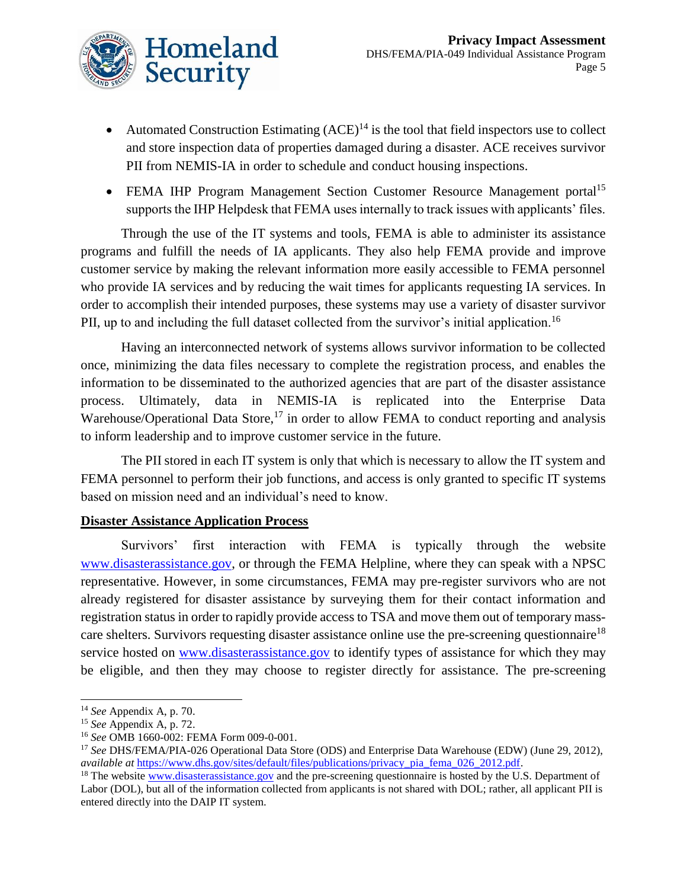- Automated Construction Estimating (ACE)[14] is the tool that field inspectors use to collect and store inspection data of properties damaged during a disaster. ACE receives survivor PII from NEMIS-IA in order to schedule and conduct housing inspections.
- FEMA IHP Program Management Section Customer Resource Management portal[15] supports the IHP Helpdesk that FEMA uses internally to track issues with applicants' files.

Through the use of the IT systems and tools, FEMA is able to administer its assistance programs and fulfill the needs of IA applicants. They also help FEMA provide and improve customer service by making the relevant information more easily accessible to FEMA personnel who provide IA services and by reducing the wait times for applicants requesting IA services. In order to accomplish their intended purposes, these systems may use a variety of disaster survivor PII, up to and including the full dataset collected from the survivor's initial application.[16]

Having an interconnected network of systems allows survivor information to be collected once, minimizing the data files necessary to complete the registration process, and enables the information to be disseminated to the authorized agencies that are part of the disaster assistance process. Ultimately, data in NEMIS-IA is replicated into the Enterprise Data Warehouse/Operational Data Store,[17] in order to allow FEMA to conduct reporting and analysis to inform leadership and to improve customer service in the future.

The PII stored in each IT system is only that which is necessary to allow the IT system and FEMA personnel to perform their job functions, and access is only granted to specific IT systems based on mission need and an individual's need to know.

**Disaster Assistance Application Process**

Survivors' first interaction with FEMA is typically through the website www.disasterassistance.gov, or through the FEMA Helpline, where they can speak with a NPSC representative. However, in some circumstances, FEMA may pre-register survivors who are not already registered for disaster assistance by surveying them for their contact information and registration status in order to rapidly provide access to TSA and move them out of temporary mass-care shelters. Survivors requesting disaster assistance online use the pre-screening questionnaire[18] service hosted on www.disasterassistance.gov to identify types of assistance for which they may be eligible, and then they may choose to register directly for assistance. The pre-screening

---

[14] *See* Appendix A, p. 70.

[15] *See* Appendix A, p. 72.

[16] *See* OMB 1660-002: FEMA Form 009-0-001.

[17] *See* DHS/FEMA/PIA-026 Operational Data Store (ODS) and Enterprise Data Warehouse (EDW) (June 29, 2012), *available at* https://www.dhs.gov/sites/default/files/publications/privacy_pia_fema_026_2012.pdf.

[18] The website www.disasterassistance.gov and the pre-screening questionnaire is hosted by the U.S. Department of Labor (DOL), but all of the information collected from applicants is not shared with DOL; rather, all applicant PII is entered directly into the DAIP IT system.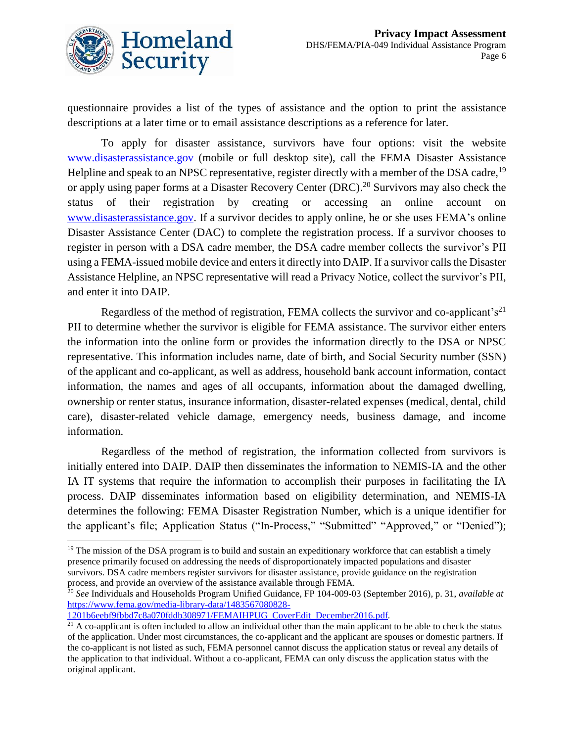questionnaire provides a list of the types of assistance and the option to print the assistance descriptions at a later time or to email assistance descriptions as a reference for later.

To apply for disaster assistance, survivors have four options: visit the website [www.disasterassistance.gov](http://www.disasterassistance.gov) (mobile or full desktop site), call the FEMA Disaster Assistance Helpline and speak to an NPSC representative, register directly with a member of the DSA cadre,[19] or apply using paper forms at a Disaster Recovery Center (DRC).[20] Survivors may also check the status of their registration by creating or accessing an online account on [www.disasterassistance.gov](http://www.disasterassistance.gov). If a survivor decides to apply online, he or she uses FEMA's online Disaster Assistance Center (DAC) to complete the registration process. If a survivor chooses to register in person with a DSA cadre member, the DSA cadre member collects the survivor's PII using a FEMA-issued mobile device and enters it directly into DAIP. If a survivor calls the Disaster Assistance Helpline, an NPSC representative will read a Privacy Notice, collect the survivor's PII, and enter it into DAIP.

Regardless of the method of registration, FEMA collects the survivor and co-applicant's[21] PII to determine whether the survivor is eligible for FEMA assistance. The survivor either enters the information into the online form or provides the information directly to the DSA or NPSC representative. This information includes name, date of birth, and Social Security number (SSN) of the applicant and co-applicant, as well as address, household bank account information, contact information, the names and ages of all occupants, information about the damaged dwelling, ownership or renter status, insurance information, disaster-related expenses (medical, dental, child care), disaster-related vehicle damage, emergency needs, business damage, and income information.

Regardless of the method of registration, the information collected from survivors is initially entered into DAIP. DAIP then disseminates the information to NEMIS-IA and the other IA IT systems that require the information to accomplish their purposes in facilitating the IA process. DAIP disseminates information based on eligibility determination, and NEMIS-IA determines the following: FEMA Disaster Registration Number, which is a unique identifier for the applicant's file; Application Status ("In-Process," "Submitted" "Approved," or "Denied");

---

[19] The mission of the DSA program is to build and sustain an expeditionary workforce that can establish a timely presence primarily focused on addressing the needs of disproportionately impacted populations and disaster survivors. DSA cadre members register survivors for disaster assistance, provide guidance on the registration process, and provide an overview of the assistance available through FEMA.

[20] *See* Individuals and Households Program Unified Guidance, FP 104-009-03 (September 2016), p. 31, *available at* [https://www.fema.gov/media-library-data/1483567080828-1201b6eebf9fbbd7c8a070fddb308971/FEMAIHPUG_CoverEdit_December2016.pdf](https://www.fema.gov/media-library-data/1483567080828-1201b6eebf9fbbd7c8a070fddb308971/FEMAIHPUG_CoverEdit_December2016.pdf).

[21] A co-applicant is often included to allow an individual other than the main applicant to be able to check the status of the application. Under most circumstances, the co-applicant and the applicant are spouses or domestic partners. If the co-applicant is not listed as such, FEMA personnel cannot discuss the application status or reveal any details of the application to that individual. Without a co-applicant, FEMA can only discuss the application status with the original applicant.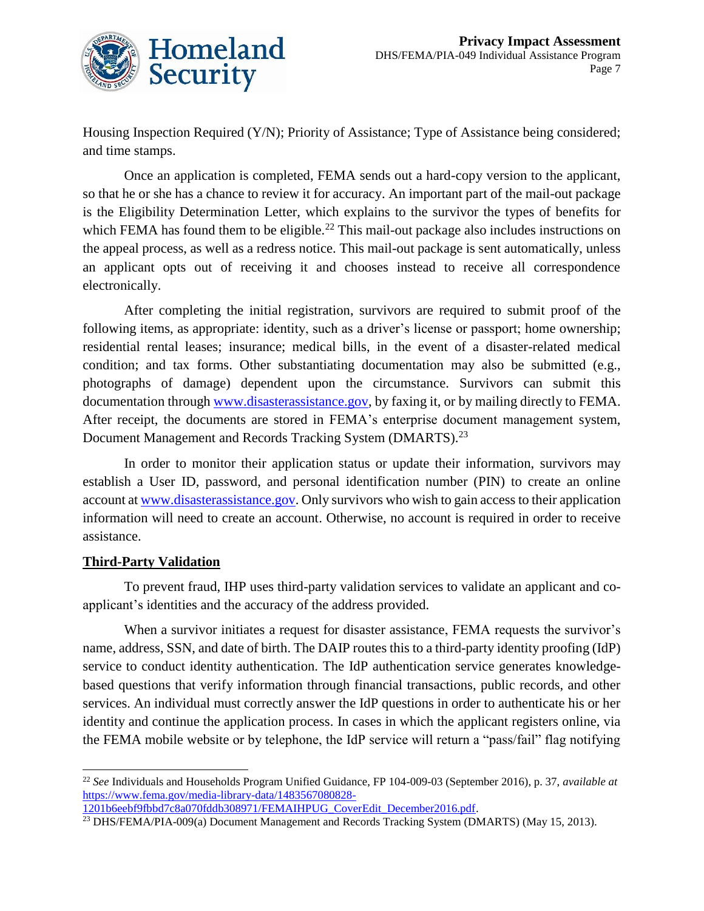Housing Inspection Required (Y/N); Priority of Assistance; Type of Assistance being considered; and time stamps.

Once an application is completed, FEMA sends out a hard-copy version to the applicant, so that he or she has a chance to review it for accuracy. An important part of the mail-out package is the Eligibility Determination Letter, which explains to the survivor the types of benefits for which FEMA has found them to be eligible.[22] This mail-out package also includes instructions on the appeal process, as well as a redress notice. This mail-out package is sent automatically, unless an applicant opts out of receiving it and chooses instead to receive all correspondence electronically.

After completing the initial registration, survivors are required to submit proof of the following items, as appropriate: identity, such as a driver's license or passport; home ownership; residential rental leases; insurance; medical bills, in the event of a disaster-related medical condition; and tax forms. Other substantiating documentation may also be submitted (e.g., photographs of damage) dependent upon the circumstance. Survivors can submit this documentation through [www.disasterassistance.gov](www.disasterassistance.gov), by faxing it, or by mailing directly to FEMA. After receipt, the documents are stored in FEMA's enterprise document management system, Document Management and Records Tracking System (DMARTS).[23]

In order to monitor their application status or update their information, survivors may establish a User ID, password, and personal identification number (PIN) to create an online account at [www.disasterassistance.gov](www.disasterassistance.gov). Only survivors who wish to gain access to their application information will need to create an account. Otherwise, no account is required in order to receive assistance.

**Third-Party Validation**

To prevent fraud, IHP uses third-party validation services to validate an applicant and co-applicant's identities and the accuracy of the address provided.

When a survivor initiates a request for disaster assistance, FEMA requests the survivor's name, address, SSN, and date of birth. The DAIP routes this to a third-party identity proofing (IdP) service to conduct identity authentication. The IdP authentication service generates knowledge-based questions that verify information through financial transactions, public records, and other services. An individual must correctly answer the IdP questions in order to authenticate his or her identity and continue the application process. In cases in which the applicant registers online, via the FEMA mobile website or by telephone, the IdP service will return a "pass/fail" flag notifying

---

[22] *See* Individuals and Households Program Unified Guidance, FP 104-009-03 (September 2016), p. 37, *available at* [https://www.fema.gov/media-library-data/1483567080828-1201b6eebf9fbbd7c8a070fddb308971/FEMAIHPUG_CoverEdit_December2016.pdf](https://www.fema.gov/media-library-data/1483567080828-1201b6eebf9fbbd7c8a070fddb308971/FEMAIHPUG_CoverEdit_December2016.pdf).

[23] DHS/FEMA/PIA-009(a) Document Management and Records Tracking System (DMARTS) (May 15, 2013).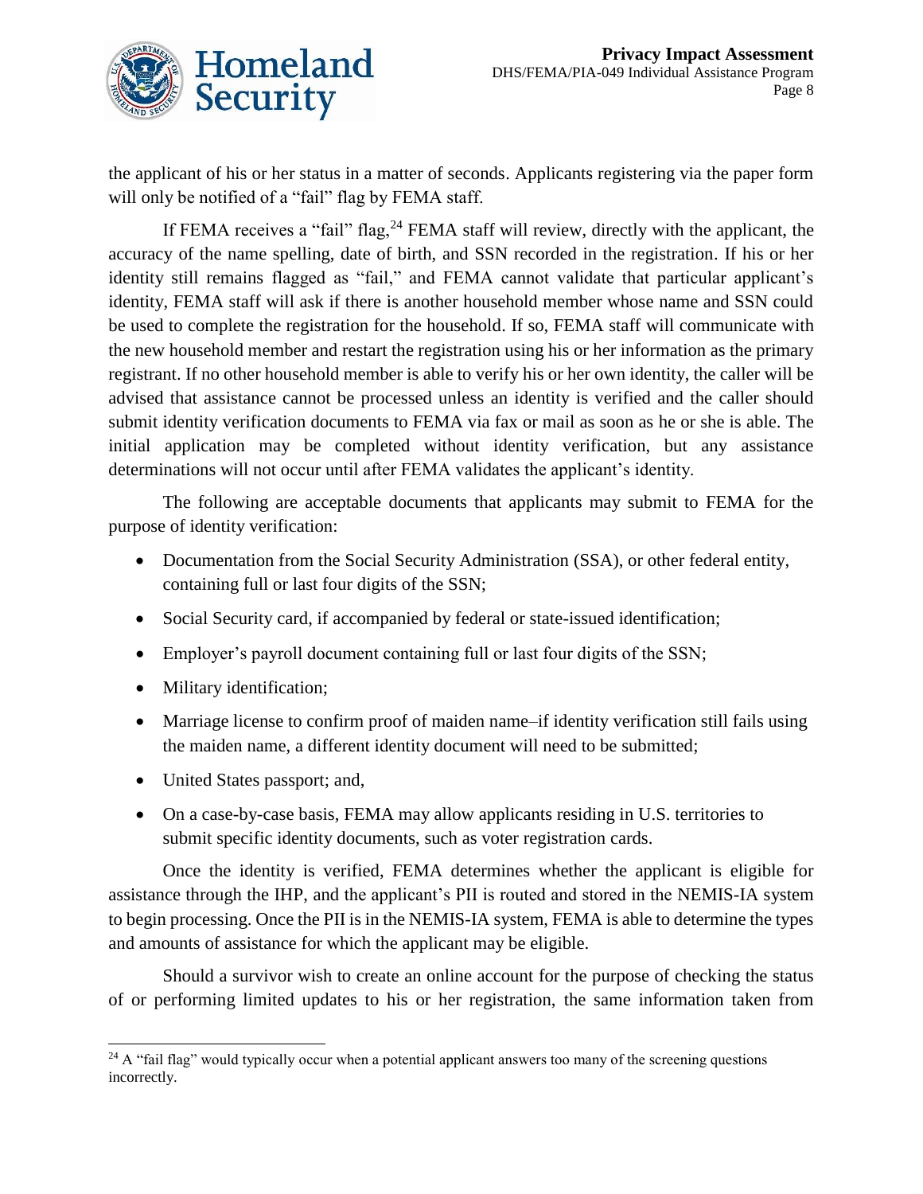the applicant of his or her status in a matter of seconds. Applicants registering via the paper form will only be notified of a "fail" flag by FEMA staff.

If FEMA receives a "fail" flag,[24] FEMA staff will review, directly with the applicant, the accuracy of the name spelling, date of birth, and SSN recorded in the registration. If his or her identity still remains flagged as "fail," and FEMA cannot validate that particular applicant's identity, FEMA staff will ask if there is another household member whose name and SSN could be used to complete the registration for the household. If so, FEMA staff will communicate with the new household member and restart the registration using his or her information as the primary registrant. If no other household member is able to verify his or her own identity, the caller will be advised that assistance cannot be processed unless an identity is verified and the caller should submit identity verification documents to FEMA via fax or mail as soon as he or she is able. The initial application may be completed without identity verification, but any assistance determinations will not occur until after FEMA validates the applicant's identity.

The following are acceptable documents that applicants may submit to FEMA for the purpose of identity verification:

- Documentation from the Social Security Administration (SSA), or other federal entity, containing full or last four digits of the SSN;
- Social Security card, if accompanied by federal or state-issued identification;
- Employer's payroll document containing full or last four digits of the SSN;
- Military identification;
- Marriage license to confirm proof of maiden name–if identity verification still fails using the maiden name, a different identity document will need to be submitted;
- United States passport; and,
- On a case-by-case basis, FEMA may allow applicants residing in U.S. territories to submit specific identity documents, such as voter registration cards.

Once the identity is verified, FEMA determines whether the applicant is eligible for assistance through the IHP, and the applicant's PII is routed and stored in the NEMIS-IA system to begin processing. Once the PII is in the NEMIS-IA system, FEMA is able to determine the types and amounts of assistance for which the applicant may be eligible.

Should a survivor wish to create an online account for the purpose of checking the status of or performing limited updates to his or her registration, the same information taken from

[24] A "fail flag" would typically occur when a potential applicant answers too many of the screening questions incorrectly.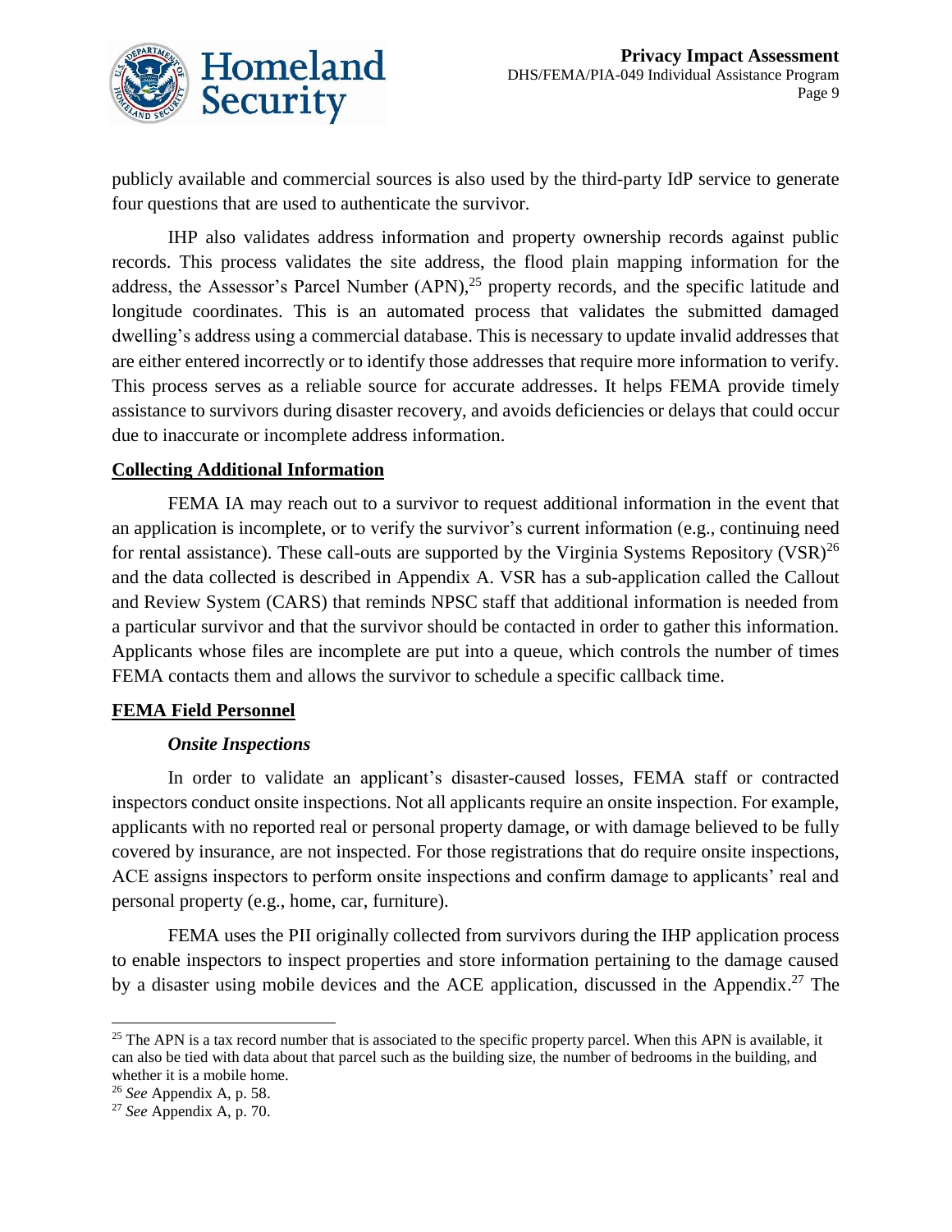publicly available and commercial sources is also used by the third-party IdP service to generate four questions that are used to authenticate the survivor.

IHP also validates address information and property ownership records against public records. This process validates the site address, the flood plain mapping information for the address, the Assessor's Parcel Number (APN),[25] property records, and the specific latitude and longitude coordinates. This is an automated process that validates the submitted damaged dwelling's address using a commercial database. This is necessary to update invalid addresses that are either entered incorrectly or to identify those addresses that require more information to verify. This process serves as a reliable source for accurate addresses. It helps FEMA provide timely assistance to survivors during disaster recovery, and avoids deficiencies or delays that could occur due to inaccurate or incomplete address information.

**Collecting Additional Information**

FEMA IA may reach out to a survivor to request additional information in the event that an application is incomplete, or to verify the survivor's current information (e.g., continuing need for rental assistance). These call-outs are supported by the Virginia Systems Repository (VSR)[26] and the data collected is described in Appendix A. VSR has a sub-application called the Callout and Review System (CARS) that reminds NPSC staff that additional information is needed from a particular survivor and that the survivor should be contacted in order to gather this information. Applicants whose files are incomplete are put into a queue, which controls the number of times FEMA contacts them and allows the survivor to schedule a specific callback time.

**FEMA Field Personnel**

***Onsite Inspections***

In order to validate an applicant's disaster-caused losses, FEMA staff or contracted inspectors conduct onsite inspections. Not all applicants require an onsite inspection. For example, applicants with no reported real or personal property damage, or with damage believed to be fully covered by insurance, are not inspected. For those registrations that do require onsite inspections, ACE assigns inspectors to perform onsite inspections and confirm damage to applicants' real and personal property (e.g., home, car, furniture).

FEMA uses the PII originally collected from survivors during the IHP application process to enable inspectors to inspect properties and store information pertaining to the damage caused by a disaster using mobile devices and the ACE application, discussed in the Appendix.[27] The

---

[25] The APN is a tax record number that is associated to the specific property parcel. When this APN is available, it can also be tied with data about that parcel such as the building size, the number of bedrooms in the building, and whether it is a mobile home.

[26] *See* Appendix A, p. 58.

[27] *See* Appendix A, p. 70.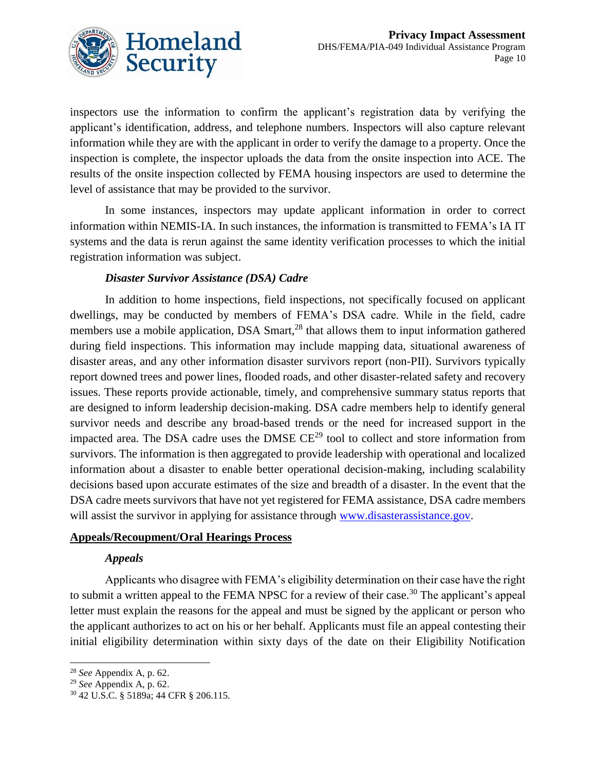inspectors use the information to confirm the applicant's registration data by verifying the applicant's identification, address, and telephone numbers. Inspectors will also capture relevant information while they are with the applicant in order to verify the damage to a property. Once the inspection is complete, the inspector uploads the data from the onsite inspection into ACE. The results of the onsite inspection collected by FEMA housing inspectors are used to determine the level of assistance that may be provided to the survivor.

In some instances, inspectors may update applicant information in order to correct information within NEMIS-IA. In such instances, the information is transmitted to FEMA's IA IT systems and the data is rerun against the same identity verification processes to which the initial registration information was subject.

*Disaster Survivor Assistance (DSA) Cadre*

In addition to home inspections, field inspections, not specifically focused on applicant dwellings, may be conducted by members of FEMA's DSA cadre. While in the field, cadre members use a mobile application, DSA Smart,[28] that allows them to input information gathered during field inspections. This information may include mapping data, situational awareness of disaster areas, and any other information disaster survivors report (non-PII). Survivors typically report downed trees and power lines, flooded roads, and other disaster-related safety and recovery issues. These reports provide actionable, timely, and comprehensive summary status reports that are designed to inform leadership decision-making. DSA cadre members help to identify general survivor needs and describe any broad-based trends or the need for increased support in the impacted area. The DSA cadre uses the DMSE CE[29] tool to collect and store information from survivors. The information is then aggregated to provide leadership with operational and localized information about a disaster to enable better operational decision-making, including scalability decisions based upon accurate estimates of the size and breadth of a disaster. In the event that the DSA cadre meets survivors that have not yet registered for FEMA assistance, DSA cadre members will assist the survivor in applying for assistance through www.disasterassistance.gov.

**Appeals/Recoupment/Oral Hearings Process**

***Appeals***

Applicants who disagree with FEMA's eligibility determination on their case have the right to submit a written appeal to the FEMA NPSC for a review of their case.[30] The applicant's appeal letter must explain the reasons for the appeal and must be signed by the applicant or person who the applicant authorizes to act on his or her behalf. Applicants must file an appeal contesting their initial eligibility determination within sixty days of the date on their Eligibility Notification

---

[28] *See* Appendix A, p. 62.

[29] *See* Appendix A, p. 62.

[30] 42 U.S.C. § 5189a; 44 CFR § 206.115.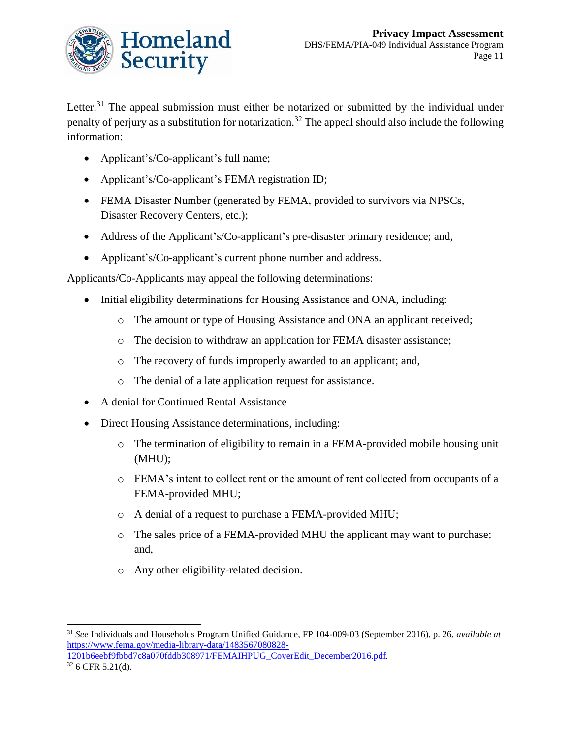Letter.[31] The appeal submission must either be notarized or submitted by the individual under penalty of perjury as a substitution for notarization.[32] The appeal should also include the following information:

- Applicant's/Co-applicant's full name;
- Applicant's/Co-applicant's FEMA registration ID;
- FEMA Disaster Number (generated by FEMA, provided to survivors via NPSCs, Disaster Recovery Centers, etc.);
- Address of the Applicant's/Co-applicant's pre-disaster primary residence; and,
- Applicant's/Co-applicant's current phone number and address.

Applicants/Co-Applicants may appeal the following determinations:

- Initial eligibility determinations for Housing Assistance and ONA, including:
    - The amount or type of Housing Assistance and ONA an applicant received;
    - The decision to withdraw an application for FEMA disaster assistance;
    - The recovery of funds improperly awarded to an applicant; and,
    - The denial of a late application request for assistance.
- A denial for Continued Rental Assistance
- Direct Housing Assistance determinations, including:
    - The termination of eligibility to remain in a FEMA-provided mobile housing unit (MHU);
    - FEMA's intent to collect rent or the amount of rent collected from occupants of a FEMA-provided MHU;
    - A denial of a request to purchase a FEMA-provided MHU;
    - The sales price of a FEMA-provided MHU the applicant may want to purchase; and,
    - Any other eligibility-related decision.

---

[31] *See* Individuals and Households Program Unified Guidance, FP 104-009-03 (September 2016), p. 26, *available at* https://www.fema.gov/media-library-data/1483567080828-1201b6eebf9fbbd7c8a070fddb308971/FEMAIHPUG_CoverEdit_December2016.pdf.

[32] 6 CFR 5.21(d).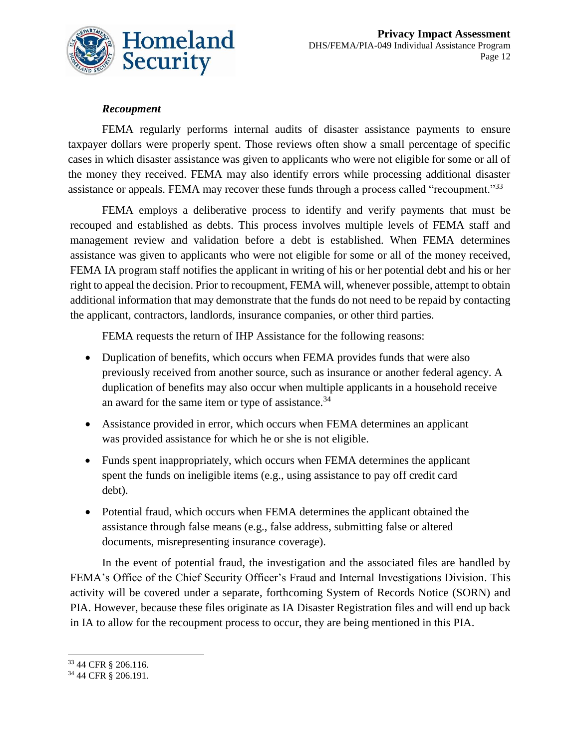### *Recoupment*

FEMA regularly performs internal audits of disaster assistance payments to ensure taxpayer dollars were properly spent. Those reviews often show a small percentage of specific cases in which disaster assistance was given to applicants who were not eligible for some or all of the money they received. FEMA may also identify errors while processing additional disaster assistance or appeals. FEMA may recover these funds through a process called "recoupment."[33]

FEMA employs a deliberative process to identify and verify payments that must be recouped and established as debts. This process involves multiple levels of FEMA staff and management review and validation before a debt is established. When FEMA determines assistance was given to applicants who were not eligible for some or all of the money received, FEMA IA program staff notifies the applicant in writing of his or her potential debt and his or her right to appeal the decision. Prior to recoupment, FEMA will, whenever possible, attempt to obtain additional information that may demonstrate that the funds do not need to be repaid by contacting the applicant, contractors, landlords, insurance companies, or other third parties.

FEMA requests the return of IHP Assistance for the following reasons:

- Duplication of benefits, which occurs when FEMA provides funds that were also previously received from another source, such as insurance or another federal agency. A duplication of benefits may also occur when multiple applicants in a household receive an award for the same item or type of assistance.[34]
- Assistance provided in error, which occurs when FEMA determines an applicant was provided assistance for which he or she is not eligible.
- Funds spent inappropriately, which occurs when FEMA determines the applicant spent the funds on ineligible items (e.g., using assistance to pay off credit card debt).
- Potential fraud, which occurs when FEMA determines the applicant obtained the assistance through false means (e.g., false address, submitting false or altered documents, misrepresenting insurance coverage).

In the event of potential fraud, the investigation and the associated files are handled by FEMA's Office of the Chief Security Officer's Fraud and Internal Investigations Division. This activity will be covered under a separate, forthcoming System of Records Notice (SORN) and PIA. However, because these files originate as IA Disaster Registration files and will end up back in IA to allow for the recoupment process to occur, they are being mentioned in this PIA.

---

[33] 44 CFR § 206.116.

[34] 44 CFR § 206.191.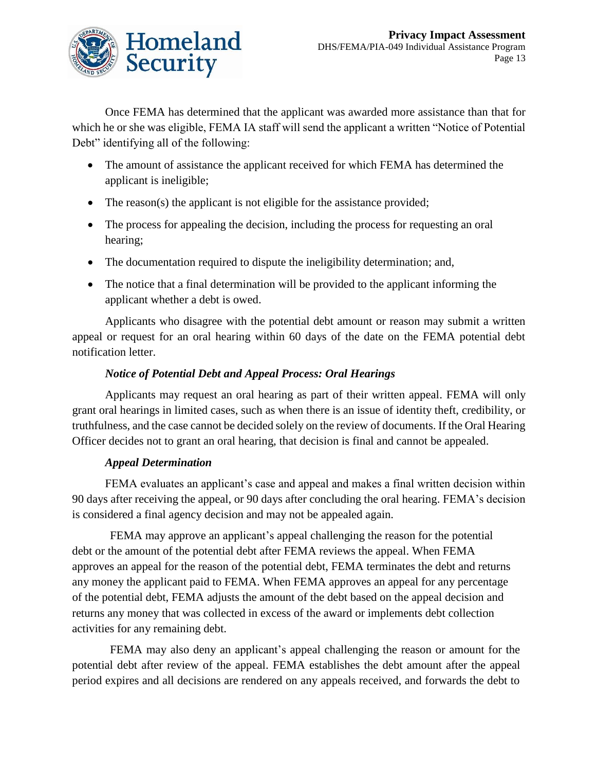Once FEMA has determined that the applicant was awarded more assistance than that for which he or she was eligible, FEMA IA staff will send the applicant a written "Notice of Potential Debt" identifying all of the following:

- The amount of assistance the applicant received for which FEMA has determined the applicant is ineligible;
- The reason(s) the applicant is not eligible for the assistance provided;
- The process for appealing the decision, including the process for requesting an oral hearing;
- The documentation required to dispute the ineligibility determination; and,
- The notice that a final determination will be provided to the applicant informing the applicant whether a debt is owed.

Applicants who disagree with the potential debt amount or reason may submit a written appeal or request for an oral hearing within 60 days of the date on the FEMA potential debt notification letter.

***Notice of Potential Debt and Appeal Process: Oral Hearings***

Applicants may request an oral hearing as part of their written appeal. FEMA will only grant oral hearings in limited cases, such as when there is an issue of identity theft, credibility, or truthfulness, and the case cannot be decided solely on the review of documents. If the Oral Hearing Officer decides not to grant an oral hearing, that decision is final and cannot be appealed.

***Appeal Determination***

FEMA evaluates an applicant's case and appeal and makes a final written decision within 90 days after receiving the appeal, or 90 days after concluding the oral hearing. FEMA's decision is considered a final agency decision and may not be appealed again.

FEMA may approve an applicant's appeal challenging the reason for the potential debt or the amount of the potential debt after FEMA reviews the appeal. When FEMA approves an appeal for the reason of the potential debt, FEMA terminates the debt and returns any money the applicant paid to FEMA. When FEMA approves an appeal for any percentage of the potential debt, FEMA adjusts the amount of the debt based on the appeal decision and returns any money that was collected in excess of the award or implements debt collection activities for any remaining debt.

FEMA may also deny an applicant's appeal challenging the reason or amount for the potential debt after review of the appeal. FEMA establishes the debt amount after the appeal period expires and all decisions are rendered on any appeals received, and forwards the debt to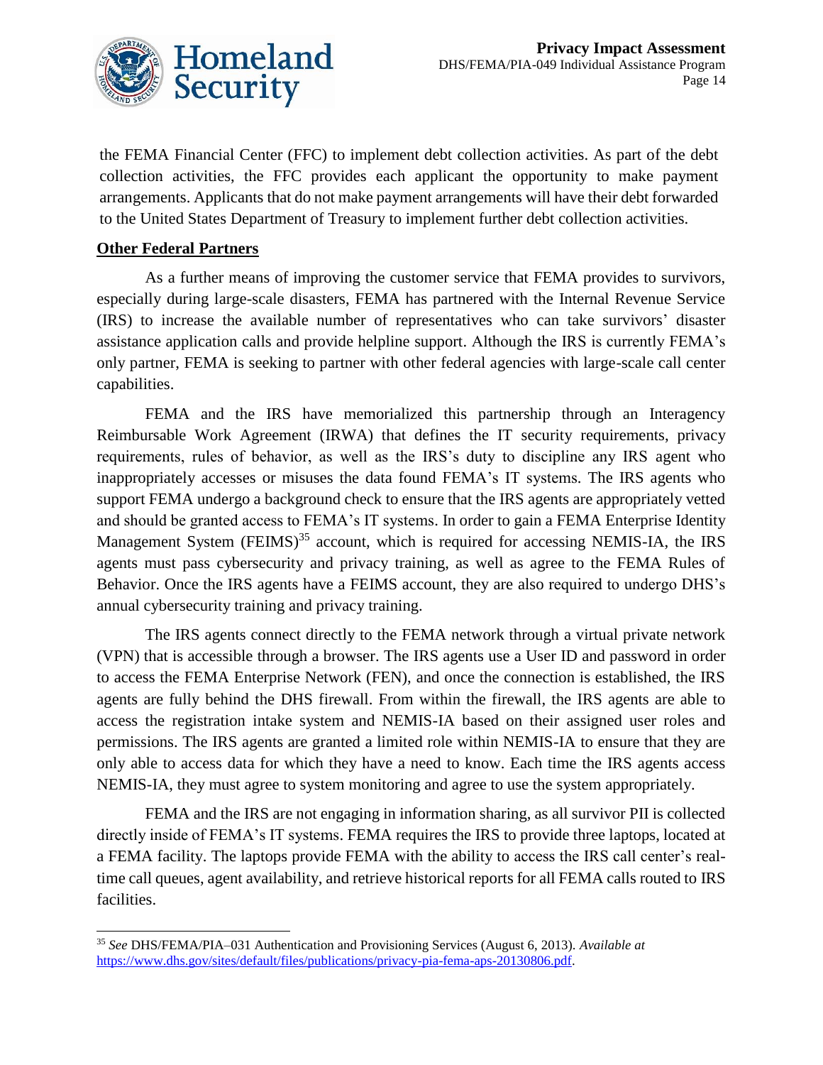the FEMA Financial Center (FFC) to implement debt collection activities. As part of the debt collection activities, the FFC provides each applicant the opportunity to make payment arrangements. Applicants that do not make payment arrangements will have their debt forwarded to the United States Department of Treasury to implement further debt collection activities.

**Other Federal Partners**

As a further means of improving the customer service that FEMA provides to survivors, especially during large-scale disasters, FEMA has partnered with the Internal Revenue Service (IRS) to increase the available number of representatives who can take survivors' disaster assistance application calls and provide helpline support. Although the IRS is currently FEMA's only partner, FEMA is seeking to partner with other federal agencies with large-scale call center capabilities.

FEMA and the IRS have memorialized this partnership through an Interagency Reimbursable Work Agreement (IRWA) that defines the IT security requirements, privacy requirements, rules of behavior, as well as the IRS's duty to discipline any IRS agent who inappropriately accesses or misuses the data found FEMA's IT systems. The IRS agents who support FEMA undergo a background check to ensure that the IRS agents are appropriately vetted and should be granted access to FEMA's IT systems. In order to gain a FEMA Enterprise Identity Management System (FEIMS)[35] account, which is required for accessing NEMIS-IA, the IRS agents must pass cybersecurity and privacy training, as well as agree to the FEMA Rules of Behavior. Once the IRS agents have a FEIMS account, they are also required to undergo DHS's annual cybersecurity training and privacy training.

The IRS agents connect directly to the FEMA network through a virtual private network (VPN) that is accessible through a browser. The IRS agents use a User ID and password in order to access the FEMA Enterprise Network (FEN), and once the connection is established, the IRS agents are fully behind the DHS firewall. From within the firewall, the IRS agents are able to access the registration intake system and NEMIS-IA based on their assigned user roles and permissions. The IRS agents are granted a limited role within NEMIS-IA to ensure that they are only able to access data for which they have a need to know. Each time the IRS agents access NEMIS-IA, they must agree to system monitoring and agree to use the system appropriately.

FEMA and the IRS are not engaging in information sharing, as all survivor PII is collected directly inside of FEMA's IT systems. FEMA requires the IRS to provide three laptops, located at a FEMA facility. The laptops provide FEMA with the ability to access the IRS call center's real-time call queues, agent availability, and retrieve historical reports for all FEMA calls routed to IRS facilities.

---

[35] *See* DHS/FEMA/PIA–031 Authentication and Provisioning Services (August 6, 2013). *Available at* https://www.dhs.gov/sites/default/files/publications/privacy-pia-fema-aps-20130806.pdf.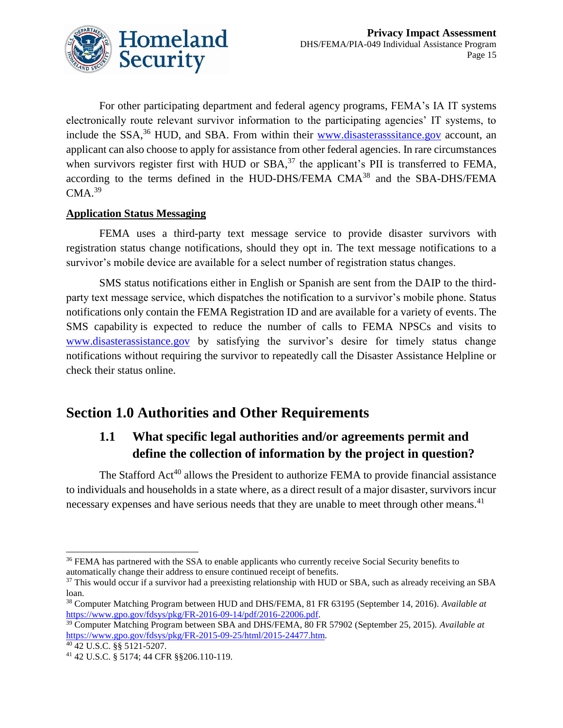For other participating department and federal agency programs, FEMA's IA IT systems electronically route relevant survivor information to the participating agencies' IT systems, to include the SSA,[36] HUD, and SBA. From within their www.disasterasssitance.gov account, an applicant can also choose to apply for assistance from other federal agencies. In rare circumstances when survivors register first with HUD or SBA,[37] the applicant's PII is transferred to FEMA, according to the terms defined in the HUD-DHS/FEMA CMA[38] and the SBA-DHS/FEMA CMA.[39]

**Application Status Messaging**

FEMA uses a third-party text message service to provide disaster survivors with registration status change notifications, should they opt in. The text message notifications to a survivor's mobile device are available for a select number of registration status changes.

SMS status notifications either in English or Spanish are sent from the DAIP to the third-party text message service, which dispatches the notification to a survivor's mobile phone. Status notifications only contain the FEMA Registration ID and are available for a variety of events. The SMS capability is expected to reduce the number of calls to FEMA NPSCs and visits to www.disasterassistance.gov by satisfying the survivor's desire for timely status change notifications without requiring the survivor to repeatedly call the Disaster Assistance Helpline or check their status online.

# Section 1.0 Authorities and Other Requirements

## 1.1 What specific legal authorities and/or agreements permit and define the collection of information by the project in question?

The Stafford Act[40] allows the President to authorize FEMA to provide financial assistance to individuals and households in a state where, as a direct result of a major disaster, survivors incur necessary expenses and have serious needs that they are unable to meet through other means.[41]

---

[36] FEMA has partnered with the SSA to enable applicants who currently receive Social Security benefits to automatically change their address to ensure continued receipt of benefits.

[37] This would occur if a survivor had a preexisting relationship with HUD or SBA, such as already receiving an SBA loan.

[38] Computer Matching Program between HUD and DHS/FEMA, 81 FR 63195 (September 14, 2016). *Available at* https://www.gpo.gov/fdsys/pkg/FR-2016-09-14/pdf/2016-22006.pdf.

[39] Computer Matching Program between SBA and DHS/FEMA, 80 FR 57902 (September 25, 2015). *Available at* https://www.gpo.gov/fdsys/pkg/FR-2015-09-25/html/2015-24477.htm.

[40] 42 U.S.C. §§ 5121-5207.

[41] 42 U.S.C. § 5174; 44 CFR §§206.110-119.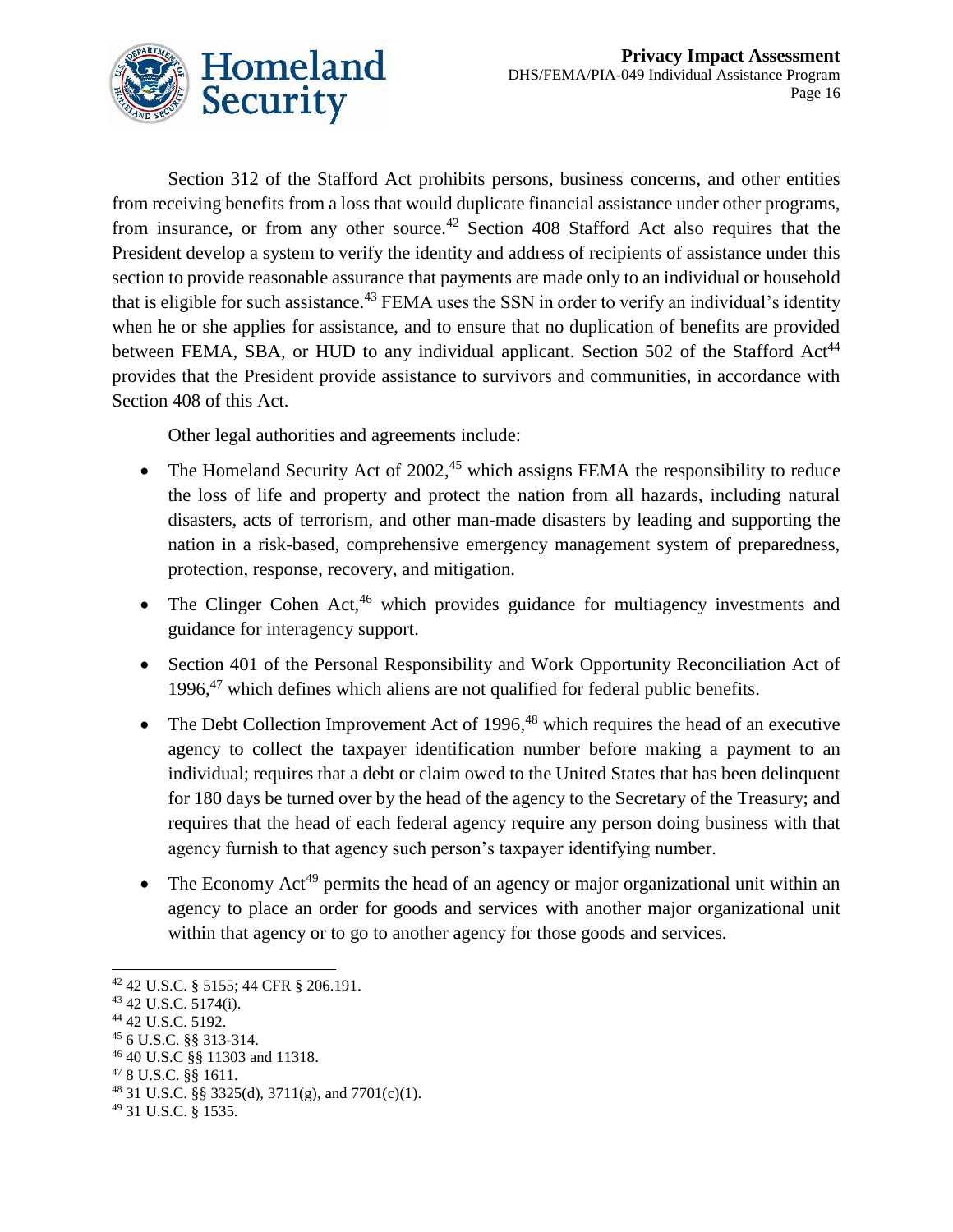Section 312 of the Stafford Act prohibits persons, business concerns, and other entities from receiving benefits from a loss that would duplicate financial assistance under other programs, from insurance, or from any other source.[42] Section 408 Stafford Act also requires that the President develop a system to verify the identity and address of recipients of assistance under this section to provide reasonable assurance that payments are made only to an individual or household that is eligible for such assistance.[43] FEMA uses the SSN in order to verify an individual's identity when he or she applies for assistance, and to ensure that no duplication of benefits are provided between FEMA, SBA, or HUD to any individual applicant. Section 502 of the Stafford Act[44] provides that the President provide assistance to survivors and communities, in accordance with Section 408 of this Act.

Other legal authorities and agreements include:

- The Homeland Security Act of 2002,[45] which assigns FEMA the responsibility to reduce the loss of life and property and protect the nation from all hazards, including natural disasters, acts of terrorism, and other man-made disasters by leading and supporting the nation in a risk-based, comprehensive emergency management system of preparedness, protection, response, recovery, and mitigation.
- The Clinger Cohen Act,[46] which provides guidance for multiagency investments and guidance for interagency support.
- Section 401 of the Personal Responsibility and Work Opportunity Reconciliation Act of 1996,[47] which defines which aliens are not qualified for federal public benefits.
- The Debt Collection Improvement Act of 1996,[48] which requires the head of an executive agency to collect the taxpayer identification number before making a payment to an individual; requires that a debt or claim owed to the United States that has been delinquent for 180 days be turned over by the head of the agency to the Secretary of the Treasury; and requires that the head of each federal agency require any person doing business with that agency furnish to that agency such person's taxpayer identifying number.
- The Economy Act[49] permits the head of an agency or major organizational unit within an agency to place an order for goods and services with another major organizational unit within that agency or to go to another agency for those goods and services.

---

[42] 42 U.S.C. § 5155; 44 CFR § 206.191.

[43] 42 U.S.C. 5174(i).

[44] 42 U.S.C. 5192.

[45] 6 U.S.C. §§ 313-314.

[46] 40 U.S.C §§ 11303 and 11318.

[47] 8 U.S.C. §§ 1611.

[48] 31 U.S.C. §§ 3325(d), 3711(g), and 7701(c)(1).

[49] 31 U.S.C. § 1535.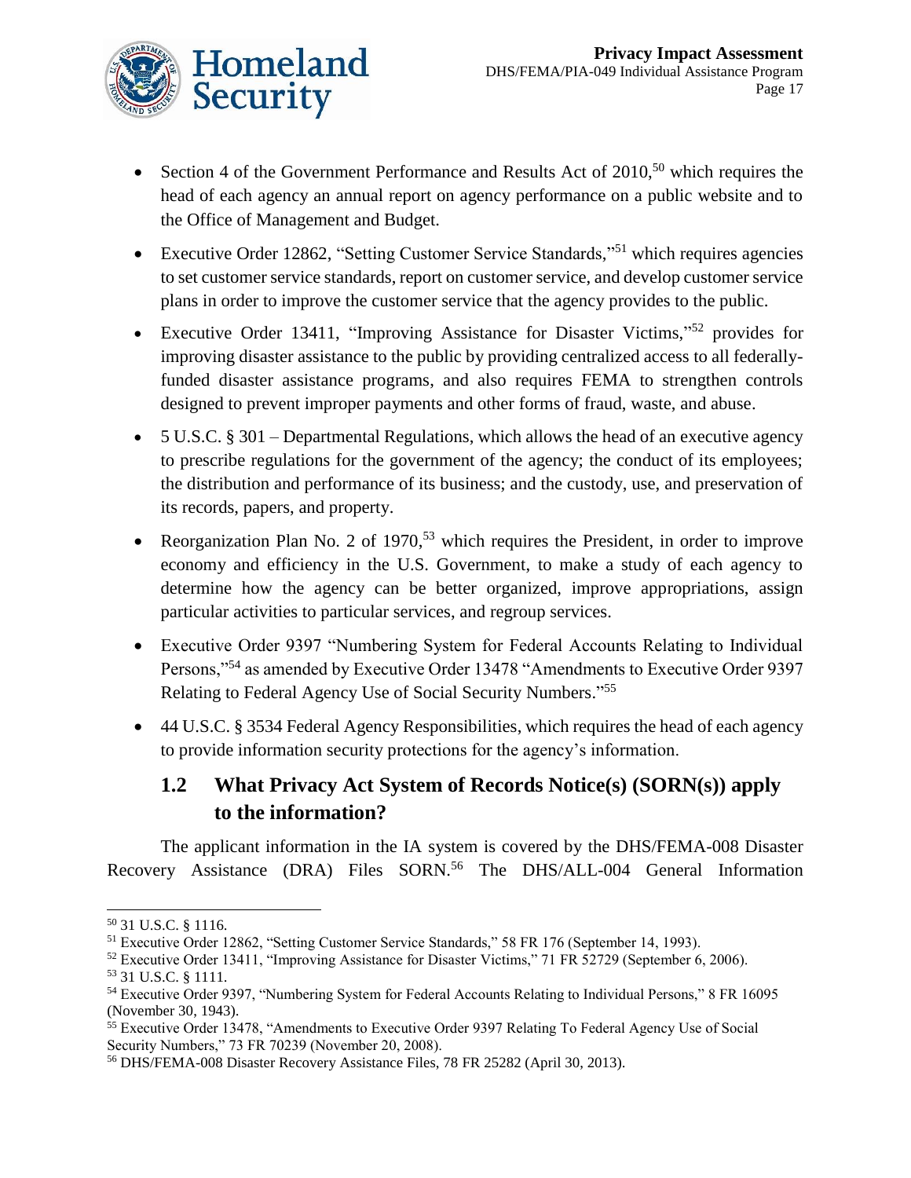- Section 4 of the Government Performance and Results Act of 2010,[50] which requires the head of each agency an annual report on agency performance on a public website and to the Office of Management and Budget.
- Executive Order 12862, "Setting Customer Service Standards,"[51] which requires agencies to set customer service standards, report on customer service, and develop customer service plans in order to improve the customer service that the agency provides to the public.
- Executive Order 13411, "Improving Assistance for Disaster Victims,"[52] provides for improving disaster assistance to the public by providing centralized access to all federally-funded disaster assistance programs, and also requires FEMA to strengthen controls designed to prevent improper payments and other forms of fraud, waste, and abuse.
- 5 U.S.C. § 301 – Departmental Regulations, which allows the head of an executive agency to prescribe regulations for the government of the agency; the conduct of its employees; the distribution and performance of its business; and the custody, use, and preservation of its records, papers, and property.
- Reorganization Plan No. 2 of 1970,[53] which requires the President, in order to improve economy and efficiency in the U.S. Government, to make a study of each agency to determine how the agency can be better organized, improve appropriations, assign particular activities to particular services, and regroup services.
- Executive Order 9397 "Numbering System for Federal Accounts Relating to Individual Persons,"[54] as amended by Executive Order 13478 "Amendments to Executive Order 9397 Relating to Federal Agency Use of Social Security Numbers."[55]
- 44 U.S.C. § 3534 Federal Agency Responsibilities, which requires the head of each agency to provide information security protections for the agency's information.

## 1.2 What Privacy Act System of Records Notice(s) (SORN(s)) apply to the information?

The applicant information in the IA system is covered by the DHS/FEMA-008 Disaster Recovery Assistance (DRA) Files SORN.[56] The DHS/ALL-004 General Information

---

[50] 31 U.S.C. § 1116.

[51] Executive Order 12862, "Setting Customer Service Standards," 58 FR 176 (September 14, 1993).

[52] Executive Order 13411, "Improving Assistance for Disaster Victims," 71 FR 52729 (September 6, 2006).

[53] 31 U.S.C. § 1111.

[54] Executive Order 9397, "Numbering System for Federal Accounts Relating to Individual Persons," 8 FR 16095 (November 30, 1943).

[55] Executive Order 13478, "Amendments to Executive Order 9397 Relating To Federal Agency Use of Social Security Numbers," 73 FR 70239 (November 20, 2008).

[56] DHS/FEMA-008 Disaster Recovery Assistance Files, 78 FR 25282 (April 30, 2013).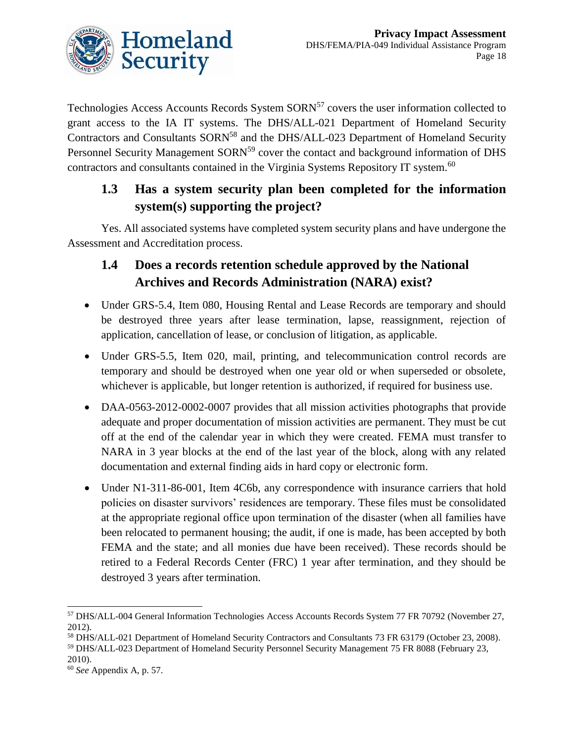Technologies Access Accounts Records System SORN[57] covers the user information collected to grant access to the IA IT systems. The DHS/ALL-021 Department of Homeland Security Contractors and Consultants SORN[58] and the DHS/ALL-023 Department of Homeland Security Personnel Security Management SORN[59] cover the contact and background information of DHS contractors and consultants contained in the Virginia Systems Repository IT system.[60]

## 1.3 Has a system security plan been completed for the information system(s) supporting the project?

Yes. All associated systems have completed system security plans and have undergone the Assessment and Accreditation process.

## 1.4 Does a records retention schedule approved by the National Archives and Records Administration (NARA) exist?

- Under GRS-5.4, Item 080, Housing Rental and Lease Records are temporary and should be destroyed three years after lease termination, lapse, reassignment, rejection of application, cancellation of lease, or conclusion of litigation, as applicable.
- Under GRS-5.5, Item 020, mail, printing, and telecommunication control records are temporary and should be destroyed when one year old or when superseded or obsolete, whichever is applicable, but longer retention is authorized, if required for business use.
- DAA-0563-2012-0002-0007 provides that all mission activities photographs that provide adequate and proper documentation of mission activities are permanent. They must be cut off at the end of the calendar year in which they were created. FEMA must transfer to NARA in 3 year blocks at the end of the last year of the block, along with any related documentation and external finding aids in hard copy or electronic form.
- Under N1-311-86-001, Item 4C6b, any correspondence with insurance carriers that hold policies on disaster survivors' residences are temporary. These files must be consolidated at the appropriate regional office upon termination of the disaster (when all families have been relocated to permanent housing; the audit, if one is made, has been accepted by both FEMA and the state; and all monies due have been received). These records should be retired to a Federal Records Center (FRC) 1 year after termination, and they should be destroyed 3 years after termination.

---

[57] DHS/ALL-004 General Information Technologies Access Accounts Records System 77 FR 70792 (November 27, 2012).

[58] DHS/ALL-021 Department of Homeland Security Contractors and Consultants 73 FR 63179 (October 23, 2008).

[59] DHS/ALL-023 Department of Homeland Security Personnel Security Management 75 FR 8088 (February 23, 2010).

[60] *See* Appendix A, p. 57.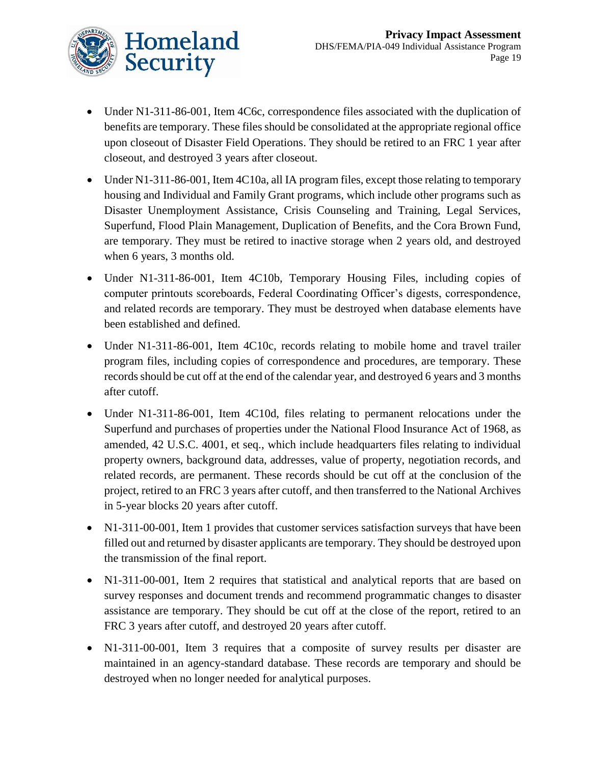- Under N1-311-86-001, Item 4C6c, correspondence files associated with the duplication of benefits are temporary. These files should be consolidated at the appropriate regional office upon closeout of Disaster Field Operations. They should be retired to an FRC 1 year after closeout, and destroyed 3 years after closeout.
- Under N1-311-86-001, Item 4C10a, all IA program files, except those relating to temporary housing and Individual and Family Grant programs, which include other programs such as Disaster Unemployment Assistance, Crisis Counseling and Training, Legal Services, Superfund, Flood Plain Management, Duplication of Benefits, and the Cora Brown Fund, are temporary. They must be retired to inactive storage when 2 years old, and destroyed when 6 years, 3 months old.
- Under N1-311-86-001, Item 4C10b, Temporary Housing Files, including copies of computer printouts scoreboards, Federal Coordinating Officer's digests, correspondence, and related records are temporary. They must be destroyed when database elements have been established and defined.
- Under N1-311-86-001, Item 4C10c, records relating to mobile home and travel trailer program files, including copies of correspondence and procedures, are temporary. These records should be cut off at the end of the calendar year, and destroyed 6 years and 3 months after cutoff.
- Under N1-311-86-001, Item 4C10d, files relating to permanent relocations under the Superfund and purchases of properties under the National Flood Insurance Act of 1968, as amended, 42 U.S.C. 4001, et seq., which include headquarters files relating to individual property owners, background data, addresses, value of property, negotiation records, and related records, are permanent. These records should be cut off at the conclusion of the project, retired to an FRC 3 years after cutoff, and then transferred to the National Archives in 5-year blocks 20 years after cutoff.
- N1-311-00-001, Item 1 provides that customer services satisfaction surveys that have been filled out and returned by disaster applicants are temporary. They should be destroyed upon the transmission of the final report.
- N1-311-00-001, Item 2 requires that statistical and analytical reports that are based on survey responses and document trends and recommend programmatic changes to disaster assistance are temporary. They should be cut off at the close of the report, retired to an FRC 3 years after cutoff, and destroyed 20 years after cutoff.
- N1-311-00-001, Item 3 requires that a composite of survey results per disaster are maintained in an agency-standard database. These records are temporary and should be destroyed when no longer needed for analytical purposes.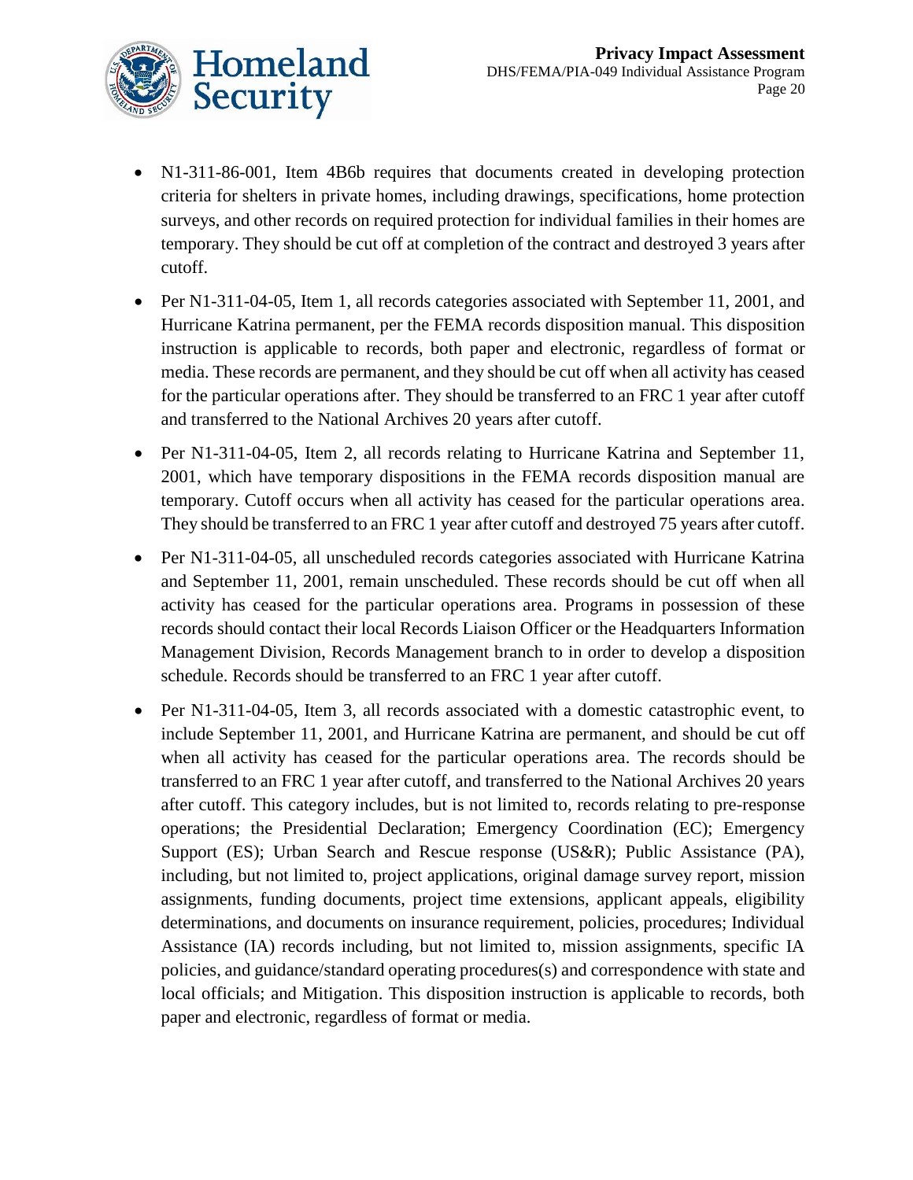- N1-311-86-001, Item 4B6b requires that documents created in developing protection criteria for shelters in private homes, including drawings, specifications, home protection surveys, and other records on required protection for individual families in their homes are temporary. They should be cut off at completion of the contract and destroyed 3 years after cutoff.
- Per N1-311-04-05, Item 1, all records categories associated with September 11, 2001, and Hurricane Katrina permanent, per the FEMA records disposition manual. This disposition instruction is applicable to records, both paper and electronic, regardless of format or media. These records are permanent, and they should be cut off when all activity has ceased for the particular operations after. They should be transferred to an FRC 1 year after cutoff and transferred to the National Archives 20 years after cutoff.
- Per N1-311-04-05, Item 2, all records relating to Hurricane Katrina and September 11, 2001, which have temporary dispositions in the FEMA records disposition manual are temporary. Cutoff occurs when all activity has ceased for the particular operations area. They should be transferred to an FRC 1 year after cutoff and destroyed 75 years after cutoff.
- Per N1-311-04-05, all unscheduled records categories associated with Hurricane Katrina and September 11, 2001, remain unscheduled. These records should be cut off when all activity has ceased for the particular operations area. Programs in possession of these records should contact their local Records Liaison Officer or the Headquarters Information Management Division, Records Management branch to in order to develop a disposition schedule. Records should be transferred to an FRC 1 year after cutoff.
- Per N1-311-04-05, Item 3, all records associated with a domestic catastrophic event, to include September 11, 2001, and Hurricane Katrina are permanent, and should be cut off when all activity has ceased for the particular operations area. The records should be transferred to an FRC 1 year after cutoff, and transferred to the National Archives 20 years after cutoff. This category includes, but is not limited to, records relating to pre-response operations; the Presidential Declaration; Emergency Coordination (EC); Emergency Support (ES); Urban Search and Rescue response (US&R); Public Assistance (PA), including, but not limited to, project applications, original damage survey report, mission assignments, funding documents, project time extensions, applicant appeals, eligibility determinations, and documents on insurance requirement, policies, procedures; Individual Assistance (IA) records including, but not limited to, mission assignments, specific IA policies, and guidance/standard operating procedures(s) and correspondence with state and local officials; and Mitigation. This disposition instruction is applicable to records, both paper and electronic, regardless of format or media.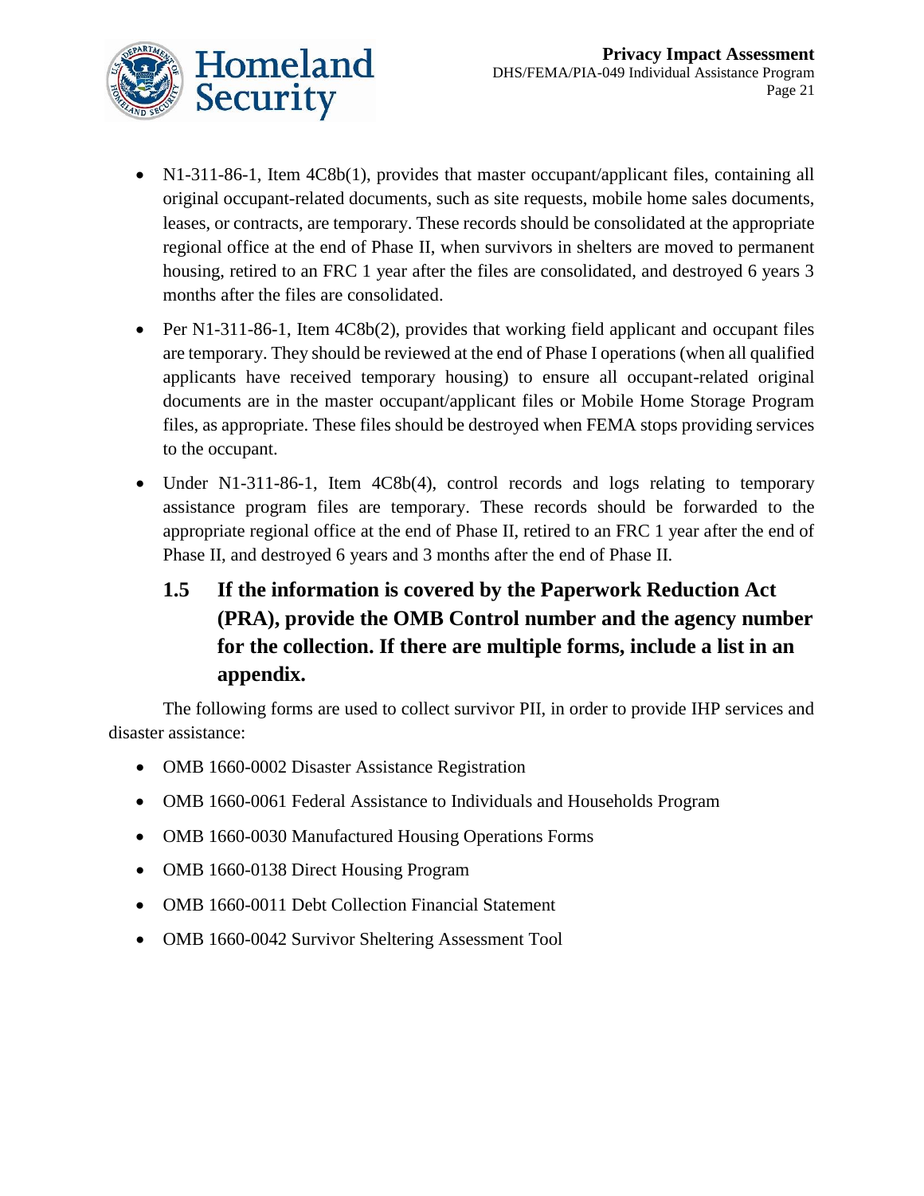- N1-311-86-1, Item 4C8b(1), provides that master occupant/applicant files, containing all original occupant-related documents, such as site requests, mobile home sales documents, leases, or contracts, are temporary. These records should be consolidated at the appropriate regional office at the end of Phase II, when survivors in shelters are moved to permanent housing, retired to an FRC 1 year after the files are consolidated, and destroyed 6 years 3 months after the files are consolidated.
- Per N1-311-86-1, Item 4C8b(2), provides that working field applicant and occupant files are temporary. They should be reviewed at the end of Phase I operations (when all qualified applicants have received temporary housing) to ensure all occupant-related original documents are in the master occupant/applicant files or Mobile Home Storage Program files, as appropriate. These files should be destroyed when FEMA stops providing services to the occupant.
- Under N1-311-86-1, Item 4C8b(4), control records and logs relating to temporary assistance program files are temporary. These records should be forwarded to the appropriate regional office at the end of Phase II, retired to an FRC 1 year after the end of Phase II, and destroyed 6 years and 3 months after the end of Phase II.

### 1.5 If the information is covered by the Paperwork Reduction Act (PRA), provide the OMB Control number and the agency number for the collection. If there are multiple forms, include a list in an appendix.

The following forms are used to collect survivor PII, in order to provide IHP services and disaster assistance:

- OMB 1660-0002 Disaster Assistance Registration
- OMB 1660-0061 Federal Assistance to Individuals and Households Program
- OMB 1660-0030 Manufactured Housing Operations Forms
- OMB 1660-0138 Direct Housing Program
- OMB 1660-0011 Debt Collection Financial Statement
- OMB 1660-0042 Survivor Sheltering Assessment Tool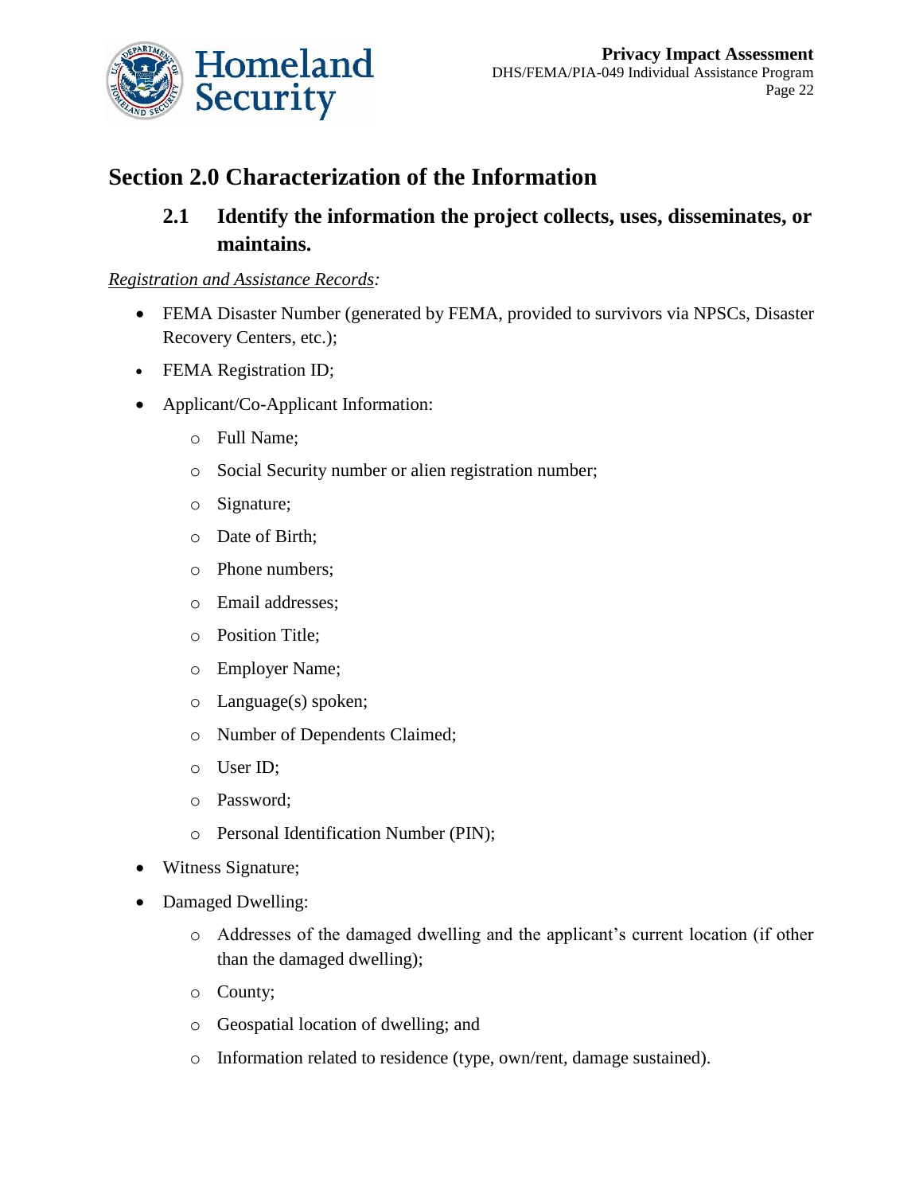## Section 2.0 Characterization of the Information

### 2.1 Identify the information the project collects, uses, disseminates, or maintains.

*Registration and Assistance Records*:

- FEMA Disaster Number (generated by FEMA, provided to survivors via NPSCs, Disaster Recovery Centers, etc.);
- FEMA Registration ID;
- Applicant/Co-Applicant Information:
    - Full Name;
    - Social Security number or alien registration number;
    - Signature;
    - Date of Birth;
    - Phone numbers;
    - Email addresses;
    - Position Title;
    - Employer Name;
    - Language(s) spoken;
    - Number of Dependents Claimed;
    - User ID;
    - Password;
    - Personal Identification Number (PIN);
- Witness Signature;
- Damaged Dwelling:
    - Addresses of the damaged dwelling and the applicant's current location (if other than the damaged dwelling);
    - County;
    - Geospatial location of dwelling; and
    - Information related to residence (type, own/rent, damage sustained).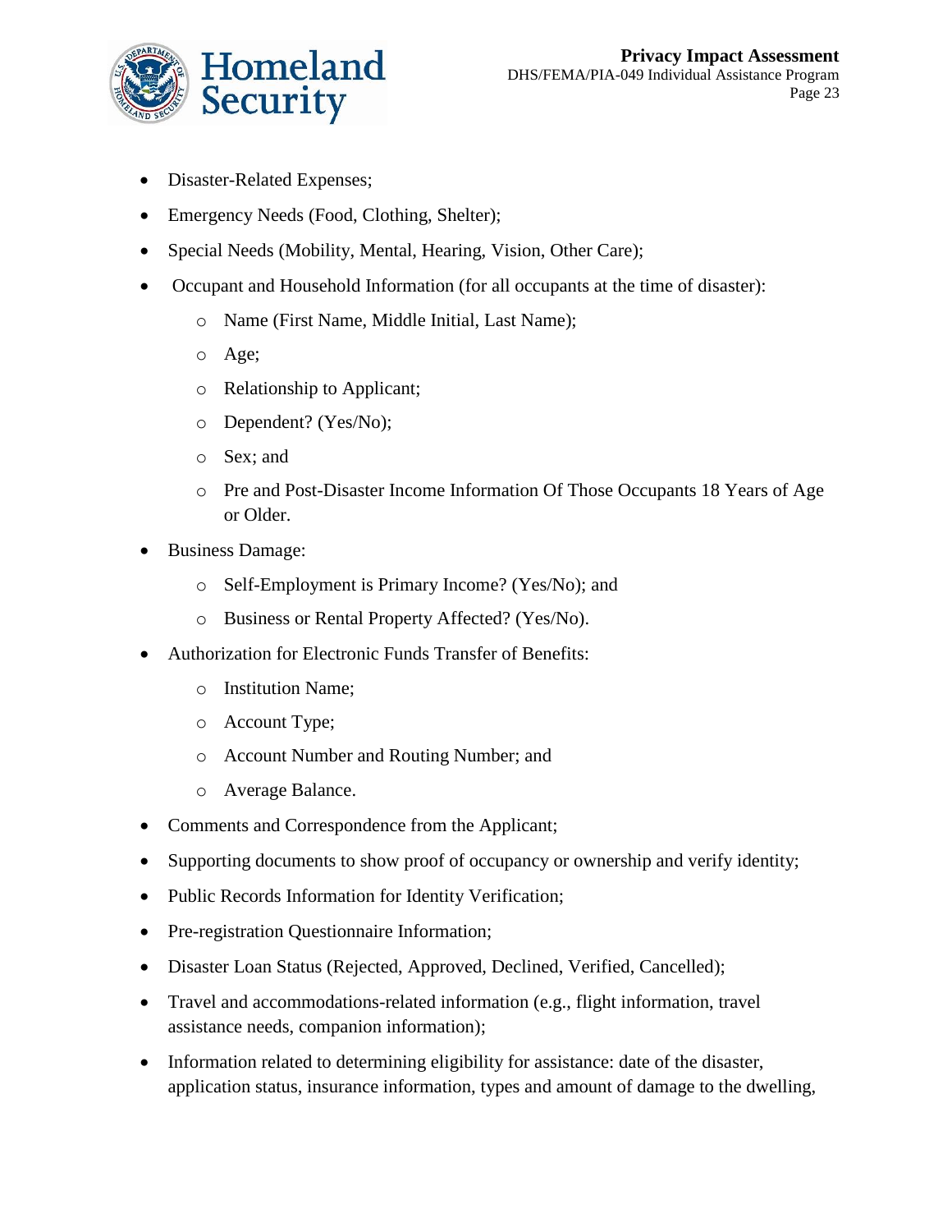- Disaster-Related Expenses;
- Emergency Needs (Food, Clothing, Shelter);
- Special Needs (Mobility, Mental, Hearing, Vision, Other Care);
- Occupant and Household Information (for all occupants at the time of disaster):
  - Name (First Name, Middle Initial, Last Name);
  - Age;
  - Relationship to Applicant;
  - Dependent? (Yes/No);
  - Sex; and
  - Pre and Post-Disaster Income Information Of Those Occupants 18 Years of Age or Older.
- Business Damage:
  - Self-Employment is Primary Income? (Yes/No); and
  - Business or Rental Property Affected? (Yes/No).
- Authorization for Electronic Funds Transfer of Benefits:
  - Institution Name;
  - Account Type;
  - Account Number and Routing Number; and
  - Average Balance.
- Comments and Correspondence from the Applicant;
- Supporting documents to show proof of occupancy or ownership and verify identity;
- Public Records Information for Identity Verification;
- Pre-registration Questionnaire Information;
- Disaster Loan Status (Rejected, Approved, Declined, Verified, Cancelled);
- Travel and accommodations-related information (e.g., flight information, travel assistance needs, companion information);
- Information related to determining eligibility for assistance: date of the disaster, application status, insurance information, types and amount of damage to the dwelling,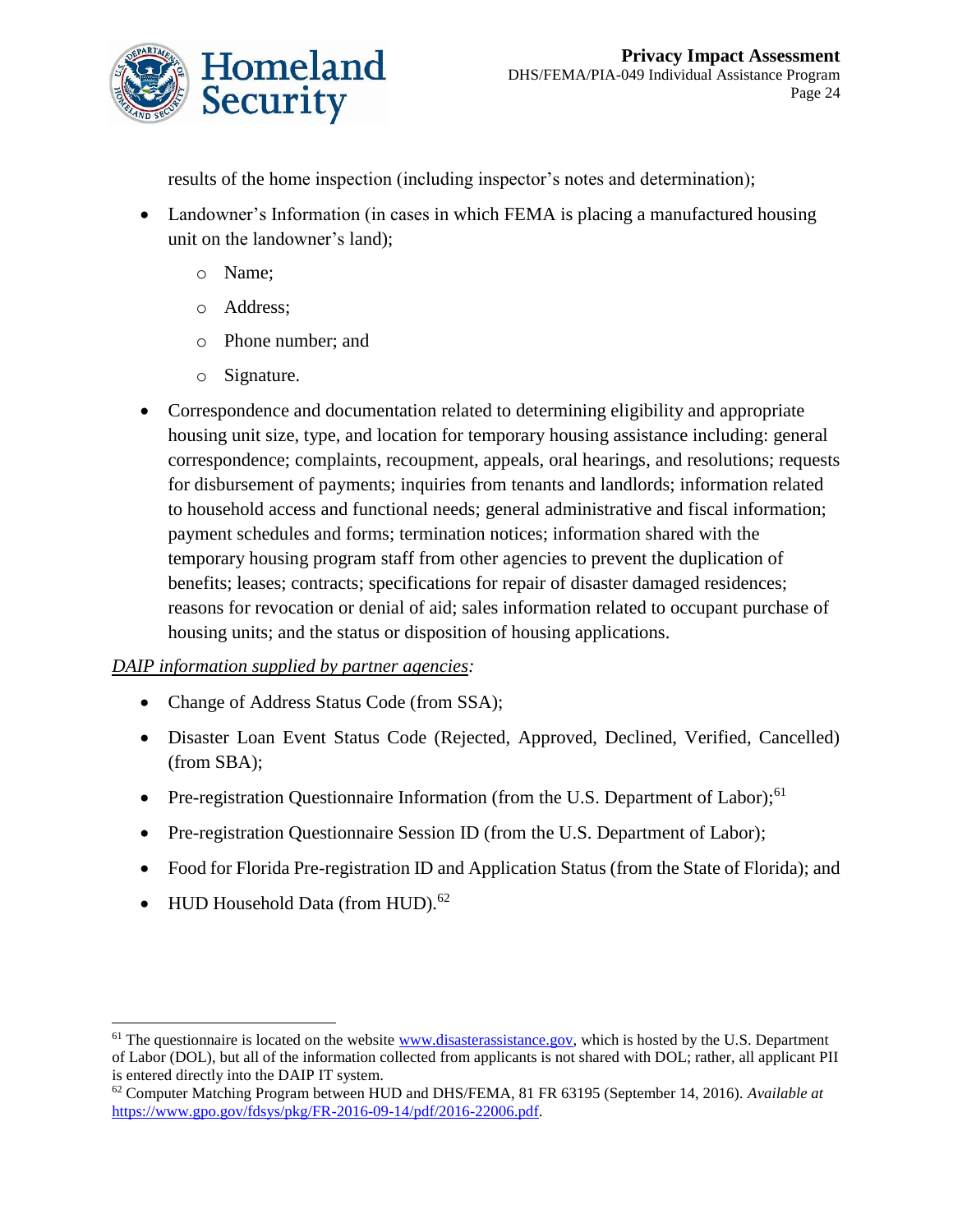results of the home inspection (including inspector's notes and determination);

- Landowner's Information (in cases in which FEMA is placing a manufactured housing unit on the landowner's land);
  - Name;
  - Address;
  - Phone number; and
  - Signature.
- Correspondence and documentation related to determining eligibility and appropriate housing unit size, type, and location for temporary housing assistance including: general correspondence; complaints, recoupment, appeals, oral hearings, and resolutions; requests for disbursement of payments; inquiries from tenants and landlords; information related to household access and functional needs; general administrative and fiscal information; payment schedules and forms; termination notices; information shared with the temporary housing program staff from other agencies to prevent the duplication of benefits; leases; contracts; specifications for repair of disaster damaged residences; reasons for revocation or denial of aid; sales information related to occupant purchase of housing units; and the status or disposition of housing applications.

*DAIP information supplied by partner agencies:*

- Change of Address Status Code (from SSA);
- Disaster Loan Event Status Code (Rejected, Approved, Declined, Verified, Cancelled) (from SBA);
- Pre-registration Questionnaire Information (from the U.S. Department of Labor);[61]
- Pre-registration Questionnaire Session ID (from the U.S. Department of Labor);
- Food for Florida Pre-registration ID and Application Status (from the State of Florida); and
- HUD Household Data (from HUD).[62]

---

[61] The questionnaire is located on the website www.disasterassistance.gov, which is hosted by the U.S. Department of Labor (DOL), but all of the information collected from applicants is not shared with DOL; rather, all applicant PII is entered directly into the DAIP IT system.

[62] Computer Matching Program between HUD and DHS/FEMA, 81 FR 63195 (September 14, 2016). *Available at* https://www.gpo.gov/fdsys/pkg/FR-2016-09-14/pdf/2016-22006.pdf.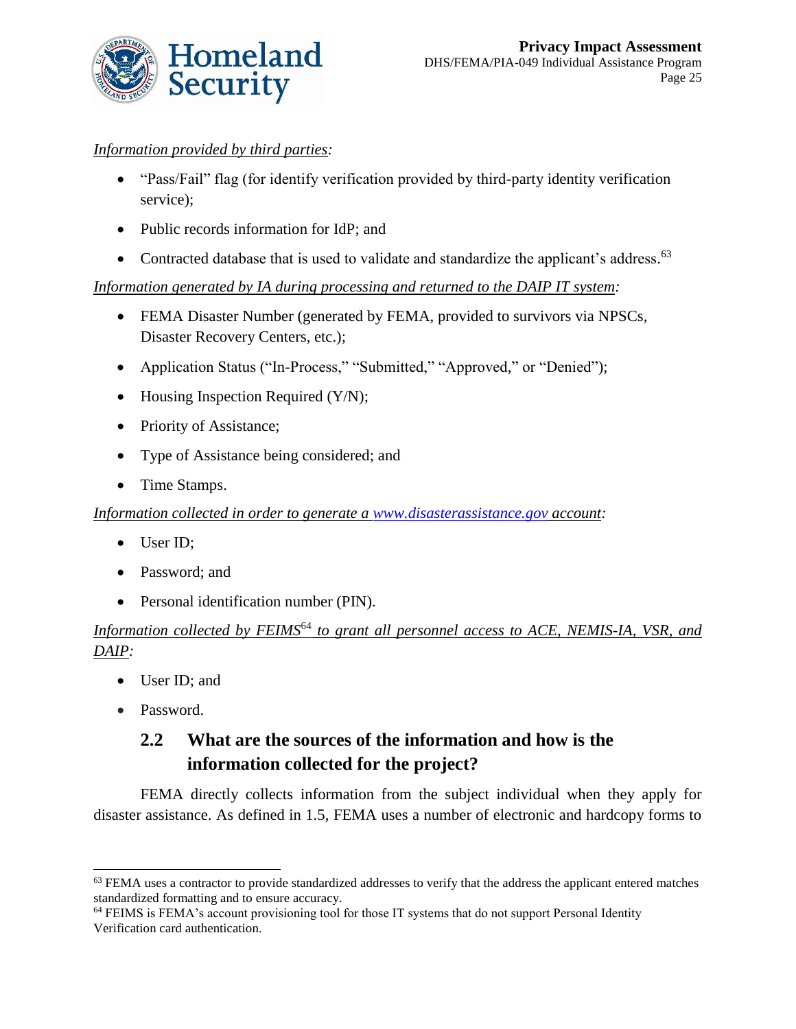*Information provided by third parties:*

- "Pass/Fail" flag (for identify verification provided by third-party identity verification service);
- Public records information for IdP; and
- Contracted database that is used to validate and standardize the applicant's address.[63]

*Information generated by IA during processing and returned to the DAIP IT system:*

- FEMA Disaster Number (generated by FEMA, provided to survivors via NPSCs, Disaster Recovery Centers, etc.);
- Application Status ("In-Process," "Submitted," "Approved," or "Denied");
- Housing Inspection Required (Y/N);
- Priority of Assistance;
- Type of Assistance being considered; and
- Time Stamps.

*Information collected in order to generate a www.disasterassistance.gov account:*

- User ID;
- Password; and
- Personal identification number (PIN).

*Information collected by FEIMS[64] to grant all personnel access to ACE, NEMIS-IA, VSR, and DAIP:*

- User ID; and
- Password.

## 2.2 What are the sources of the information and how is the information collected for the project?

FEMA directly collects information from the subject individual when they apply for disaster assistance. As defined in 1.5, FEMA uses a number of electronic and hardcopy forms to

---

[63] FEMA uses a contractor to provide standardized addresses to verify that the address the applicant entered matches standardized formatting and to ensure accuracy.

[64] FEIMS is FEMA's account provisioning tool for those IT systems that do not support Personal Identity Verification card authentication.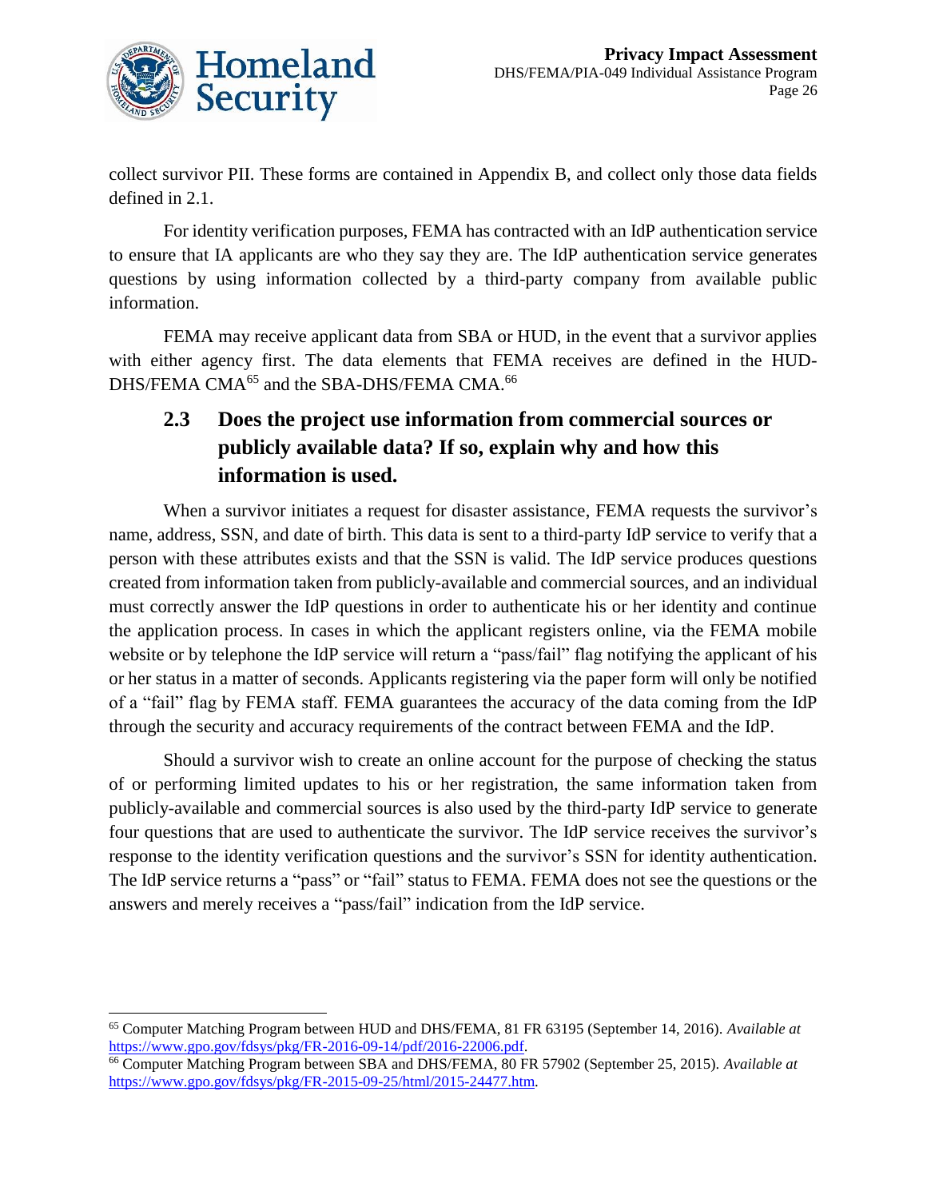collect survivor PII. These forms are contained in Appendix B, and collect only those data fields defined in 2.1.

For identity verification purposes, FEMA has contracted with an IdP authentication service to ensure that IA applicants are who they say they are. The IdP authentication service generates questions by using information collected by a third-party company from available public information.

FEMA may receive applicant data from SBA or HUD, in the event that a survivor applies with either agency first. The data elements that FEMA receives are defined in the HUD-DHS/FEMA CMA[65] and the SBA-DHS/FEMA CMA.[66]

### 2.3 Does the project use information from commercial sources or publicly available data? If so, explain why and how this information is used.

When a survivor initiates a request for disaster assistance, FEMA requests the survivor's name, address, SSN, and date of birth. This data is sent to a third-party IdP service to verify that a person with these attributes exists and that the SSN is valid. The IdP service produces questions created from information taken from publicly-available and commercial sources, and an individual must correctly answer the IdP questions in order to authenticate his or her identity and continue the application process. In cases in which the applicant registers online, via the FEMA mobile website or by telephone the IdP service will return a "pass/fail" flag notifying the applicant of his or her status in a matter of seconds. Applicants registering via the paper form will only be notified of a "fail" flag by FEMA staff. FEMA guarantees the accuracy of the data coming from the IdP through the security and accuracy requirements of the contract between FEMA and the IdP.

Should a survivor wish to create an online account for the purpose of checking the status of or performing limited updates to his or her registration, the same information taken from publicly-available and commercial sources is also used by the third-party IdP service to generate four questions that are used to authenticate the survivor. The IdP service receives the survivor's response to the identity verification questions and the survivor's SSN for identity authentication. The IdP service returns a "pass" or "fail" status to FEMA. FEMA does not see the questions or the answers and merely receives a "pass/fail" indication from the IdP service.

---

[65] Computer Matching Program between HUD and DHS/FEMA, 81 FR 63195 (September 14, 2016). *Available at* https://www.gpo.gov/fdsys/pkg/FR-2016-09-14/pdf/2016-22006.pdf.

[66] Computer Matching Program between SBA and DHS/FEMA, 80 FR 57902 (September 25, 2015). *Available at* https://www.gpo.gov/fdsys/pkg/FR-2015-09-25/html/2015-24477.htm.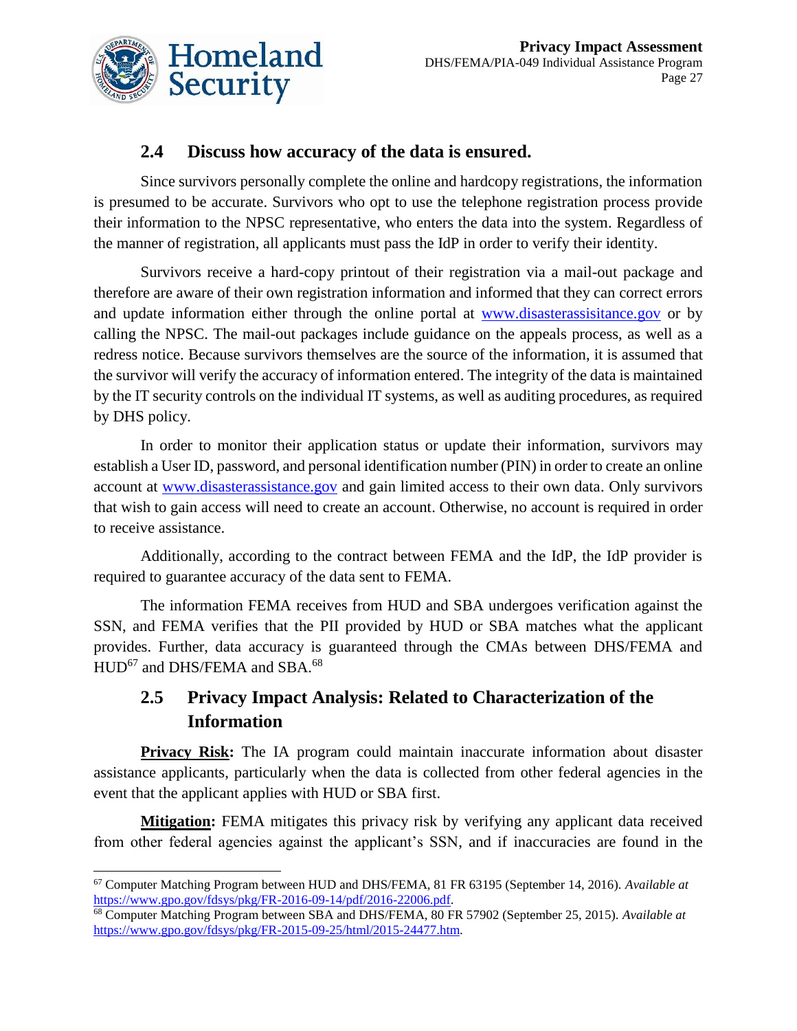## 2.4 Discuss how accuracy of the data is ensured.

Since survivors personally complete the online and hardcopy registrations, the information is presumed to be accurate. Survivors who opt to use the telephone registration process provide their information to the NPSC representative, who enters the data into the system. Regardless of the manner of registration, all applicants must pass the IdP in order to verify their identity.

Survivors receive a hard-copy printout of their registration via a mail-out package and therefore are aware of their own registration information and informed that they can correct errors and update information either through the online portal at [www.disasterassisitance.gov](www.disasterassisitance.gov) or by calling the NPSC. The mail-out packages include guidance on the appeals process, as well as a redress notice. Because survivors themselves are the source of the information, it is assumed that the survivor will verify the accuracy of information entered. The integrity of the data is maintained by the IT security controls on the individual IT systems, as well as auditing procedures, as required by DHS policy.

In order to monitor their application status or update their information, survivors may establish a User ID, password, and personal identification number (PIN) in order to create an online account at [www.disasterassistance.gov](www.disasterassistance.gov) and gain limited access to their own data. Only survivors that wish to gain access will need to create an account. Otherwise, no account is required in order to receive assistance.

Additionally, according to the contract between FEMA and the IdP, the IdP provider is required to guarantee accuracy of the data sent to FEMA.

The information FEMA receives from HUD and SBA undergoes verification against the SSN, and FEMA verifies that the PII provided by HUD or SBA matches what the applicant provides. Further, data accuracy is guaranteed through the CMAs between DHS/FEMA and HUD[67] and DHS/FEMA and SBA.[68]

## 2.5 Privacy Impact Analysis: Related to Characterization of the Information

**Privacy Risk:** The IA program could maintain inaccurate information about disaster assistance applicants, particularly when the data is collected from other federal agencies in the event that the applicant applies with HUD or SBA first.

**Mitigation:** FEMA mitigates this privacy risk by verifying any applicant data received from other federal agencies against the applicant's SSN, and if inaccuracies are found in the

---

[67] Computer Matching Program between HUD and DHS/FEMA, 81 FR 63195 (September 14, 2016). *Available at* https://www.gpo.gov/fdsys/pkg/FR-2016-09-14/pdf/2016-22006.pdf.

[68] Computer Matching Program between SBA and DHS/FEMA, 80 FR 57902 (September 25, 2015). *Available at* https://www.gpo.gov/fdsys/pkg/FR-2015-09-25/html/2015-24477.htm.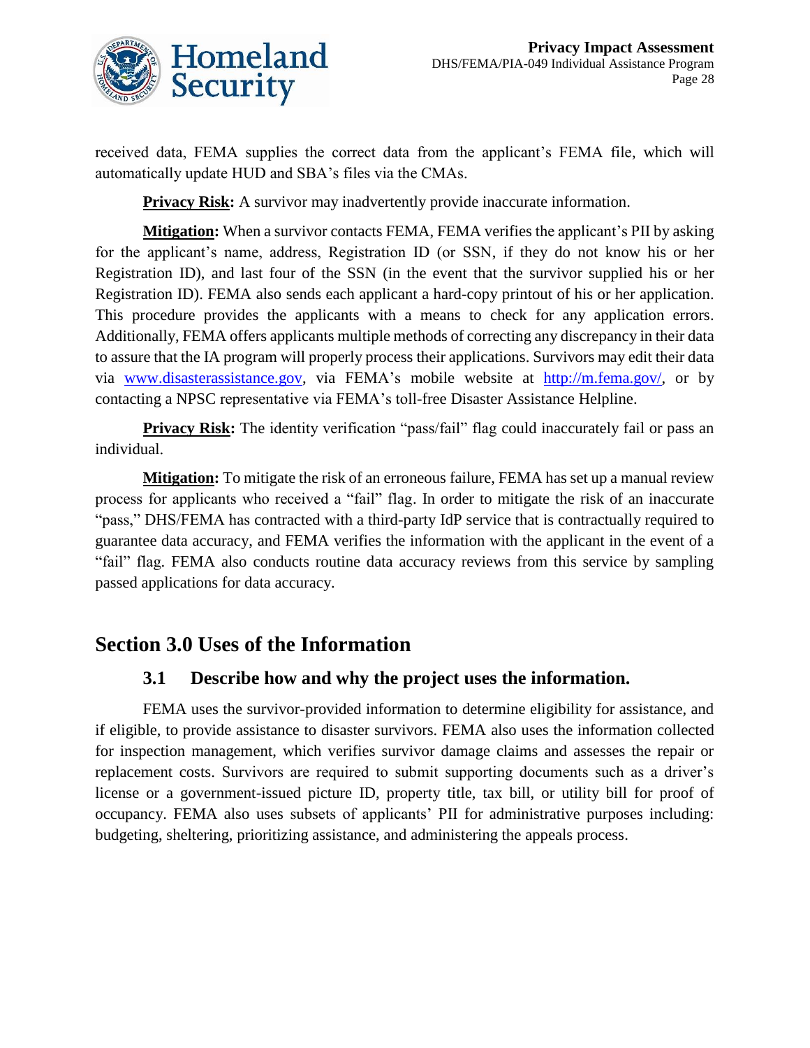received data, FEMA supplies the correct data from the applicant's FEMA file, which will automatically update HUD and SBA's files via the CMAs.

**Privacy Risk:** A survivor may inadvertently provide inaccurate information.

**Mitigation:** When a survivor contacts FEMA, FEMA verifies the applicant's PII by asking for the applicant's name, address, Registration ID (or SSN, if they do not know his or her Registration ID), and last four of the SSN (in the event that the survivor supplied his or her Registration ID). FEMA also sends each applicant a hard-copy printout of his or her application. This procedure provides the applicants with a means to check for any application errors. Additionally, FEMA offers applicants multiple methods of correcting any discrepancy in their data to assure that the IA program will properly process their applications. Survivors may edit their data via [www.disasterassistance.gov](http://www.disasterassistance.gov), via FEMA's mobile website at [http://m.fema.gov/](http://m.fema.gov/), or by contacting a NPSC representative via FEMA's toll-free Disaster Assistance Helpline.

**Privacy Risk:** The identity verification "pass/fail" flag could inaccurately fail or pass an individual.

**Mitigation:** To mitigate the risk of an erroneous failure, FEMA has set up a manual review process for applicants who received a "fail" flag. In order to mitigate the risk of an inaccurate "pass," DHS/FEMA has contracted with a third-party IdP service that is contractually required to guarantee data accuracy, and FEMA verifies the information with the applicant in the event of a "fail" flag. FEMA also conducts routine data accuracy reviews from this service by sampling passed applications for data accuracy.

## Section 3.0 Uses of the Information

### 3.1 Describe how and why the project uses the information.

FEMA uses the survivor-provided information to determine eligibility for assistance, and if eligible, to provide assistance to disaster survivors. FEMA also uses the information collected for inspection management, which verifies survivor damage claims and assesses the repair or replacement costs. Survivors are required to submit supporting documents such as a driver's license or a government-issued picture ID, property title, tax bill, or utility bill for proof of occupancy. FEMA also uses subsets of applicants' PII for administrative purposes including: budgeting, sheltering, prioritizing assistance, and administering the appeals process.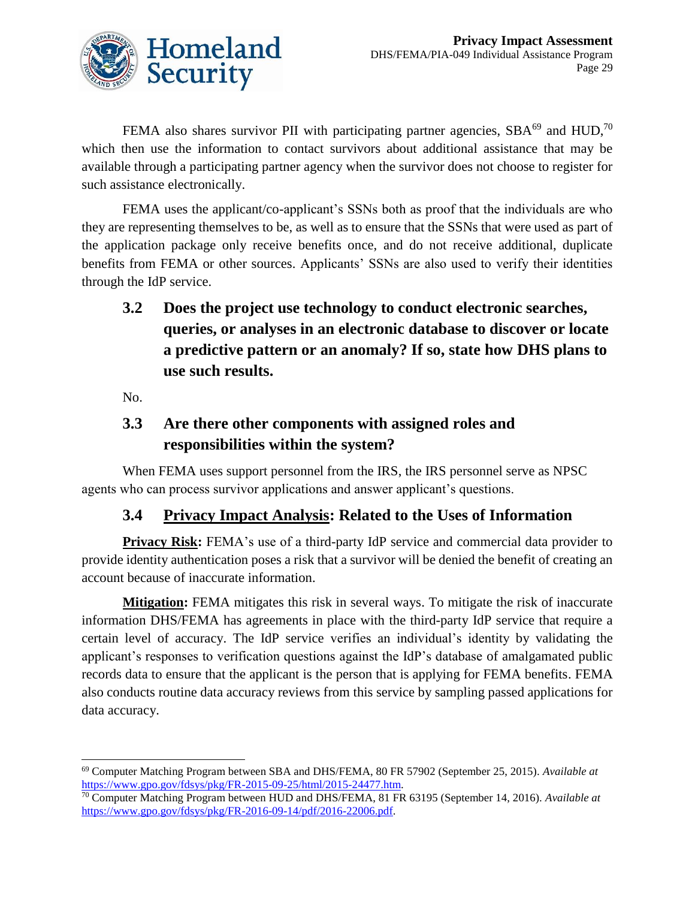FEMA also shares survivor PII with participating partner agencies, SBA[69] and HUD,[70] which then use the information to contact survivors about additional assistance that may be available through a participating partner agency when the survivor does not choose to register for such assistance electronically.

FEMA uses the applicant/co-applicant's SSNs both as proof that the individuals are who they are representing themselves to be, as well as to ensure that the SSNs that were used as part of the application package only receive benefits once, and do not receive additional, duplicate benefits from FEMA or other sources. Applicants' SSNs are also used to verify their identities through the IdP service.

### 3.2 Does the project use technology to conduct electronic searches, queries, or analyses in an electronic database to discover or locate a predictive pattern or an anomaly? If so, state how DHS plans to use such results.

No.

### 3.3 Are there other components with assigned roles and responsibilities within the system?

When FEMA uses support personnel from the IRS, the IRS personnel serve as NPSC agents who can process survivor applications and answer applicant's questions.

### 3.4 Privacy Impact Analysis: Related to the Uses of Information

**Privacy Risk:** FEMA's use of a third-party IdP service and commercial data provider to provide identity authentication poses a risk that a survivor will be denied the benefit of creating an account because of inaccurate information.

**Mitigation:** FEMA mitigates this risk in several ways. To mitigate the risk of inaccurate information DHS/FEMA has agreements in place with the third-party IdP service that require a certain level of accuracy. The IdP service verifies an individual's identity by validating the applicant's responses to verification questions against the IdP's database of amalgamated public records data to ensure that the applicant is the person that is applying for FEMA benefits. FEMA also conducts routine data accuracy reviews from this service by sampling passed applications for data accuracy.

---

[69] Computer Matching Program between SBA and DHS/FEMA, 80 FR 57902 (September 25, 2015). *Available at* https://www.gpo.gov/fdsys/pkg/FR-2015-09-25/html/2015-24477.htm.

[70] Computer Matching Program between HUD and DHS/FEMA, 81 FR 63195 (September 14, 2016). *Available at* https://www.gpo.gov/fdsys/pkg/FR-2016-09-14/pdf/2016-22006.pdf.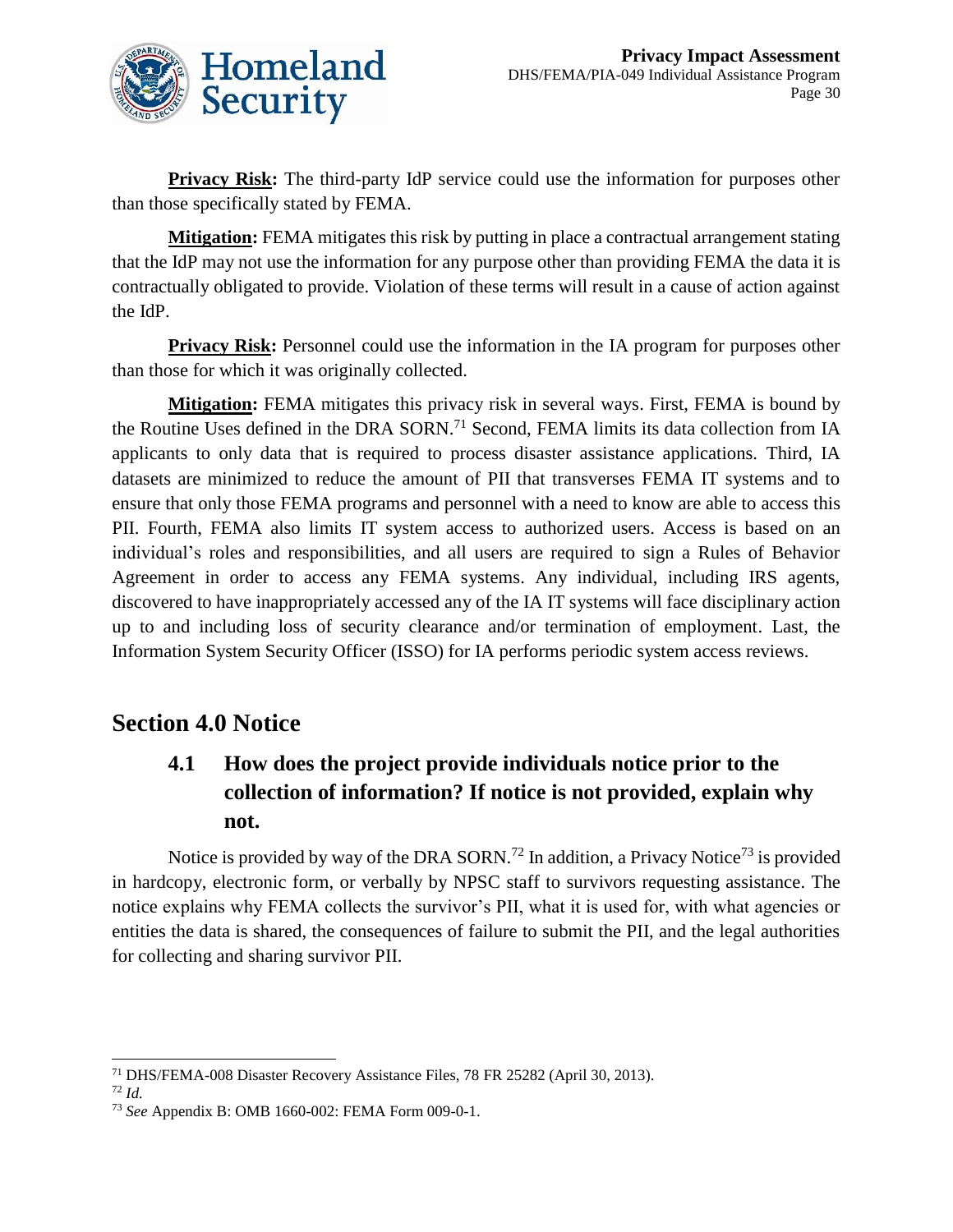**Privacy Risk:** The third-party IdP service could use the information for purposes other than those specifically stated by FEMA.

**Mitigation:** FEMA mitigates this risk by putting in place a contractual arrangement stating that the IdP may not use the information for any purpose other than providing FEMA the data it is contractually obligated to provide. Violation of these terms will result in a cause of action against the IdP.

**Privacy Risk:** Personnel could use the information in the IA program for purposes other than those for which it was originally collected.

**Mitigation:** FEMA mitigates this privacy risk in several ways. First, FEMA is bound by the Routine Uses defined in the DRA SORN.[71] Second, FEMA limits its data collection from IA applicants to only data that is required to process disaster assistance applications. Third, IA datasets are minimized to reduce the amount of PII that transverses FEMA IT systems and to ensure that only those FEMA programs and personnel with a need to know are able to access this PII. Fourth, FEMA also limits IT system access to authorized users. Access is based on an individual's roles and responsibilities, and all users are required to sign a Rules of Behavior Agreement in order to access any FEMA systems. Any individual, including IRS agents, discovered to have inappropriately accessed any of the IA IT systems will face disciplinary action up to and including loss of security clearance and/or termination of employment. Last, the Information System Security Officer (ISSO) for IA performs periodic system access reviews.

## Section 4.0 Notice

### 4.1 How does the project provide individuals notice prior to the collection of information? If notice is not provided, explain why not.

Notice is provided by way of the DRA SORN.[72] In addition, a Privacy Notice[73] is provided in hardcopy, electronic form, or verbally by NPSC staff to survivors requesting assistance. The notice explains why FEMA collects the survivor's PII, what it is used for, with what agencies or entities the data is shared, the consequences of failure to submit the PII, and the legal authorities for collecting and sharing survivor PII.

---

[71] DHS/FEMA-008 Disaster Recovery Assistance Files, 78 FR 25282 (April 30, 2013).

[72] *Id.*

[73] *See* Appendix B: OMB 1660-002: FEMA Form 009-0-1.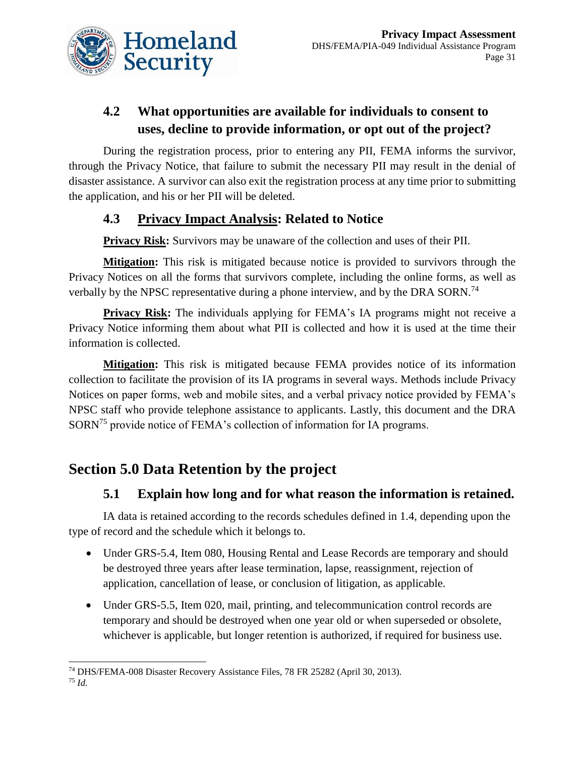### 4.2 What opportunities are available for individuals to consent to uses, decline to provide information, or opt out of the project?

During the registration process, prior to entering any PII, FEMA informs the survivor, through the Privacy Notice, that failure to submit the necessary PII may result in the denial of disaster assistance. A survivor can also exit the registration process at any time prior to submitting the application, and his or her PII will be deleted.

### 4.3 Privacy Impact Analysis: Related to Notice

**Privacy Risk:** Survivors may be unaware of the collection and uses of their PII.

**Mitigation:** This risk is mitigated because notice is provided to survivors through the Privacy Notices on all the forms that survivors complete, including the online forms, as well as verbally by the NPSC representative during a phone interview, and by the DRA SORN.[74]

**Privacy Risk:** The individuals applying for FEMA's IA programs might not receive a Privacy Notice informing them about what PII is collected and how it is used at the time their information is collected.

**Mitigation:** This risk is mitigated because FEMA provides notice of its information collection to facilitate the provision of its IA programs in several ways. Methods include Privacy Notices on paper forms, web and mobile sites, and a verbal privacy notice provided by FEMA's NPSC staff who provide telephone assistance to applicants. Lastly, this document and the DRA SORN[75] provide notice of FEMA's collection of information for IA programs.

## Section 5.0 Data Retention by the project

### 5.1 Explain how long and for what reason the information is retained.

IA data is retained according to the records schedules defined in 1.4, depending upon the type of record and the schedule which it belongs to.

- Under GRS-5.4, Item 080, Housing Rental and Lease Records are temporary and should be destroyed three years after lease termination, lapse, reassignment, rejection of application, cancellation of lease, or conclusion of litigation, as applicable.
- Under GRS-5.5, Item 020, mail, printing, and telecommunication control records are temporary and should be destroyed when one year old or when superseded or obsolete, whichever is applicable, but longer retention is authorized, if required for business use.

---

[74] DHS/FEMA-008 Disaster Recovery Assistance Files, 78 FR 25282 (April 30, 2013).

[75] *Id.*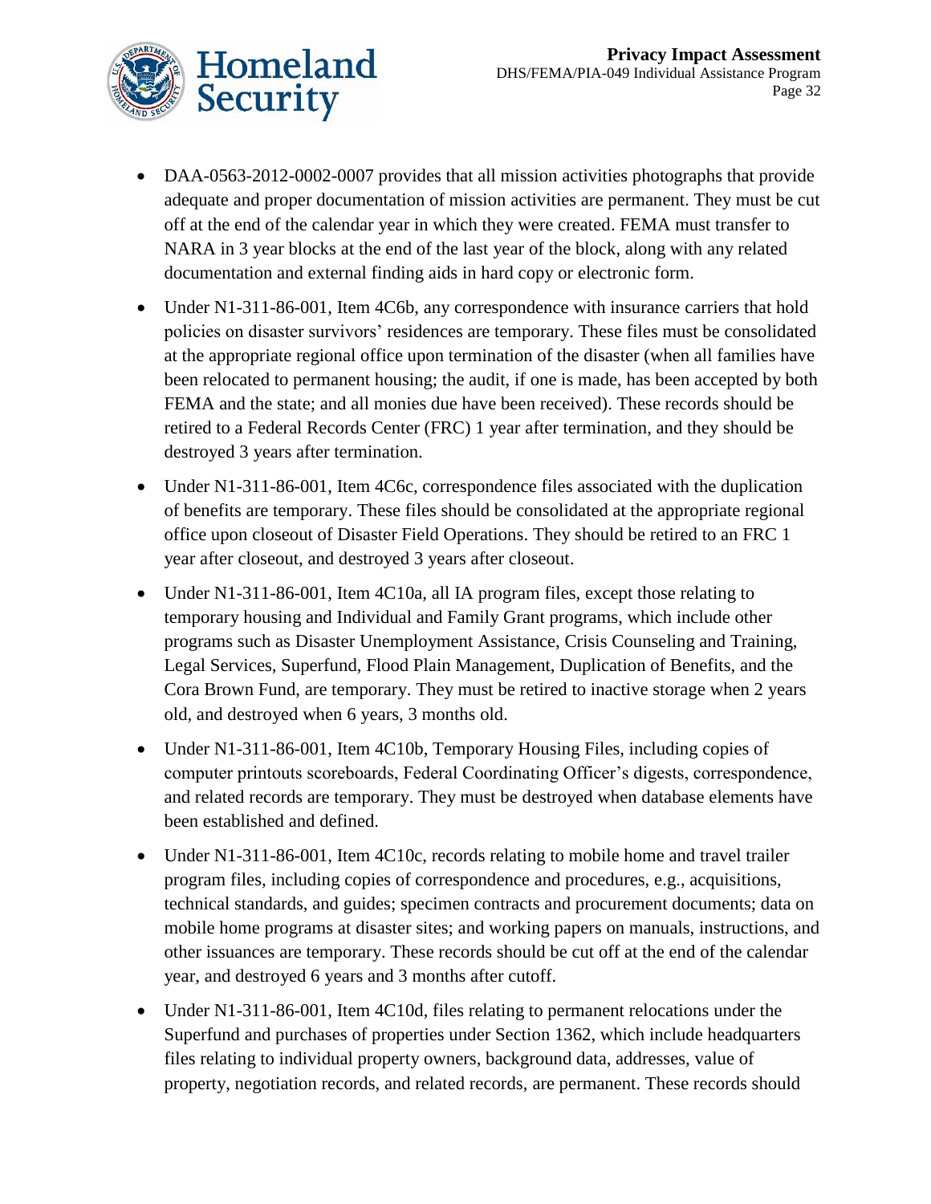- DAA-0563-2012-0002-0007 provides that all mission activities photographs that provide adequate and proper documentation of mission activities are permanent. They must be cut off at the end of the calendar year in which they were created. FEMA must transfer to NARA in 3 year blocks at the end of the last year of the block, along with any related documentation and external finding aids in hard copy or electronic form.
- Under N1-311-86-001, Item 4C6b, any correspondence with insurance carriers that hold policies on disaster survivors' residences are temporary. These files must be consolidated at the appropriate regional office upon termination of the disaster (when all families have been relocated to permanent housing; the audit, if one is made, has been accepted by both FEMA and the state; and all monies due have been received). These records should be retired to a Federal Records Center (FRC) 1 year after termination, and they should be destroyed 3 years after termination.
- Under N1-311-86-001, Item 4C6c, correspondence files associated with the duplication of benefits are temporary. These files should be consolidated at the appropriate regional office upon closeout of Disaster Field Operations. They should be retired to an FRC 1 year after closeout, and destroyed 3 years after closeout.
- Under N1-311-86-001, Item 4C10a, all IA program files, except those relating to temporary housing and Individual and Family Grant programs, which include other programs such as Disaster Unemployment Assistance, Crisis Counseling and Training, Legal Services, Superfund, Flood Plain Management, Duplication of Benefits, and the Cora Brown Fund, are temporary. They must be retired to inactive storage when 2 years old, and destroyed when 6 years, 3 months old.
- Under N1-311-86-001, Item 4C10b, Temporary Housing Files, including copies of computer printouts scoreboards, Federal Coordinating Officer's digests, correspondence, and related records are temporary. They must be destroyed when database elements have been established and defined.
- Under N1-311-86-001, Item 4C10c, records relating to mobile home and travel trailer program files, including copies of correspondence and procedures, e.g., acquisitions, technical standards, and guides; specimen contracts and procurement documents; data on mobile home programs at disaster sites; and working papers on manuals, instructions, and other issuances are temporary. These records should be cut off at the end of the calendar year, and destroyed 6 years and 3 months after cutoff.
- Under N1-311-86-001, Item 4C10d, files relating to permanent relocations under the Superfund and purchases of properties under Section 1362, which include headquarters files relating to individual property owners, background data, addresses, value of property, negotiation records, and related records, are permanent. These records should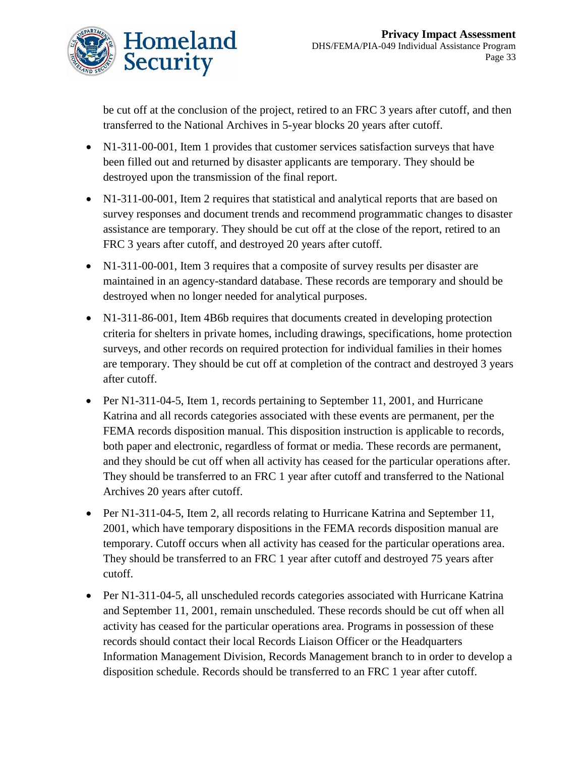be cut off at the conclusion of the project, retired to an FRC 3 years after cutoff, and then transferred to the National Archives in 5-year blocks 20 years after cutoff.

- N1-311-00-001, Item 1 provides that customer services satisfaction surveys that have been filled out and returned by disaster applicants are temporary. They should be destroyed upon the transmission of the final report.
- N1-311-00-001, Item 2 requires that statistical and analytical reports that are based on survey responses and document trends and recommend programmatic changes to disaster assistance are temporary. They should be cut off at the close of the report, retired to an FRC 3 years after cutoff, and destroyed 20 years after cutoff.
- N1-311-00-001, Item 3 requires that a composite of survey results per disaster are maintained in an agency-standard database. These records are temporary and should be destroyed when no longer needed for analytical purposes.
- N1-311-86-001, Item 4B6b requires that documents created in developing protection criteria for shelters in private homes, including drawings, specifications, home protection surveys, and other records on required protection for individual families in their homes are temporary. They should be cut off at completion of the contract and destroyed 3 years after cutoff.
- Per N1-311-04-5, Item 1, records pertaining to September 11, 2001, and Hurricane Katrina and all records categories associated with these events are permanent, per the FEMA records disposition manual. This disposition instruction is applicable to records, both paper and electronic, regardless of format or media. These records are permanent, and they should be cut off when all activity has ceased for the particular operations after. They should be transferred to an FRC 1 year after cutoff and transferred to the National Archives 20 years after cutoff.
- Per N1-311-04-5, Item 2, all records relating to Hurricane Katrina and September 11, 2001, which have temporary dispositions in the FEMA records disposition manual are temporary. Cutoff occurs when all activity has ceased for the particular operations area. They should be transferred to an FRC 1 year after cutoff and destroyed 75 years after cutoff.
- Per N1-311-04-5, all unscheduled records categories associated with Hurricane Katrina and September 11, 2001, remain unscheduled. These records should be cut off when all activity has ceased for the particular operations area. Programs in possession of these records should contact their local Records Liaison Officer or the Headquarters Information Management Division, Records Management branch to in order to develop a disposition schedule. Records should be transferred to an FRC 1 year after cutoff.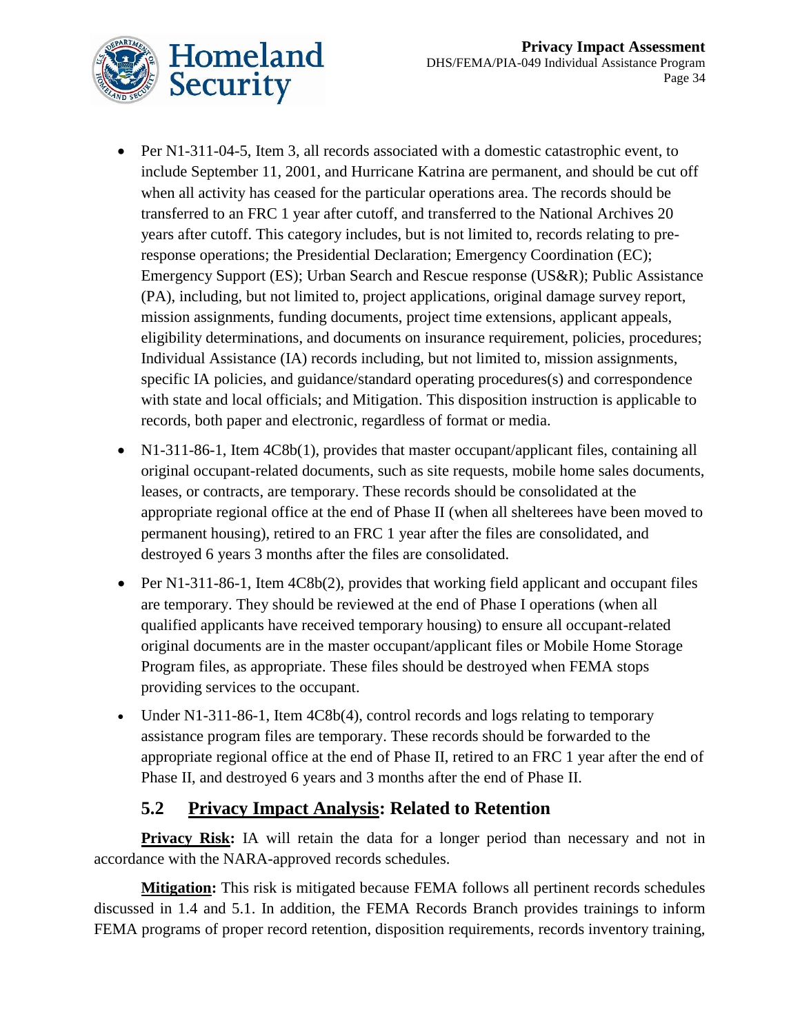- Per N1-311-04-5, Item 3, all records associated with a domestic catastrophic event, to include September 11, 2001, and Hurricane Katrina are permanent, and should be cut off when all activity has ceased for the particular operations area. The records should be transferred to an FRC 1 year after cutoff, and transferred to the National Archives 20 years after cutoff. This category includes, but is not limited to, records relating to pre-response operations; the Presidential Declaration; Emergency Coordination (EC); Emergency Support (ES); Urban Search and Rescue response (US&R); Public Assistance (PA), including, but not limited to, project applications, original damage survey report, mission assignments, funding documents, project time extensions, applicant appeals, eligibility determinations, and documents on insurance requirement, policies, procedures; Individual Assistance (IA) records including, but not limited to, mission assignments, specific IA policies, and guidance/standard operating procedures(s) and correspondence with state and local officials; and Mitigation. This disposition instruction is applicable to records, both paper and electronic, regardless of format or media.
- N1-311-86-1, Item 4C8b(1), provides that master occupant/applicant files, containing all original occupant-related documents, such as site requests, mobile home sales documents, leases, or contracts, are temporary. These records should be consolidated at the appropriate regional office at the end of Phase II (when all shelterees have been moved to permanent housing), retired to an FRC 1 year after the files are consolidated, and destroyed 6 years 3 months after the files are consolidated.
- Per N1-311-86-1, Item 4C8b(2), provides that working field applicant and occupant files are temporary. They should be reviewed at the end of Phase I operations (when all qualified applicants have received temporary housing) to ensure all occupant-related original documents are in the master occupant/applicant files or Mobile Home Storage Program files, as appropriate. These files should be destroyed when FEMA stops providing services to the occupant.
- Under N1-311-86-1, Item 4C8b(4), control records and logs relating to temporary assistance program files are temporary. These records should be forwarded to the appropriate regional office at the end of Phase II, retired to an FRC 1 year after the end of Phase II, and destroyed 6 years and 3 months after the end of Phase II.

## 5.2 Privacy Impact Analysis: Related to Retention

**Privacy Risk:** IA will retain the data for a longer period than necessary and not in accordance with the NARA-approved records schedules.

**Mitigation:** This risk is mitigated because FEMA follows all pertinent records schedules discussed in 1.4 and 5.1. In addition, the FEMA Records Branch provides trainings to inform FEMA programs of proper record retention, disposition requirements, records inventory training,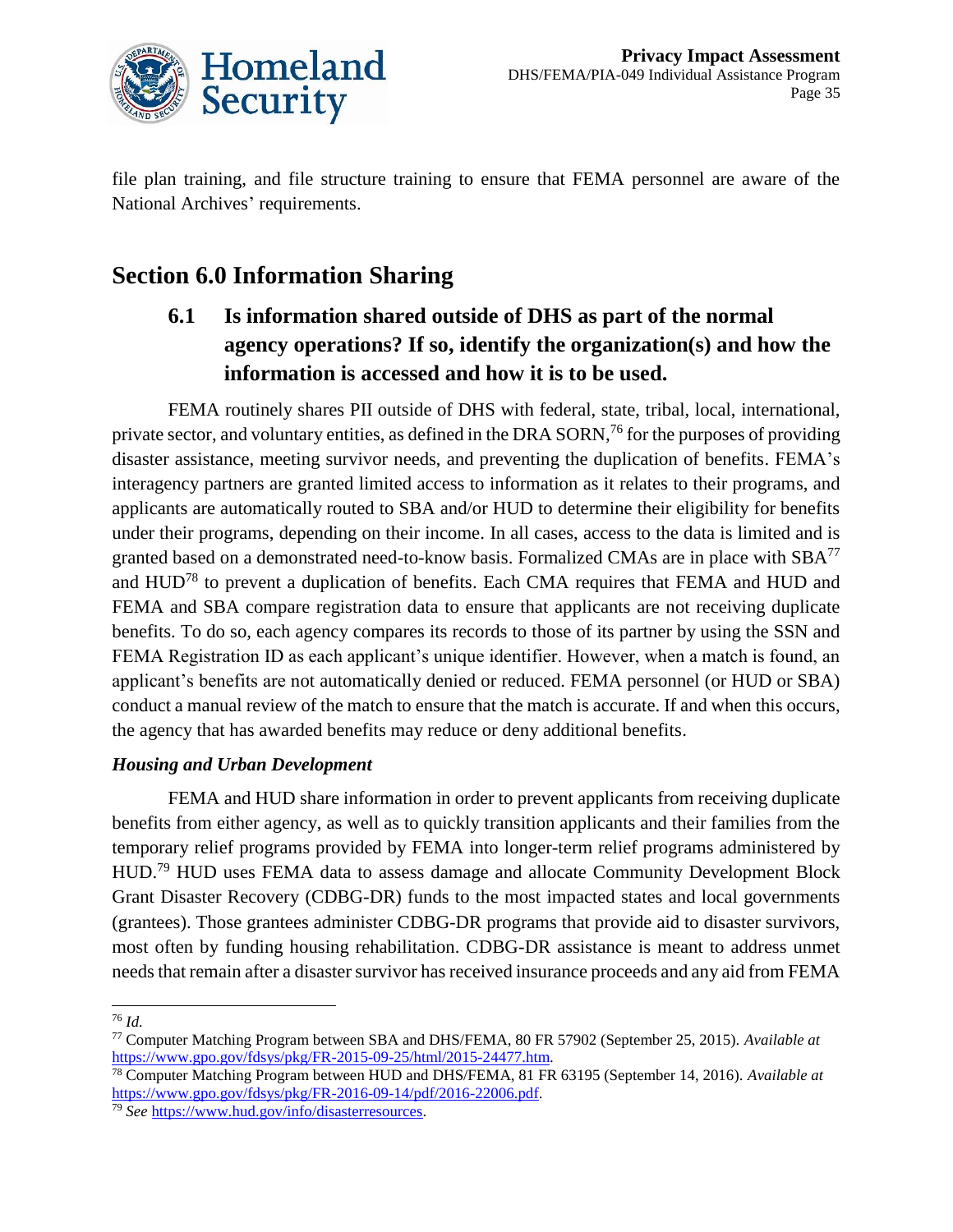file plan training, and file structure training to ensure that FEMA personnel are aware of the National Archives' requirements.

## Section 6.0 Information Sharing

### 6.1 Is information shared outside of DHS as part of the normal agency operations? If so, identify the organization(s) and how the information is accessed and how it is to be used.

FEMA routinely shares PII outside of DHS with federal, state, tribal, local, international, private sector, and voluntary entities, as defined in the DRA SORN,[76] for the purposes of providing disaster assistance, meeting survivor needs, and preventing the duplication of benefits. FEMA's interagency partners are granted limited access to information as it relates to their programs, and applicants are automatically routed to SBA and/or HUD to determine their eligibility for benefits under their programs, depending on their income. In all cases, access to the data is limited and is granted based on a demonstrated need-to-know basis. Formalized CMAs are in place with SBA[77] and HUD[78] to prevent a duplication of benefits. Each CMA requires that FEMA and HUD and FEMA and SBA compare registration data to ensure that applicants are not receiving duplicate benefits. To do so, each agency compares its records to those of its partner by using the SSN and FEMA Registration ID as each applicant's unique identifier. However, when a match is found, an applicant's benefits are not automatically denied or reduced. FEMA personnel (or HUD or SBA) conduct a manual review of the match to ensure that the match is accurate. If and when this occurs, the agency that has awarded benefits may reduce or deny additional benefits.

***Housing and Urban Development***

FEMA and HUD share information in order to prevent applicants from receiving duplicate benefits from either agency, as well as to quickly transition applicants and their families from the temporary relief programs provided by FEMA into longer-term relief programs administered by HUD.[79] HUD uses FEMA data to assess damage and allocate Community Development Block Grant Disaster Recovery (CDBG-DR) funds to the most impacted states and local governments (grantees). Those grantees administer CDBG-DR programs that provide aid to disaster survivors, most often by funding housing rehabilitation. CDBG-DR assistance is meant to address unmet needs that remain after a disaster survivor has received insurance proceeds and any aid from FEMA

---

[76] *Id.*

[77] Computer Matching Program between SBA and DHS/FEMA, 80 FR 57902 (September 25, 2015). *Available at* https://www.gpo.gov/fdsys/pkg/FR-2015-09-25/html/2015-24477.htm.

[78] Computer Matching Program between HUD and DHS/FEMA, 81 FR 63195 (September 14, 2016). *Available at* https://www.gpo.gov/fdsys/pkg/FR-2016-09-14/pdf/2016-22006.pdf.

[79] *See* https://www.hud.gov/info/disasterresources.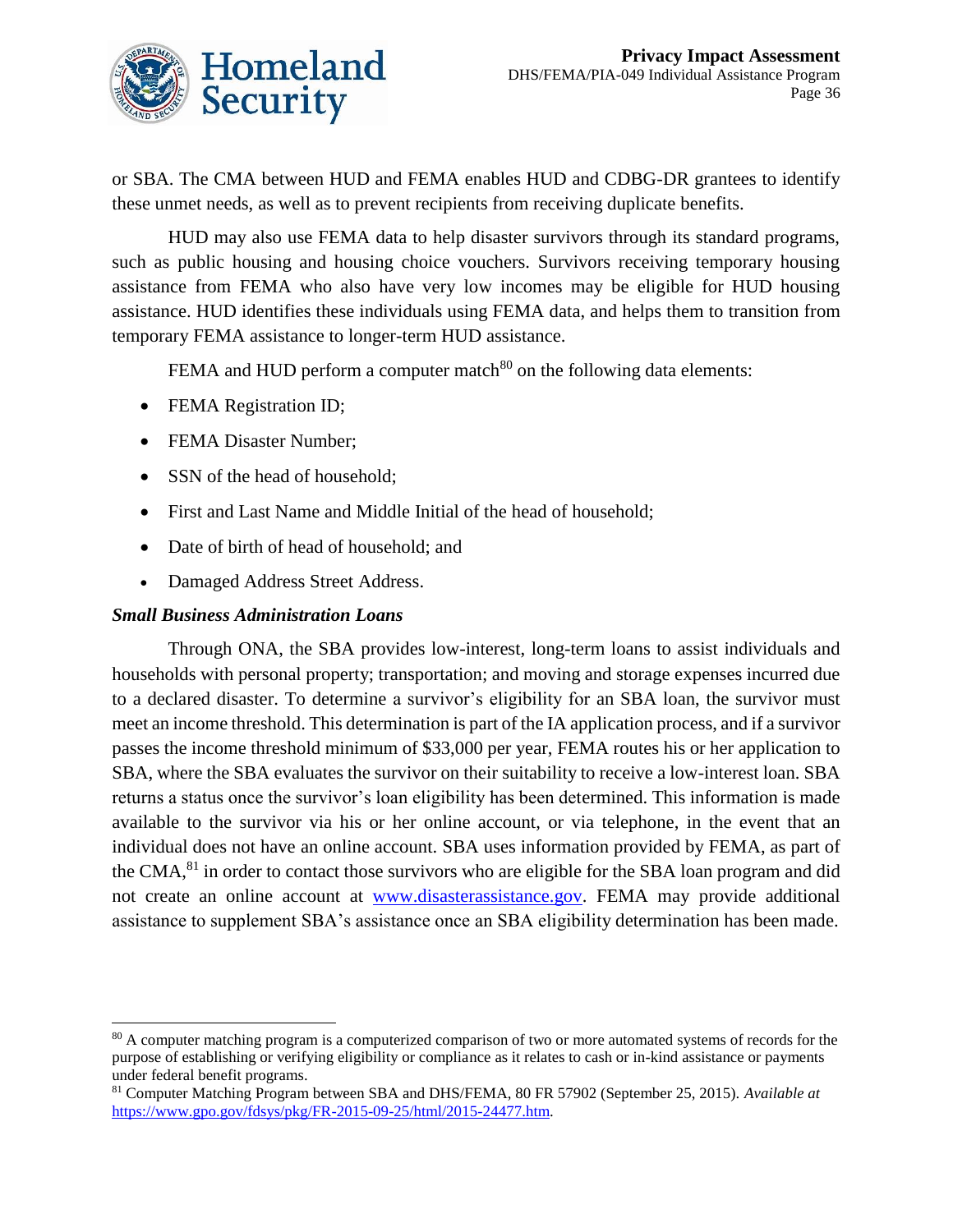or SBA. The CMA between HUD and FEMA enables HUD and CDBG-DR grantees to identify these unmet needs, as well as to prevent recipients from receiving duplicate benefits.

HUD may also use FEMA data to help disaster survivors through its standard programs, such as public housing and housing choice vouchers. Survivors receiving temporary housing assistance from FEMA who also have very low incomes may be eligible for HUD housing assistance. HUD identifies these individuals using FEMA data, and helps them to transition from temporary FEMA assistance to longer-term HUD assistance.

FEMA and HUD perform a computer match[80] on the following data elements:

- FEMA Registration ID;
- FEMA Disaster Number;
- SSN of the head of household;
- First and Last Name and Middle Initial of the head of household;
- Date of birth of head of household; and
- Damaged Address Street Address.

***Small Business Administration Loans***

Through ONA, the SBA provides low-interest, long-term loans to assist individuals and households with personal property; transportation; and moving and storage expenses incurred due to a declared disaster. To determine a survivor's eligibility for an SBA loan, the survivor must meet an income threshold. This determination is part of the IA application process, and if a survivor passes the income threshold minimum of $33,000 per year, FEMA routes his or her application to SBA, where the SBA evaluates the survivor on their suitability to receive a low-interest loan. SBA returns a status once the survivor's loan eligibility has been determined. This information is made available to the survivor via his or her online account, or via telephone, in the event that an individual does not have an online account. SBA uses information provided by FEMA, as part of the CMA,[81] in order to contact those survivors who are eligible for the SBA loan program and did not create an online account at [www.disasterassistance.gov](www.disasterassistance.gov). FEMA may provide additional assistance to supplement SBA's assistance once an SBA eligibility determination has been made.

---

[80] A computer matching program is a computerized comparison of two or more automated systems of records for the purpose of establishing or verifying eligibility or compliance as it relates to cash or in-kind assistance or payments under federal benefit programs.

[81] Computer Matching Program between SBA and DHS/FEMA, 80 FR 57902 (September 25, 2015). *Available at* [https://www.gpo.gov/fdsys/pkg/FR-2015-09-25/html/2015-24477.htm](https://www.gpo.gov/fdsys/pkg/FR-2015-09-25/html/2015-24477.htm).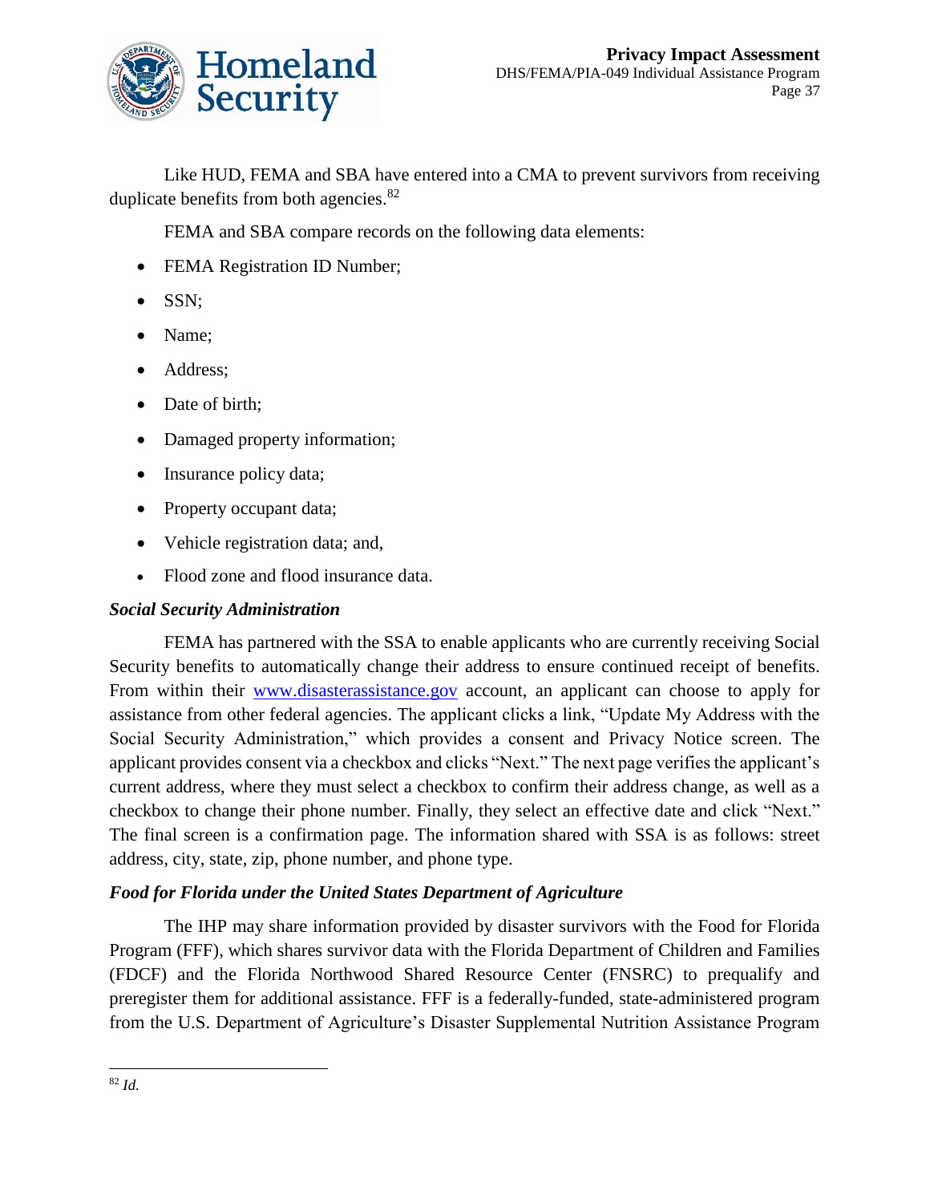Like HUD, FEMA and SBA have entered into a CMA to prevent survivors from receiving duplicate benefits from both agencies.[82]

FEMA and SBA compare records on the following data elements:

- FEMA Registration ID Number;
- SSN;
- Name;
- Address;
- Date of birth;
- Damaged property information;
- Insurance policy data;
- Property occupant data;
- Vehicle registration data; and,
- Flood zone and flood insurance data.

***Social Security Administration***

FEMA has partnered with the SSA to enable applicants who are currently receiving Social Security benefits to automatically change their address to ensure continued receipt of benefits. From within their www.disasterassistance.gov account, an applicant can choose to apply for assistance from other federal agencies. The applicant clicks a link, "Update My Address with the Social Security Administration," which provides a consent and Privacy Notice screen. The applicant provides consent via a checkbox and clicks "Next." The next page verifies the applicant's current address, where they must select a checkbox to confirm their address change, as well as a checkbox to change their phone number. Finally, they select an effective date and click "Next." The final screen is a confirmation page. The information shared with SSA is as follows: street address, city, state, zip, phone number, and phone type.

***Food for Florida under the United States Department of Agriculture***

The IHP may share information provided by disaster survivors with the Food for Florida Program (FFF), which shares survivor data with the Florida Department of Children and Families (FDCF) and the Florida Northwood Shared Resource Center (FNSRC) to prequalify and preregister them for additional assistance. FFF is a federally-funded, state-administered program from the U.S. Department of Agriculture's Disaster Supplemental Nutrition Assistance Program

---

[82] *Id.*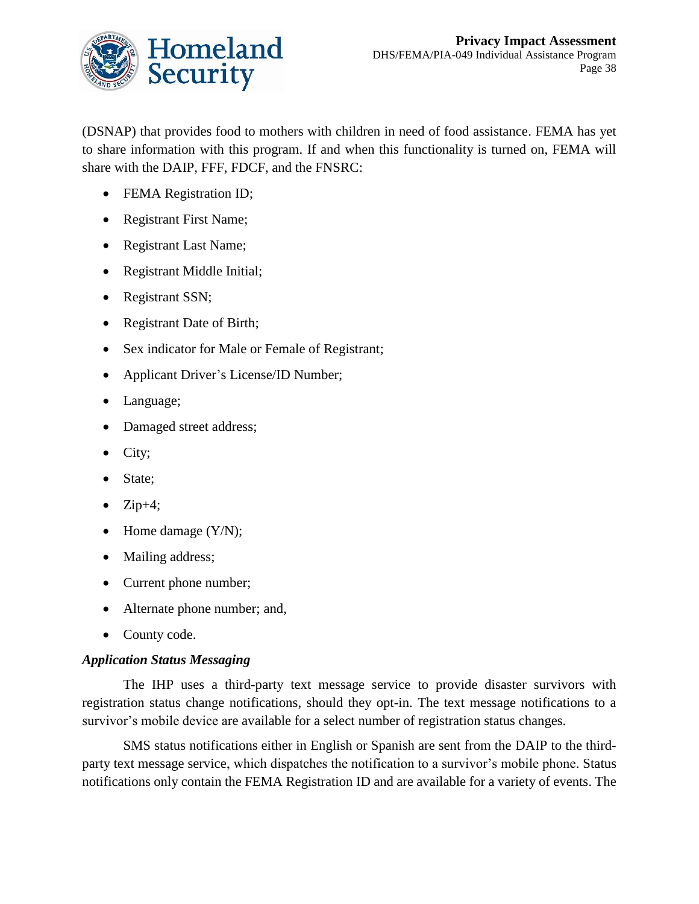(DSNAP) that provides food to mothers with children in need of food assistance. FEMA has yet to share information with this program. If and when this functionality is turned on, FEMA will share with the DAIP, FFF, FDCF, and the FNSRC:

- FEMA Registration ID;
- Registrant First Name;
- Registrant Last Name;
- Registrant Middle Initial;
- Registrant SSN;
- Registrant Date of Birth;
- Sex indicator for Male or Female of Registrant;
- Applicant Driver's License/ID Number;
- Language;
- Damaged street address;
- City;
- State;
- Zip+4;
- Home damage (Y/N);
- Mailing address;
- Current phone number;
- Alternate phone number; and,
- County code.

***Application Status Messaging***

The IHP uses a third-party text message service to provide disaster survivors with registration status change notifications, should they opt-in. The text message notifications to a survivor's mobile device are available for a select number of registration status changes.

SMS status notifications either in English or Spanish are sent from the DAIP to the third-party text message service, which dispatches the notification to a survivor's mobile phone. Status notifications only contain the FEMA Registration ID and are available for a variety of events. The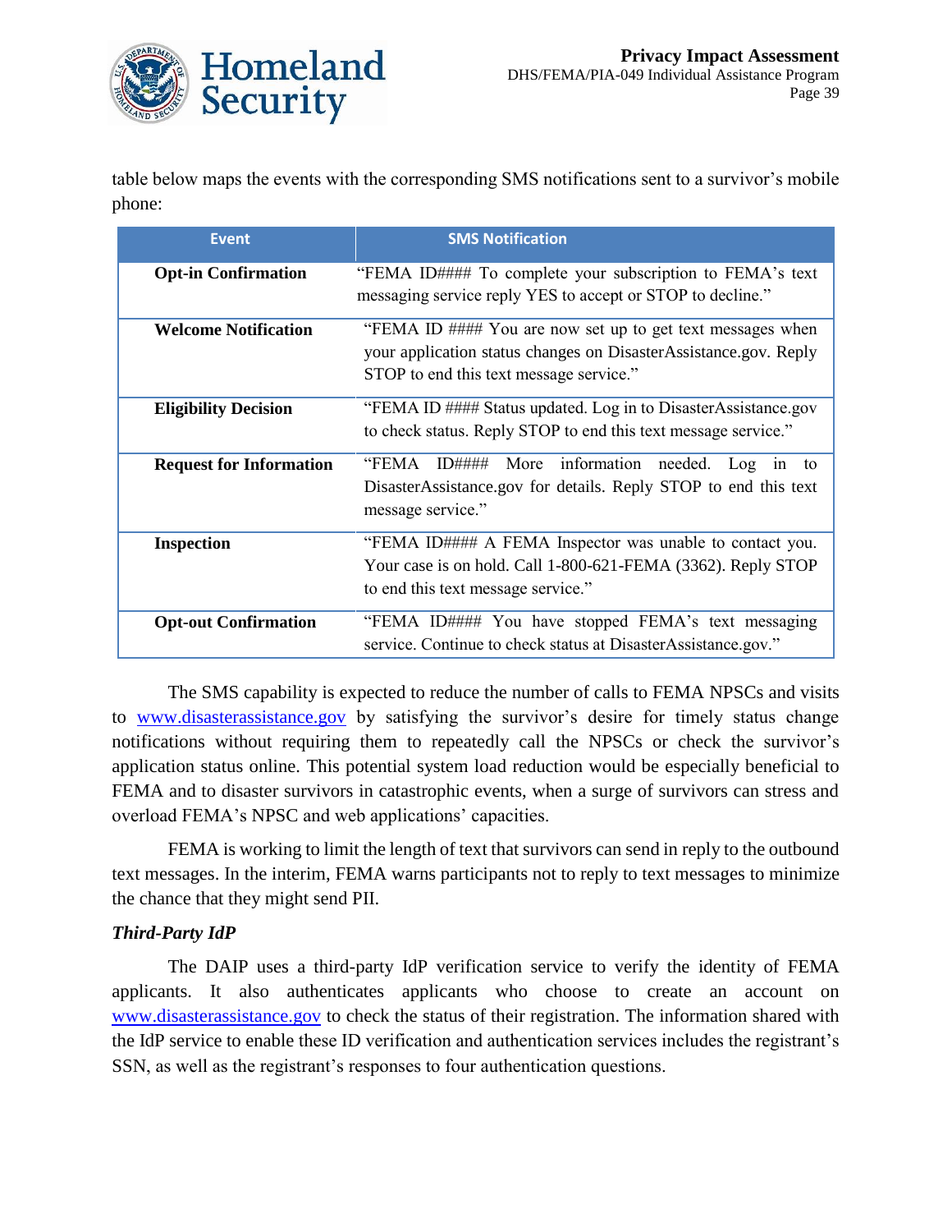table below maps the events with the corresponding SMS notifications sent to a survivor's mobile phone:

| Event | SMS Notification |
|---|---|
| **Opt-in Confirmation** | "FEMA ID#### To complete your subscription to FEMA's text messaging service reply YES to accept or STOP to decline." |
| **Welcome Notification** | "FEMA ID #### You are now set up to get text messages when your application status changes on DisasterAssistance.gov. Reply STOP to end this text message service." |
| **Eligibility Decision** | "FEMA ID #### Status updated. Log in to DisasterAssistance.gov to check status. Reply STOP to end this text message service." |
| **Request for Information** | "FEMA ID#### More information needed. Log in to DisasterAssistance.gov for details. Reply STOP to end this text message service." |
| **Inspection** | "FEMA ID#### A FEMA Inspector was unable to contact you. Your case is on hold. Call 1-800-621-FEMA (3362). Reply STOP to end this text message service." |
| **Opt-out Confirmation** | "FEMA ID#### You have stopped FEMA's text messaging service. Continue to check status at DisasterAssistance.gov." |

The SMS capability is expected to reduce the number of calls to FEMA NPSCs and visits to www.disasterassistance.gov by satisfying the survivor's desire for timely status change notifications without requiring them to repeatedly call the NPSCs or check the survivor's application status online. This potential system load reduction would be especially beneficial to FEMA and to disaster survivors in catastrophic events, when a surge of survivors can stress and overload FEMA's NPSC and web applications' capacities.

FEMA is working to limit the length of text that survivors can send in reply to the outbound text messages. In the interim, FEMA warns participants not to reply to text messages to minimize the chance that they might send PII.

***Third-Party IdP***

The DAIP uses a third-party IdP verification service to verify the identity of FEMA applicants. It also authenticates applicants who choose to create an account on www.disasterassistance.gov to check the status of their registration. The information shared with the IdP service to enable these ID verification and authentication services includes the registrant's SSN, as well as the registrant's responses to four authentication questions.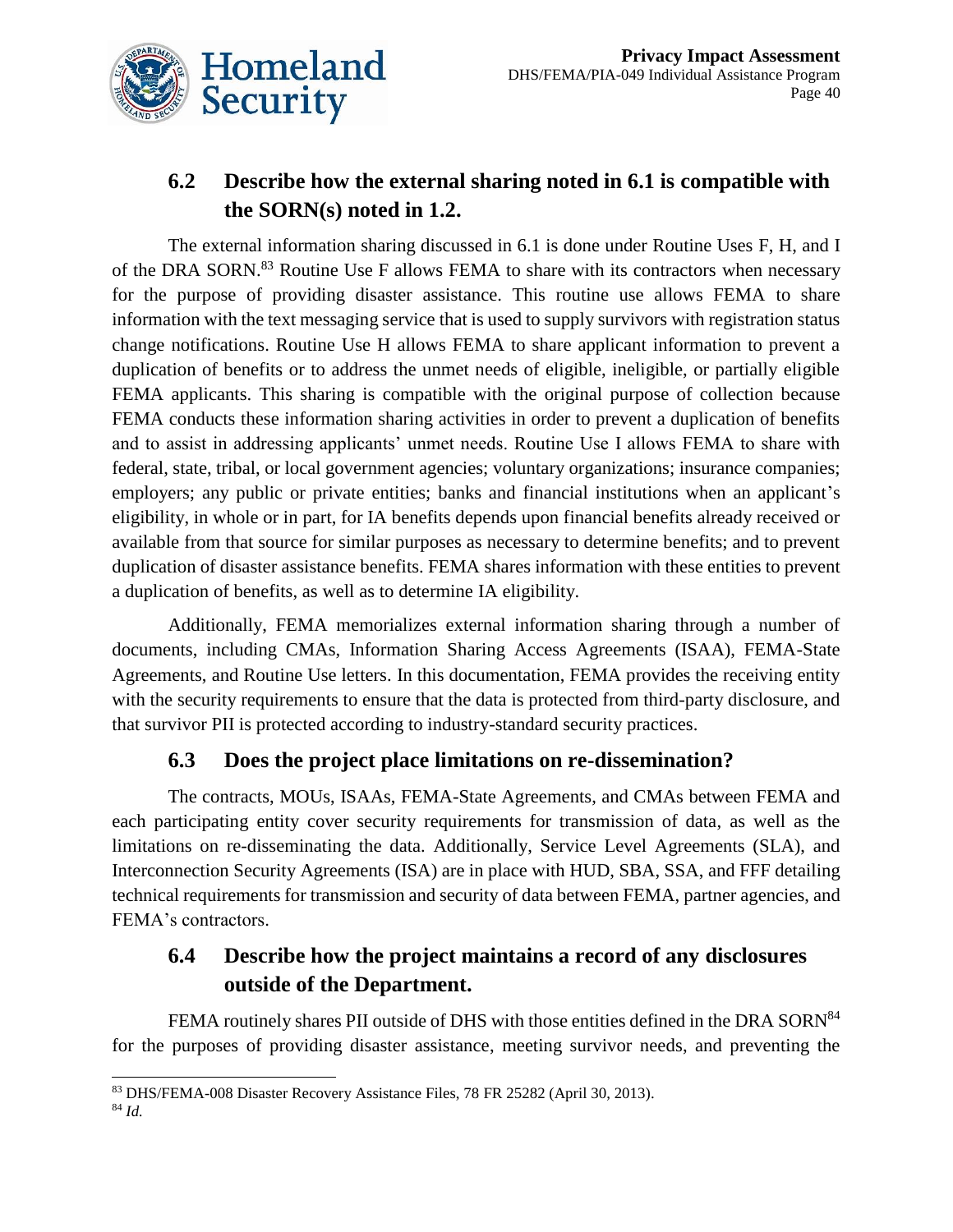## 6.2 Describe how the external sharing noted in 6.1 is compatible with the SORN(s) noted in 1.2.

The external information sharing discussed in 6.1 is done under Routine Uses F, H, and I of the DRA SORN.[83] Routine Use F allows FEMA to share with its contractors when necessary for the purpose of providing disaster assistance. This routine use allows FEMA to share information with the text messaging service that is used to supply survivors with registration status change notifications. Routine Use H allows FEMA to share applicant information to prevent a duplication of benefits or to address the unmet needs of eligible, ineligible, or partially eligible FEMA applicants. This sharing is compatible with the original purpose of collection because FEMA conducts these information sharing activities in order to prevent a duplication of benefits and to assist in addressing applicants' unmet needs. Routine Use I allows FEMA to share with federal, state, tribal, or local government agencies; voluntary organizations; insurance companies; employers; any public or private entities; banks and financial institutions when an applicant's eligibility, in whole or in part, for IA benefits depends upon financial benefits already received or available from that source for similar purposes as necessary to determine benefits; and to prevent duplication of disaster assistance benefits. FEMA shares information with these entities to prevent a duplication of benefits, as well as to determine IA eligibility.

Additionally, FEMA memorializes external information sharing through a number of documents, including CMAs, Information Sharing Access Agreements (ISAA), FEMA-State Agreements, and Routine Use letters. In this documentation, FEMA provides the receiving entity with the security requirements to ensure that the data is protected from third-party disclosure, and that survivor PII is protected according to industry-standard security practices.

## 6.3 Does the project place limitations on re-dissemination?

The contracts, MOUs, ISAAs, FEMA-State Agreements, and CMAs between FEMA and each participating entity cover security requirements for transmission of data, as well as the limitations on re-disseminating the data. Additionally, Service Level Agreements (SLA), and Interconnection Security Agreements (ISA) are in place with HUD, SBA, SSA, and FFF detailing technical requirements for transmission and security of data between FEMA, partner agencies, and FEMA's contractors.

## 6.4 Describe how the project maintains a record of any disclosures outside of the Department.

FEMA routinely shares PII outside of DHS with those entities defined in the DRA SORN[84] for the purposes of providing disaster assistance, meeting survivor needs, and preventing the

[83] DHS/FEMA-008 Disaster Recovery Assistance Files, 78 FR 25282 (April 30, 2013).

[84] *Id.*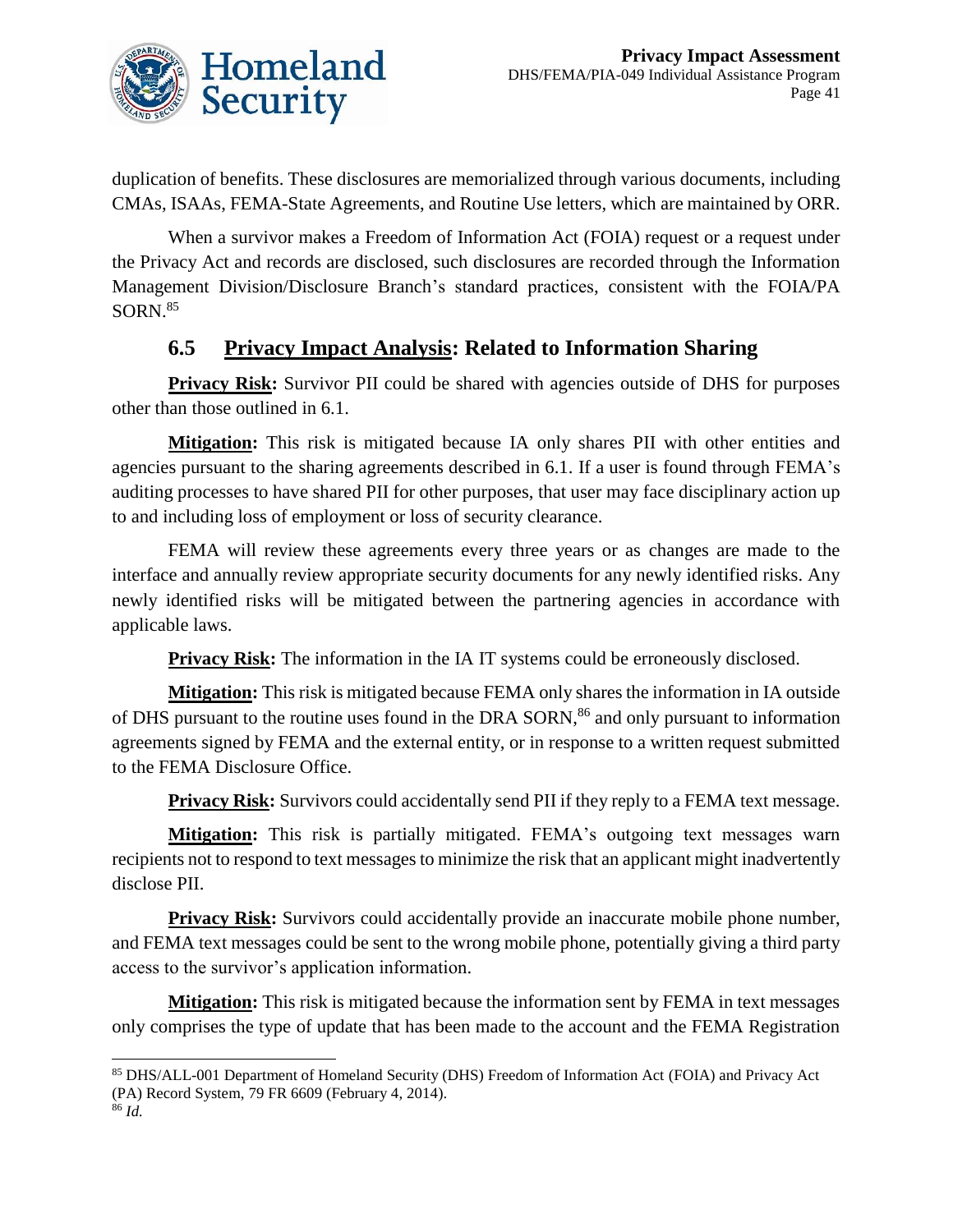duplication of benefits. These disclosures are memorialized through various documents, including CMAs, ISAAs, FEMA-State Agreements, and Routine Use letters, which are maintained by ORR.

When a survivor makes a Freedom of Information Act (FOIA) request or a request under the Privacy Act and records are disclosed, such disclosures are recorded through the Information Management Division/Disclosure Branch's standard practices, consistent with the FOIA/PA SORN.[85]

## 6.5 Privacy Impact Analysis: Related to Information Sharing

**Privacy Risk:** Survivor PII could be shared with agencies outside of DHS for purposes other than those outlined in 6.1.

**Mitigation:** This risk is mitigated because IA only shares PII with other entities and agencies pursuant to the sharing agreements described in 6.1. If a user is found through FEMA's auditing processes to have shared PII for other purposes, that user may face disciplinary action up to and including loss of employment or loss of security clearance.

FEMA will review these agreements every three years or as changes are made to the interface and annually review appropriate security documents for any newly identified risks. Any newly identified risks will be mitigated between the partnering agencies in accordance with applicable laws.

**Privacy Risk:** The information in the IA IT systems could be erroneously disclosed.

**Mitigation:** This risk is mitigated because FEMA only shares the information in IA outside of DHS pursuant to the routine uses found in the DRA SORN,[86] and only pursuant to information agreements signed by FEMA and the external entity, or in response to a written request submitted to the FEMA Disclosure Office.

**Privacy Risk:** Survivors could accidentally send PII if they reply to a FEMA text message.

**Mitigation:** This risk is partially mitigated. FEMA's outgoing text messages warn recipients not to respond to text messages to minimize the risk that an applicant might inadvertently disclose PII.

**Privacy Risk:** Survivors could accidentally provide an inaccurate mobile phone number, and FEMA text messages could be sent to the wrong mobile phone, potentially giving a third party access to the survivor's application information.

**Mitigation:** This risk is mitigated because the information sent by FEMA in text messages only comprises the type of update that has been made to the account and the FEMA Registration

---

[85] DHS/ALL-001 Department of Homeland Security (DHS) Freedom of Information Act (FOIA) and Privacy Act (PA) Record System, 79 FR 6609 (February 4, 2014).

[86] *Id.*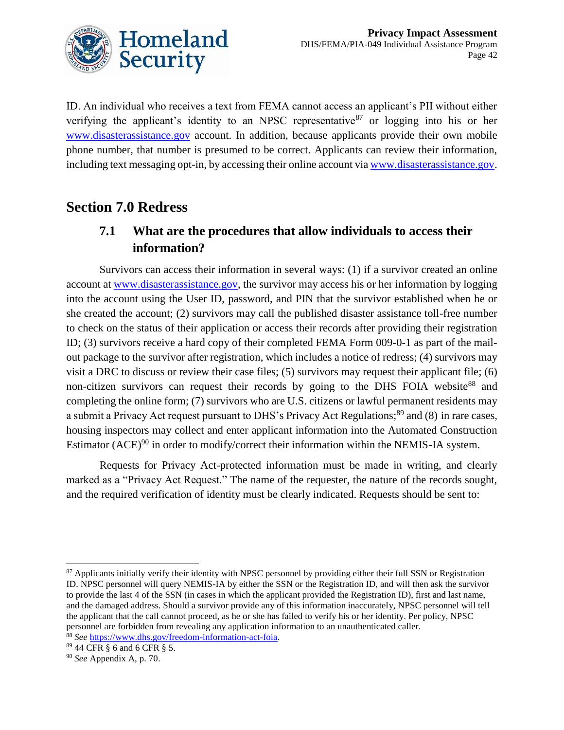ID. An individual who receives a text from FEMA cannot access an applicant's PII without either verifying the applicant's identity to an NPSC representative[87] or logging into his or her www.disasterassistance.gov account. In addition, because applicants provide their own mobile phone number, that number is presumed to be correct. Applicants can review their information, including text messaging opt-in, by accessing their online account via www.disasterassistance.gov.

## Section 7.0 Redress

### 7.1 What are the procedures that allow individuals to access their information?

Survivors can access their information in several ways: (1) if a survivor created an online account at www.disasterassistance.gov, the survivor may access his or her information by logging into the account using the User ID, password, and PIN that the survivor established when he or she created the account; (2) survivors may call the published disaster assistance toll-free number to check on the status of their application or access their records after providing their registration ID; (3) survivors receive a hard copy of their completed FEMA Form 009-0-1 as part of the mail-out package to the survivor after registration, which includes a notice of redress; (4) survivors may visit a DRC to discuss or review their case files; (5) survivors may request their applicant file; (6) non-citizen survivors can request their records by going to the DHS FOIA website[88] and completing the online form; (7) survivors who are U.S. citizens or lawful permanent residents may a submit a Privacy Act request pursuant to DHS's Privacy Act Regulations;[89] and (8) in rare cases, housing inspectors may collect and enter applicant information into the Automated Construction Estimator (ACE)[90] in order to modify/correct their information within the NEMIS-IA system.

Requests for Privacy Act-protected information must be made in writing, and clearly marked as a "Privacy Act Request." The name of the requester, the nature of the records sought, and the required verification of identity must be clearly indicated. Requests should be sent to:

---

[87] Applicants initially verify their identity with NPSC personnel by providing either their full SSN or Registration ID. NPSC personnel will query NEMIS-IA by either the SSN or the Registration ID, and will then ask the survivor to provide the last 4 of the SSN (in cases in which the applicant provided the Registration ID), first and last name, and the damaged address. Should a survivor provide any of this information inaccurately, NPSC personnel will tell the applicant that the call cannot proceed, as he or she has failed to verify his or her identity. Per policy, NPSC personnel are forbidden from revealing any application information to an unauthenticated caller.

[88] *See* https://www.dhs.gov/freedom-information-act-foia.

[89] 44 CFR § 6 and 6 CFR § 5.

[90] *See* Appendix A, p. 70.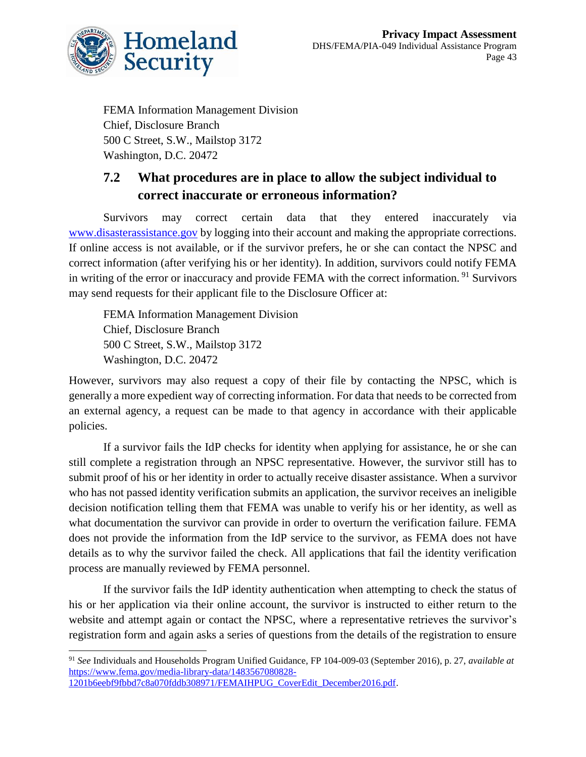FEMA Information Management Division
Chief, Disclosure Branch
500 C Street, S.W., Mailstop 3172
Washington, D.C. 20472

## 7.2 What procedures are in place to allow the subject individual to correct inaccurate or erroneous information?

Survivors may correct certain data that they entered inaccurately via [www.disasterassistance.gov](www.disasterassistance.gov) by logging into their account and making the appropriate corrections. If online access is not available, or if the survivor prefers, he or she can contact the NPSC and correct information (after verifying his or her identity). In addition, survivors could notify FEMA in writing of the error or inaccuracy and provide FEMA with the correct information.[91] Survivors may send requests for their applicant file to the Disclosure Officer at:

FEMA Information Management Division
Chief, Disclosure Branch
500 C Street, S.W., Mailstop 3172
Washington, D.C. 20472

However, survivors may also request a copy of their file by contacting the NPSC, which is generally a more expedient way of correcting information. For data that needs to be corrected from an external agency, a request can be made to that agency in accordance with their applicable policies.

If a survivor fails the IdP checks for identity when applying for assistance, he or she can still complete a registration through an NPSC representative. However, the survivor still has to submit proof of his or her identity in order to actually receive disaster assistance. When a survivor who has not passed identity verification submits an application, the survivor receives an ineligible decision notification telling them that FEMA was unable to verify his or her identity, as well as what documentation the survivor can provide in order to overturn the verification failure. FEMA does not provide the information from the IdP service to the survivor, as FEMA does not have details as to why the survivor failed the check. All applications that fail the identity verification process are manually reviewed by FEMA personnel.

If the survivor fails the IdP identity authentication when attempting to check the status of his or her application via their online account, the survivor is instructed to either return to the website and attempt again or contact the NPSC, where a representative retrieves the survivor's registration form and again asks a series of questions from the details of the registration to ensure

---

[91] *See* Individuals and Households Program Unified Guidance, FP 104-009-03 (September 2016), p. 27, *available at* [https://www.fema.gov/media-library-data/1483567080828-1201b6eebf9fbbd7c8a070fddb308971/FEMAIHPUG_CoverEdit_December2016.pdf](https://www.fema.gov/media-library-data/1483567080828-1201b6eebf9fbbd7c8a070fddb308971/FEMAIHPUG_CoverEdit_December2016.pdf).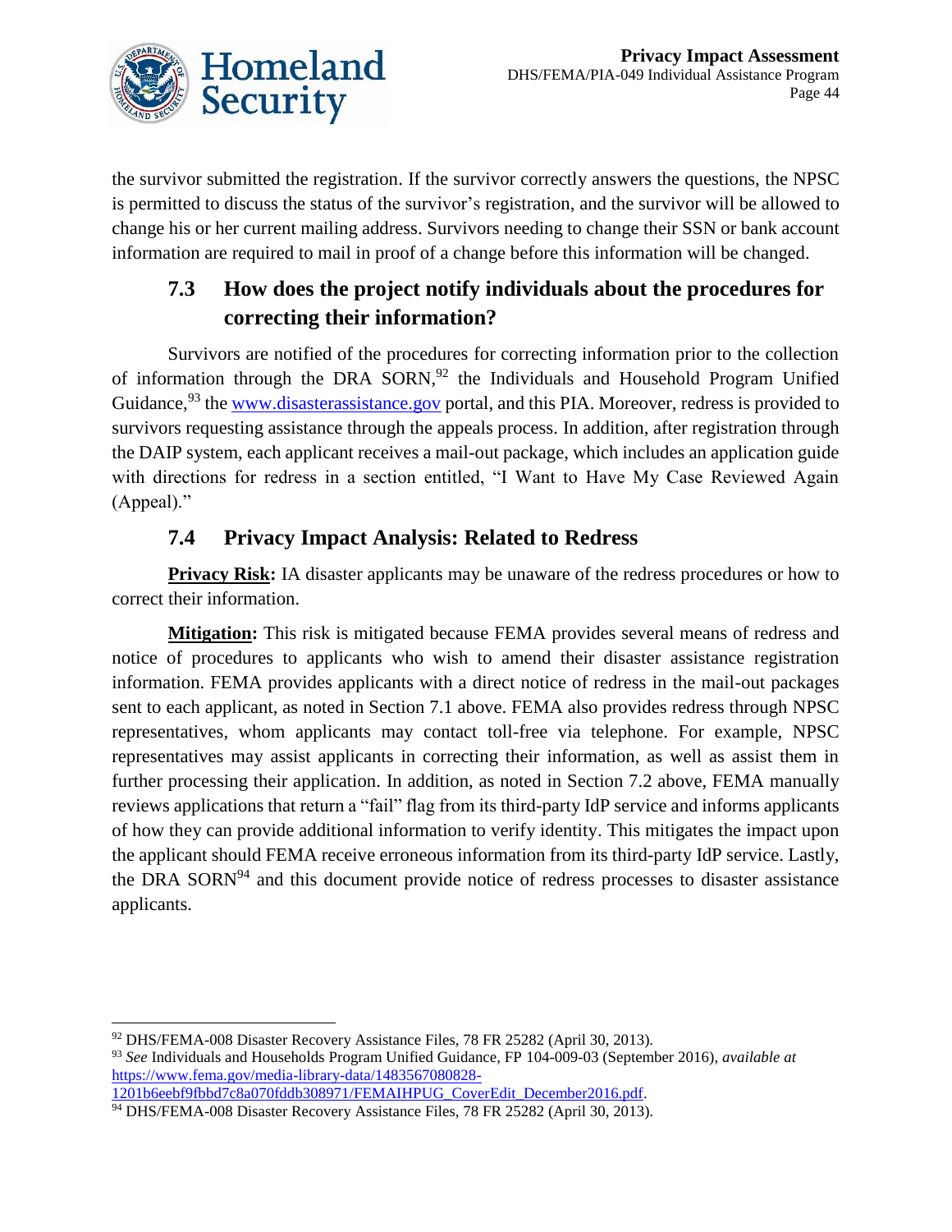the survivor submitted the registration. If the survivor correctly answers the questions, the NPSC is permitted to discuss the status of the survivor's registration, and the survivor will be allowed to change his or her current mailing address. Survivors needing to change their SSN or bank account information are required to mail in proof of a change before this information will be changed.

### 7.3 How does the project notify individuals about the procedures for correcting their information?

Survivors are notified of the procedures for correcting information prior to the collection of information through the DRA SORN,[92] the Individuals and Household Program Unified Guidance,[93] the www.disasterassistance.gov portal, and this PIA. Moreover, redress is provided to survivors requesting assistance through the appeals process. In addition, after registration through the DAIP system, each applicant receives a mail-out package, which includes an application guide with directions for redress in a section entitled, "I Want to Have My Case Reviewed Again (Appeal)."

### 7.4 Privacy Impact Analysis: Related to Redress

**Privacy Risk:** IA disaster applicants may be unaware of the redress procedures or how to correct their information.

**Mitigation:** This risk is mitigated because FEMA provides several means of redress and notice of procedures to applicants who wish to amend their disaster assistance registration information. FEMA provides applicants with a direct notice of redress in the mail-out packages sent to each applicant, as noted in Section 7.1 above. FEMA also provides redress through NPSC representatives, whom applicants may contact toll-free via telephone. For example, NPSC representatives may assist applicants in correcting their information, as well as assist them in further processing their application. In addition, as noted in Section 7.2 above, FEMA manually reviews applications that return a "fail" flag from its third-party IdP service and informs applicants of how they can provide additional information to verify identity. This mitigates the impact upon the applicant should FEMA receive erroneous information from its third-party IdP service. Lastly, the DRA SORN[94] and this document provide notice of redress processes to disaster assistance applicants.

---

[92] DHS/FEMA-008 Disaster Recovery Assistance Files, 78 FR 25282 (April 30, 2013).

[93] *See* Individuals and Households Program Unified Guidance, FP 104-009-03 (September 2016), *available at* https://www.fema.gov/media-library-data/1483567080828-1201b6eebf9fbbd7c8a070fddb308971/FEMAIHPUG_CoverEdit_December2016.pdf.

[94] DHS/FEMA-008 Disaster Recovery Assistance Files, 78 FR 25282 (April 30, 2013).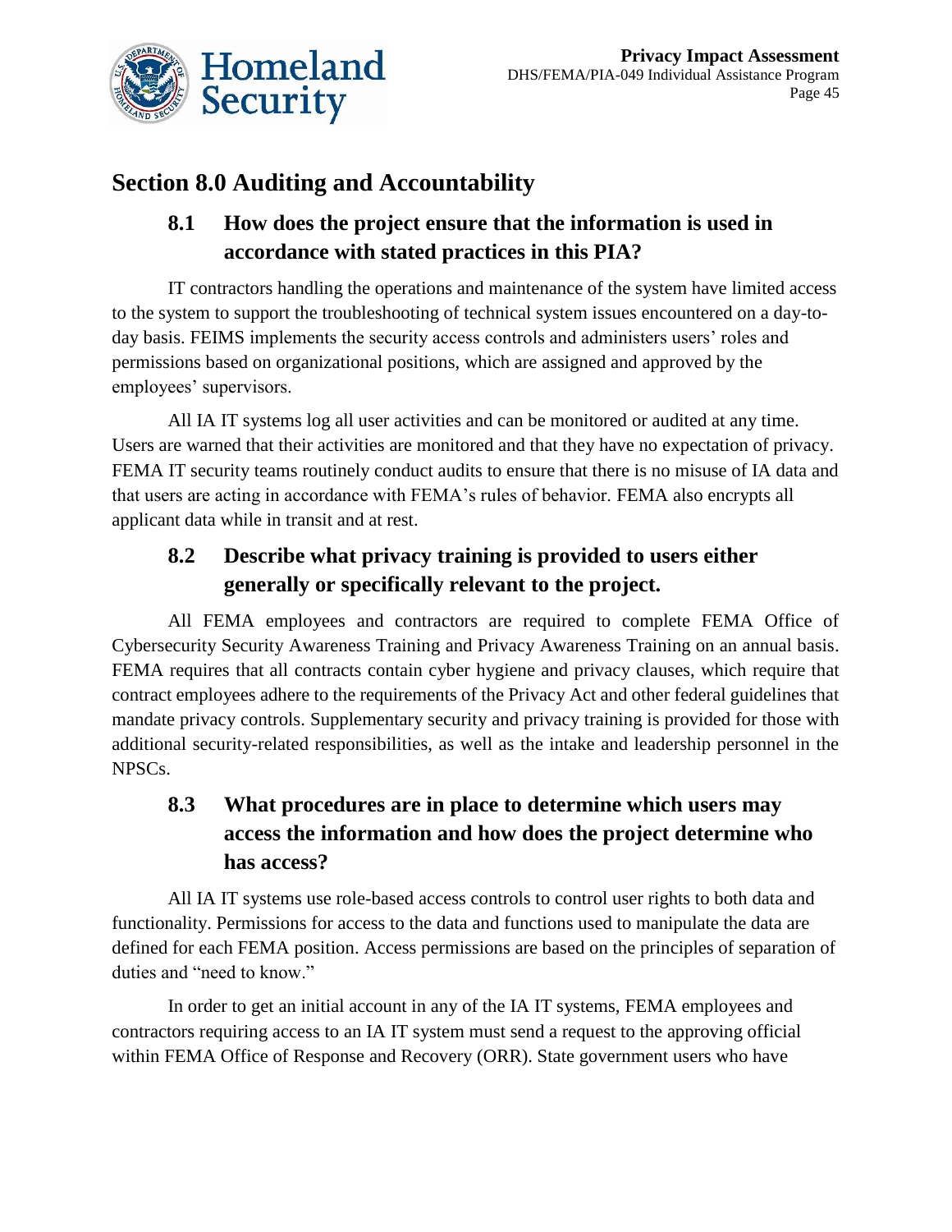## Section 8.0 Auditing and Accountability

### 8.1 How does the project ensure that the information is used in accordance with stated practices in this PIA?

IT contractors handling the operations and maintenance of the system have limited access to the system to support the troubleshooting of technical system issues encountered on a day-to-day basis. FEIMS implements the security access controls and administers users' roles and permissions based on organizational positions, which are assigned and approved by the employees' supervisors.

All IA IT systems log all user activities and can be monitored or audited at any time. Users are warned that their activities are monitored and that they have no expectation of privacy. FEMA IT security teams routinely conduct audits to ensure that there is no misuse of IA data and that users are acting in accordance with FEMA's rules of behavior. FEMA also encrypts all applicant data while in transit and at rest.

### 8.2 Describe what privacy training is provided to users either generally or specifically relevant to the project.

All FEMA employees and contractors are required to complete FEMA Office of Cybersecurity Security Awareness Training and Privacy Awareness Training on an annual basis. FEMA requires that all contracts contain cyber hygiene and privacy clauses, which require that contract employees adhere to the requirements of the Privacy Act and other federal guidelines that mandate privacy controls. Supplementary security and privacy training is provided for those with additional security-related responsibilities, as well as the intake and leadership personnel in the NPSCs.

### 8.3 What procedures are in place to determine which users may access the information and how does the project determine who has access?

All IA IT systems use role-based access controls to control user rights to both data and functionality. Permissions for access to the data and functions used to manipulate the data are defined for each FEMA position. Access permissions are based on the principles of separation of duties and "need to know."

In order to get an initial account in any of the IA IT systems, FEMA employees and contractors requiring access to an IA IT system must send a request to the approving official within FEMA Office of Response and Recovery (ORR). State government users who have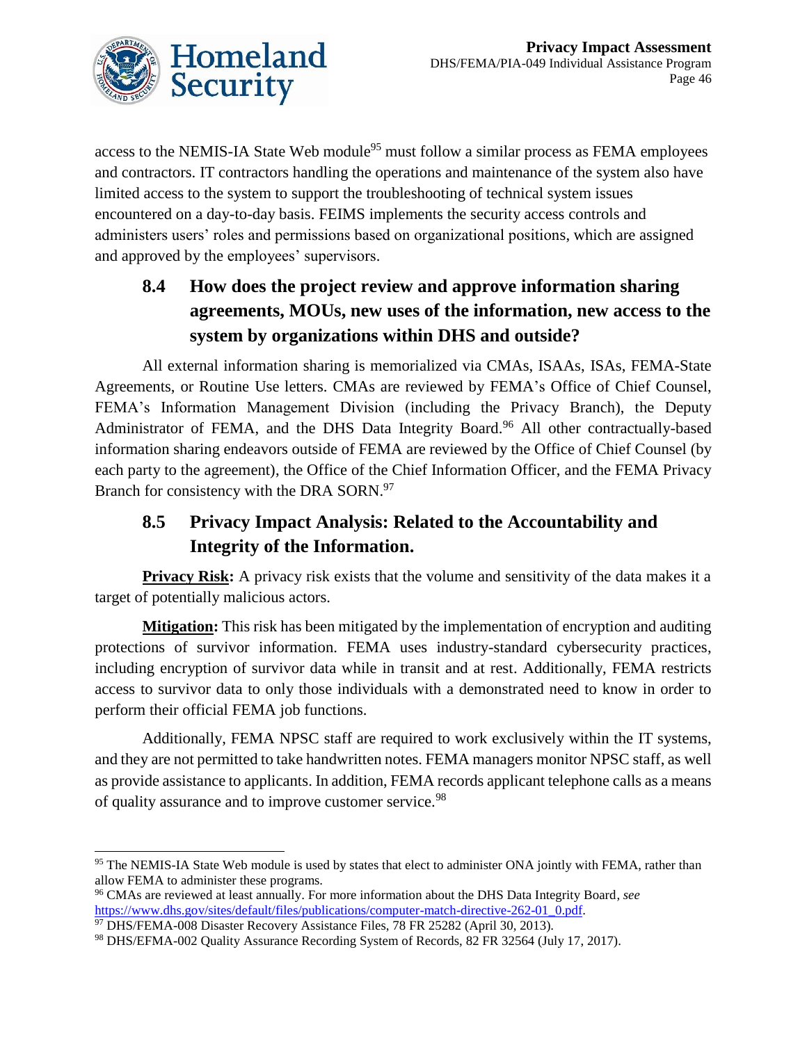access to the NEMIS-IA State Web module[95] must follow a similar process as FEMA employees and contractors. IT contractors handling the operations and maintenance of the system also have limited access to the system to support the troubleshooting of technical system issues encountered on a day-to-day basis. FEIMS implements the security access controls and administers users' roles and permissions based on organizational positions, which are assigned and approved by the employees' supervisors.

### 8.4 How does the project review and approve information sharing agreements, MOUs, new uses of the information, new access to the system by organizations within DHS and outside?

All external information sharing is memorialized via CMAs, ISAAs, ISAs, FEMA-State Agreements, or Routine Use letters. CMAs are reviewed by FEMA's Office of Chief Counsel, FEMA's Information Management Division (including the Privacy Branch), the Deputy Administrator of FEMA, and the DHS Data Integrity Board.[96] All other contractually-based information sharing endeavors outside of FEMA are reviewed by the Office of Chief Counsel (by each party to the agreement), the Office of the Chief Information Officer, and the FEMA Privacy Branch for consistency with the DRA SORN.[97]

### 8.5 Privacy Impact Analysis: Related to the Accountability and Integrity of the Information.

**Privacy Risk:** A privacy risk exists that the volume and sensitivity of the data makes it a target of potentially malicious actors.

**Mitigation:** This risk has been mitigated by the implementation of encryption and auditing protections of survivor information. FEMA uses industry-standard cybersecurity practices, including encryption of survivor data while in transit and at rest. Additionally, FEMA restricts access to survivor data to only those individuals with a demonstrated need to know in order to perform their official FEMA job functions.

Additionally, FEMA NPSC staff are required to work exclusively within the IT systems, and they are not permitted to take handwritten notes. FEMA managers monitor NPSC staff, as well as provide assistance to applicants. In addition, FEMA records applicant telephone calls as a means of quality assurance and to improve customer service.[98]

---

[95] The NEMIS-IA State Web module is used by states that elect to administer ONA jointly with FEMA, rather than allow FEMA to administer these programs.

[96] CMAs are reviewed at least annually. For more information about the DHS Data Integrity Board, *see* https://www.dhs.gov/sites/default/files/publications/computer-match-directive-262-01_0.pdf.

[97] DHS/FEMA-008 Disaster Recovery Assistance Files, 78 FR 25282 (April 30, 2013).

[98] DHS/EFMA-002 Quality Assurance Recording System of Records, 82 FR 32564 (July 17, 2017).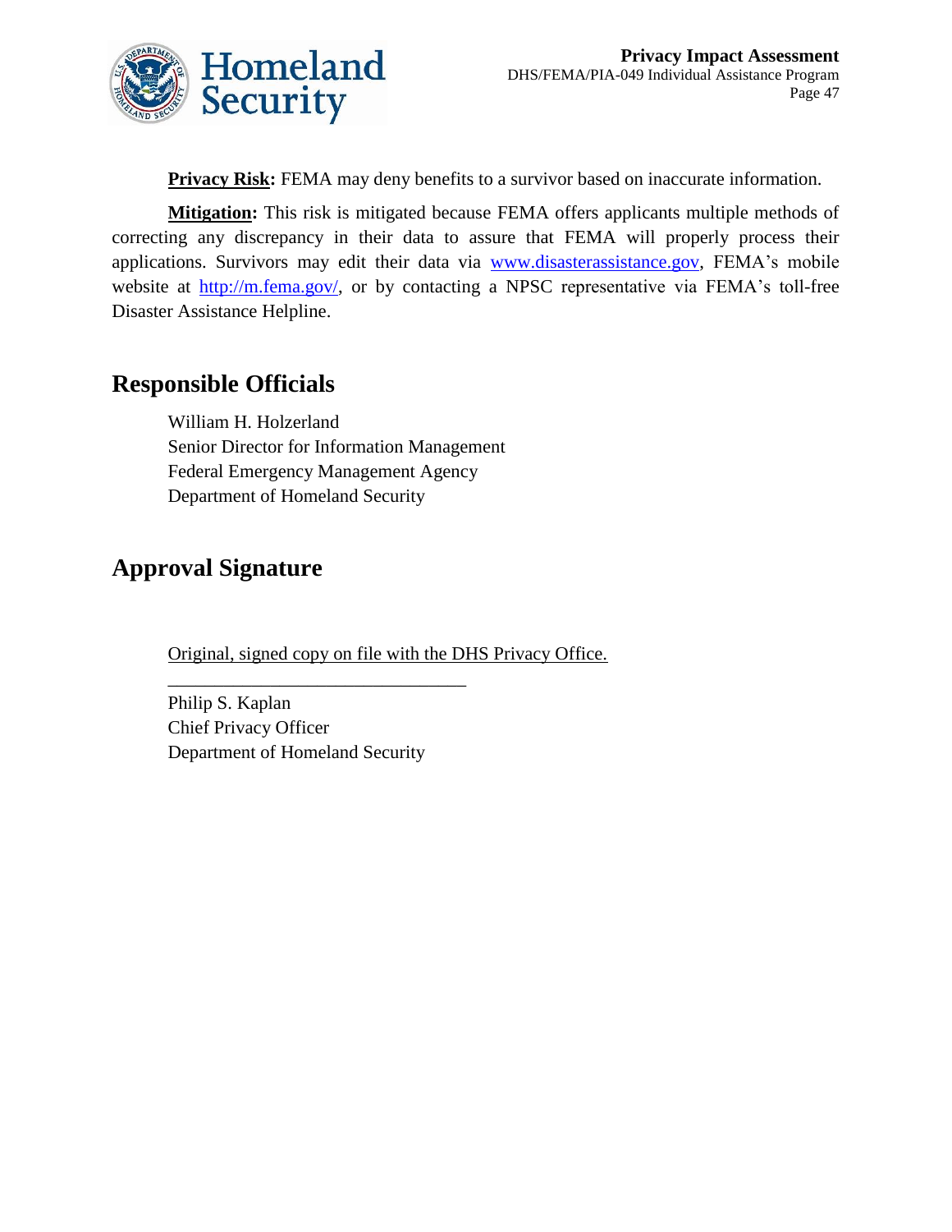**Privacy Risk:** FEMA may deny benefits to a survivor based on inaccurate information.

**Mitigation:** This risk is mitigated because FEMA offers applicants multiple methods of correcting any discrepancy in their data to assure that FEMA will properly process their applications. Survivors may edit their data via www.disasterassistance.gov, FEMA's mobile website at http://m.fema.gov/, or by contacting a NPSC representative via FEMA's toll-free Disaster Assistance Helpline.

## Responsible Officials

William H. Holzerland
Senior Director for Information Management
Federal Emergency Management Agency
Department of Homeland Security

## Approval Signature

Original, signed copy on file with the DHS Privacy Office.

________________________________

Philip S. Kaplan
Chief Privacy Officer
Department of Homeland Security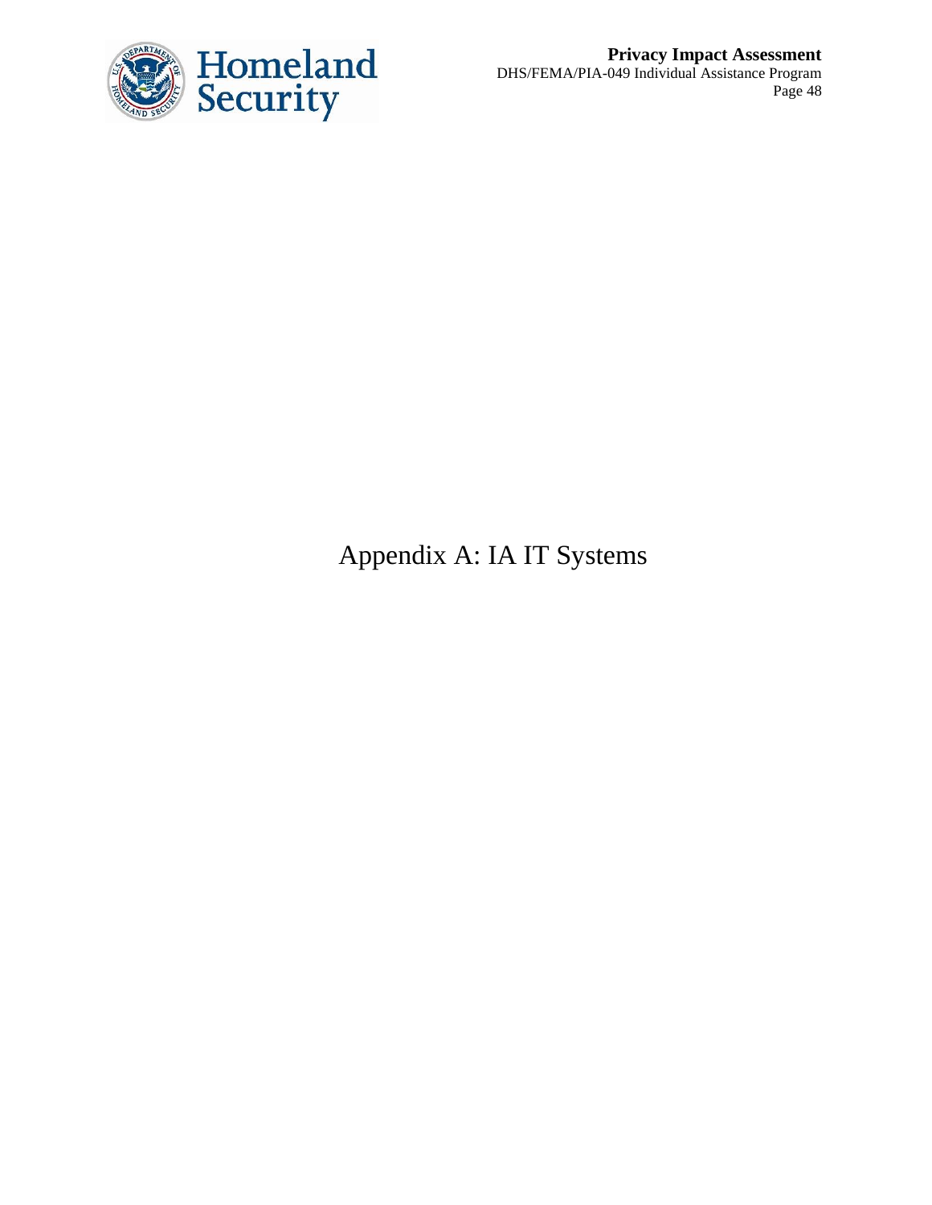# Appendix A: IA IT Systems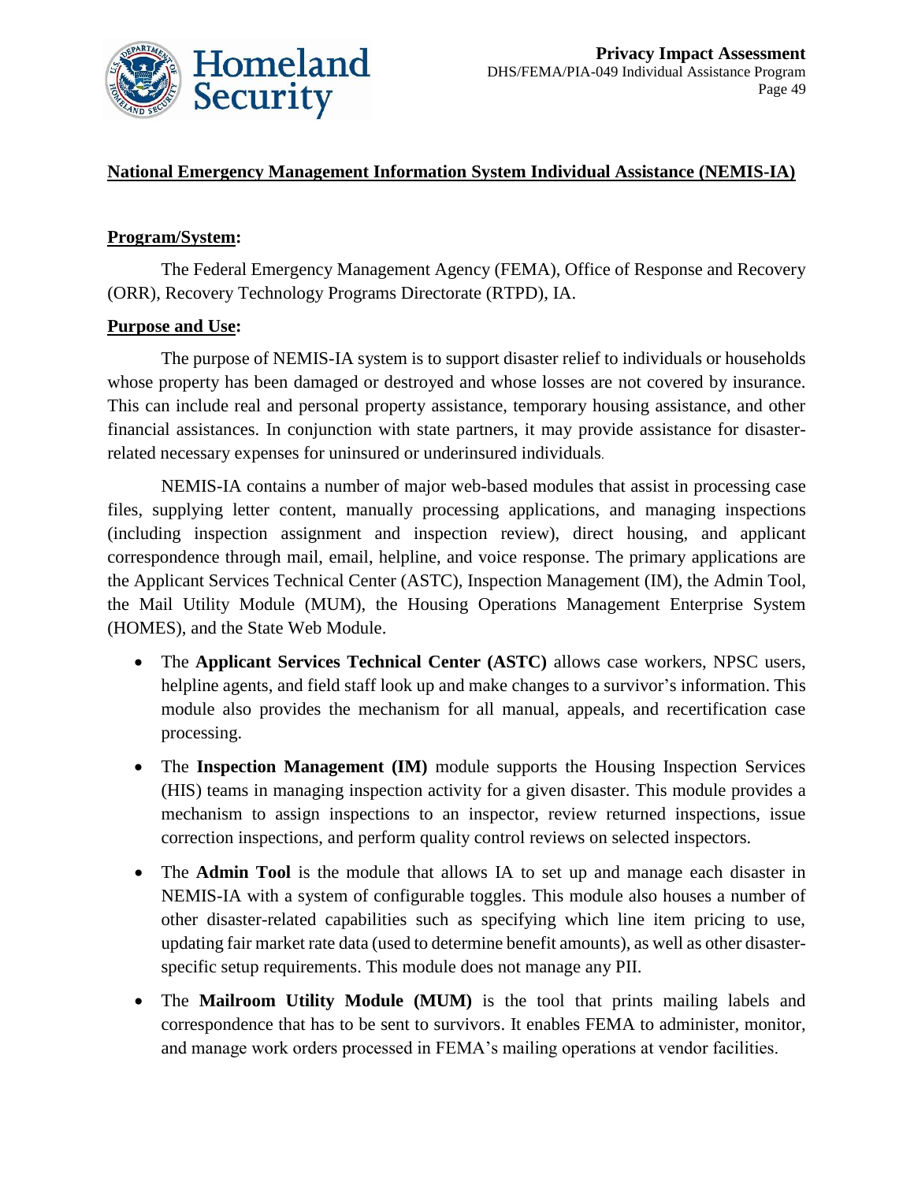**National Emergency Management Information System Individual Assistance (NEMIS-IA)**

**Program/System:**

The Federal Emergency Management Agency (FEMA), Office of Response and Recovery (ORR), Recovery Technology Programs Directorate (RTPD), IA.

**Purpose and Use:**

The purpose of NEMIS-IA system is to support disaster relief to individuals or households whose property has been damaged or destroyed and whose losses are not covered by insurance. This can include real and personal property assistance, temporary housing assistance, and other financial assistances. In conjunction with state partners, it may provide assistance for disaster-related necessary expenses for uninsured or underinsured individuals.

NEMIS-IA contains a number of major web-based modules that assist in processing case files, supplying letter content, manually processing applications, and managing inspections (including inspection assignment and inspection review), direct housing, and applicant correspondence through mail, email, helpline, and voice response. The primary applications are the Applicant Services Technical Center (ASTC), Inspection Management (IM), the Admin Tool, the Mail Utility Module (MUM), the Housing Operations Management Enterprise System (HOMES), and the State Web Module.

- The **Applicant Services Technical Center (ASTC)** allows case workers, NPSC users, helpline agents, and field staff look up and make changes to a survivor's information. This module also provides the mechanism for all manual, appeals, and recertification case processing.
- The **Inspection Management (IM)** module supports the Housing Inspection Services (HIS) teams in managing inspection activity for a given disaster. This module provides a mechanism to assign inspections to an inspector, review returned inspections, issue correction inspections, and perform quality control reviews on selected inspectors.
- The **Admin Tool** is the module that allows IA to set up and manage each disaster in NEMIS-IA with a system of configurable toggles. This module also houses a number of other disaster-related capabilities such as specifying which line item pricing to use, updating fair market rate data (used to determine benefit amounts), as well as other disaster-specific setup requirements. This module does not manage any PII.
- The **Mailroom Utility Module (MUM)** is the tool that prints mailing labels and correspondence that has to be sent to survivors. It enables FEMA to administer, monitor, and manage work orders processed in FEMA's mailing operations at vendor facilities.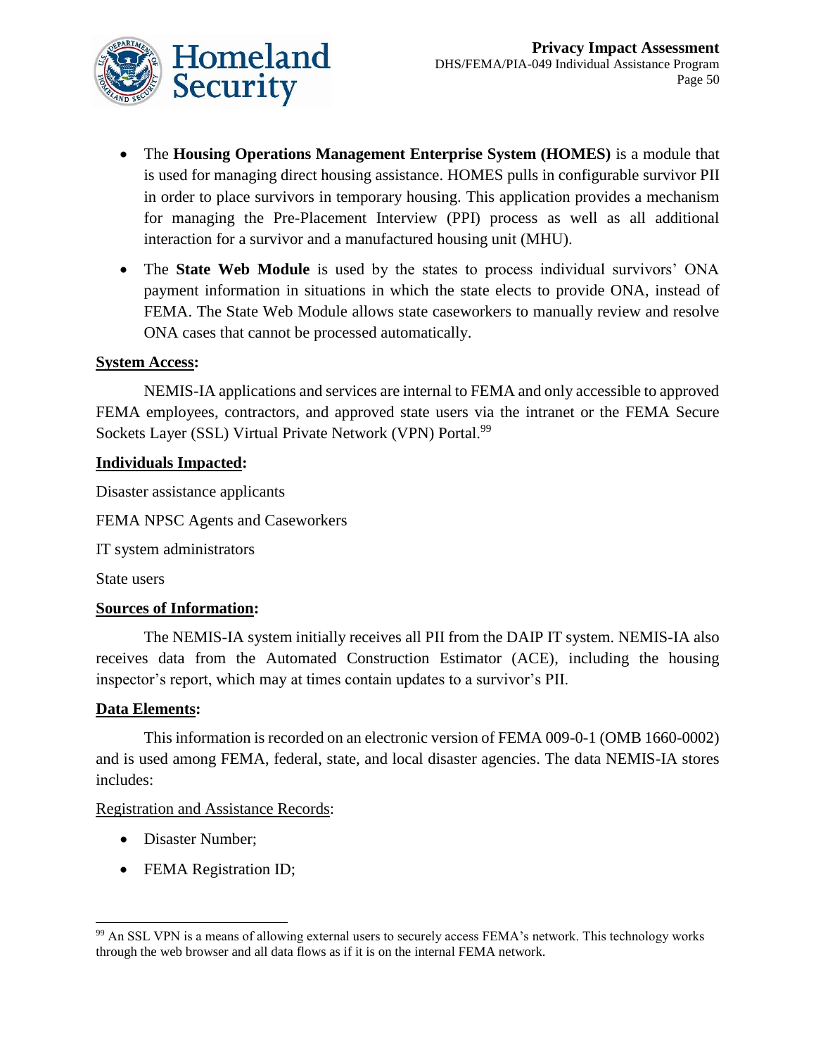- The **Housing Operations Management Enterprise System (HOMES)** is a module that is used for managing direct housing assistance. HOMES pulls in configurable survivor PII in order to place survivors in temporary housing. This application provides a mechanism for managing the Pre-Placement Interview (PPI) process as well as all additional interaction for a survivor and a manufactured housing unit (MHU).
- The **State Web Module** is used by the states to process individual survivors' ONA payment information in situations in which the state elects to provide ONA, instead of FEMA. The State Web Module allows state caseworkers to manually review and resolve ONA cases that cannot be processed automatically.

**System Access:**

NEMIS-IA applications and services are internal to FEMA and only accessible to approved FEMA employees, contractors, and approved state users via the intranet or the FEMA Secure Sockets Layer (SSL) Virtual Private Network (VPN) Portal.[99]

**Individuals Impacted:**

Disaster assistance applicants

FEMA NPSC Agents and Caseworkers

IT system administrators

State users

**Sources of Information:**

The NEMIS-IA system initially receives all PII from the DAIP IT system. NEMIS-IA also receives data from the Automated Construction Estimator (ACE), including the housing inspector's report, which may at times contain updates to a survivor's PII.

**Data Elements:**

This information is recorded on an electronic version of FEMA 009-0-1 (OMB 1660-0002) and is used among FEMA, federal, state, and local disaster agencies. The data NEMIS-IA stores includes:

Registration and Assistance Records:

- Disaster Number;
- FEMA Registration ID;

[99] An SSL VPN is a means of allowing external users to securely access FEMA's network. This technology works through the web browser and all data flows as if it is on the internal FEMA network.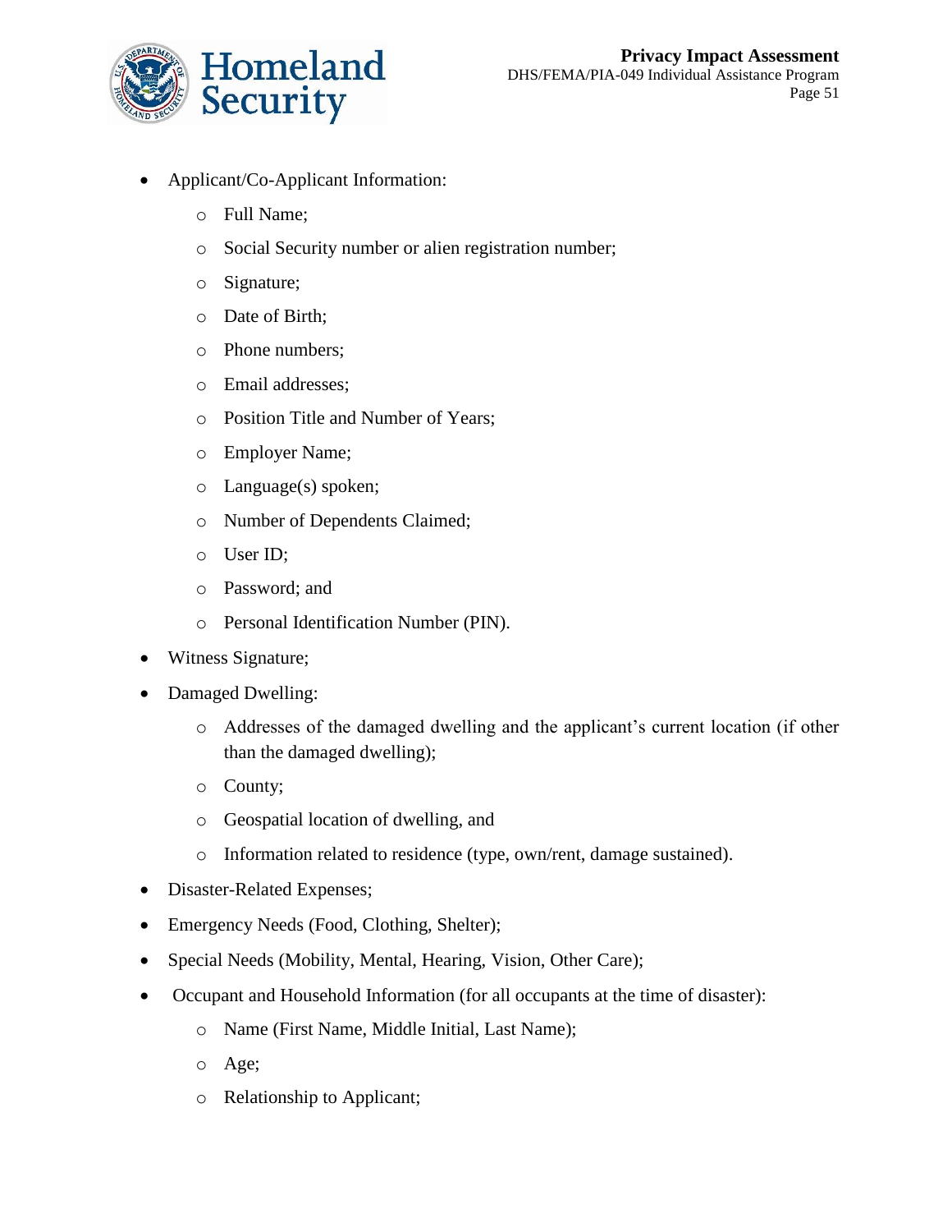- Applicant/Co-Applicant Information:
    - Full Name;
    - Social Security number or alien registration number;
    - Signature;
    - Date of Birth;
    - Phone numbers;
    - Email addresses;
    - Position Title and Number of Years;
    - Employer Name;
    - Language(s) spoken;
    - Number of Dependents Claimed;
    - User ID;
    - Password; and
    - Personal Identification Number (PIN).
- Witness Signature;
- Damaged Dwelling:
    - Addresses of the damaged dwelling and the applicant's current location (if other than the damaged dwelling);
    - County;
    - Geospatial location of dwelling, and
    - Information related to residence (type, own/rent, damage sustained).
- Disaster-Related Expenses;
- Emergency Needs (Food, Clothing, Shelter);
- Special Needs (Mobility, Mental, Hearing, Vision, Other Care);
- Occupant and Household Information (for all occupants at the time of disaster):
    - Name (First Name, Middle Initial, Last Name);
    - Age;
    - Relationship to Applicant;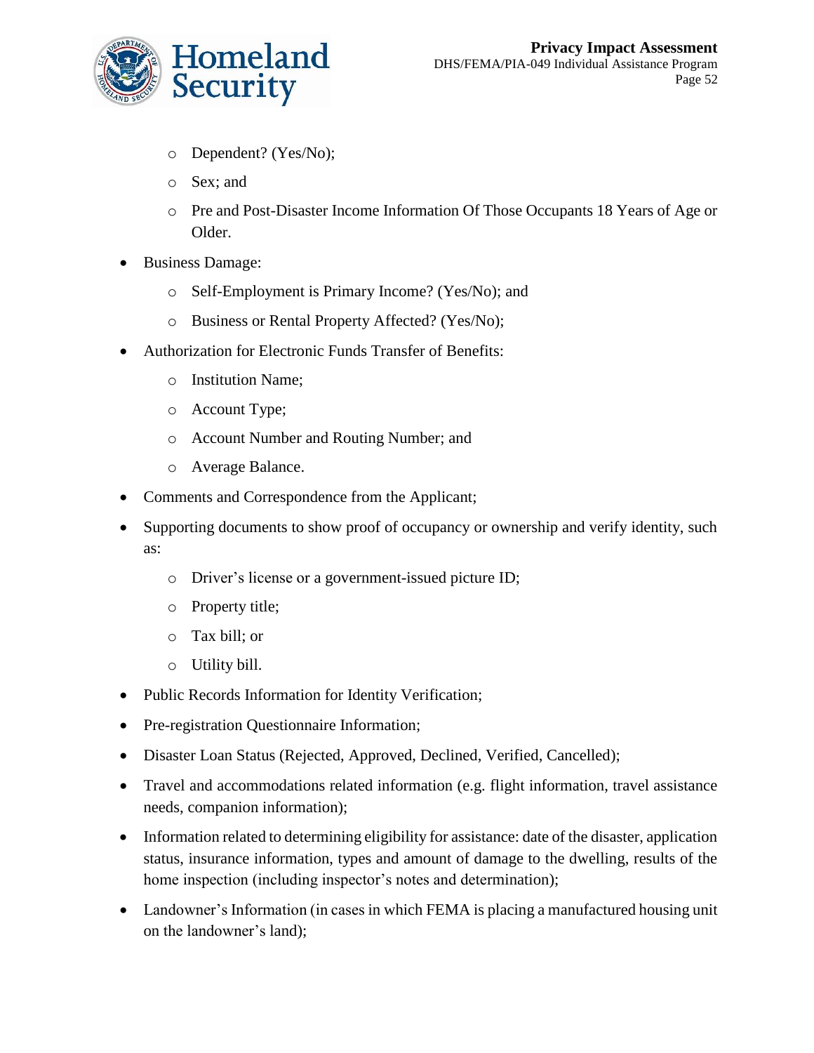- Dependent? (Yes/No);
  - Sex; and
  - Pre and Post-Disaster Income Information Of Those Occupants 18 Years of Age or Older.
- Business Damage:
  - Self-Employment is Primary Income? (Yes/No); and
  - Business or Rental Property Affected? (Yes/No);
- Authorization for Electronic Funds Transfer of Benefits:
  - Institution Name;
  - Account Type;
  - Account Number and Routing Number; and
  - Average Balance.
- Comments and Correspondence from the Applicant;
- Supporting documents to show proof of occupancy or ownership and verify identity, such as:
  - Driver's license or a government-issued picture ID;
  - Property title;
  - Tax bill; or
  - Utility bill.
- Public Records Information for Identity Verification;
- Pre-registration Questionnaire Information;
- Disaster Loan Status (Rejected, Approved, Declined, Verified, Cancelled);
- Travel and accommodations related information (e.g. flight information, travel assistance needs, companion information);
- Information related to determining eligibility for assistance: date of the disaster, application status, insurance information, types and amount of damage to the dwelling, results of the home inspection (including inspector's notes and determination);
- Landowner's Information (in cases in which FEMA is placing a manufactured housing unit on the landowner's land);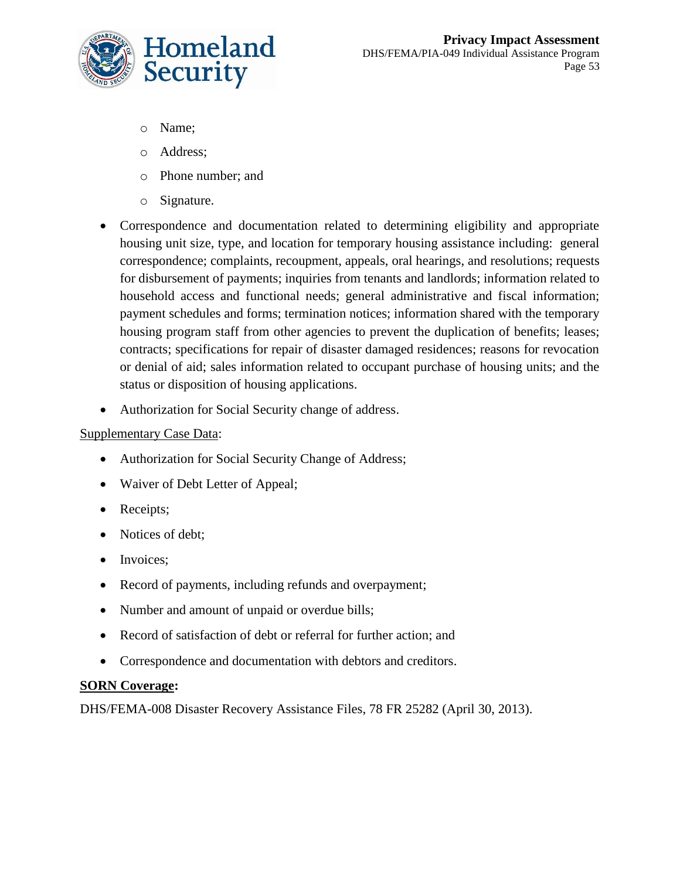- Name;
  - Address;
  - Phone number; and
  - Signature.
- Correspondence and documentation related to determining eligibility and appropriate housing unit size, type, and location for temporary housing assistance including: general correspondence; complaints, recoupment, appeals, oral hearings, and resolutions; requests for disbursement of payments; inquiries from tenants and landlords; information related to household access and functional needs; general administrative and fiscal information; payment schedules and forms; termination notices; information shared with the temporary housing program staff from other agencies to prevent the duplication of benefits; leases; contracts; specifications for repair of disaster damaged residences; reasons for revocation or denial of aid; sales information related to occupant purchase of housing units; and the status or disposition of housing applications.
- Authorization for Social Security change of address.

<u>Supplementary Case Data</u>:

- Authorization for Social Security Change of Address;
- Waiver of Debt Letter of Appeal;
- Receipts;
- Notices of debt;
- Invoices;
- Record of payments, including refunds and overpayment;
- Number and amount of unpaid or overdue bills;
- Record of satisfaction of debt or referral for further action; and
- Correspondence and documentation with debtors and creditors.

**<u>SORN Coverage</u>:**

DHS/FEMA-008 Disaster Recovery Assistance Files, 78 FR 25282 (April 30, 2013).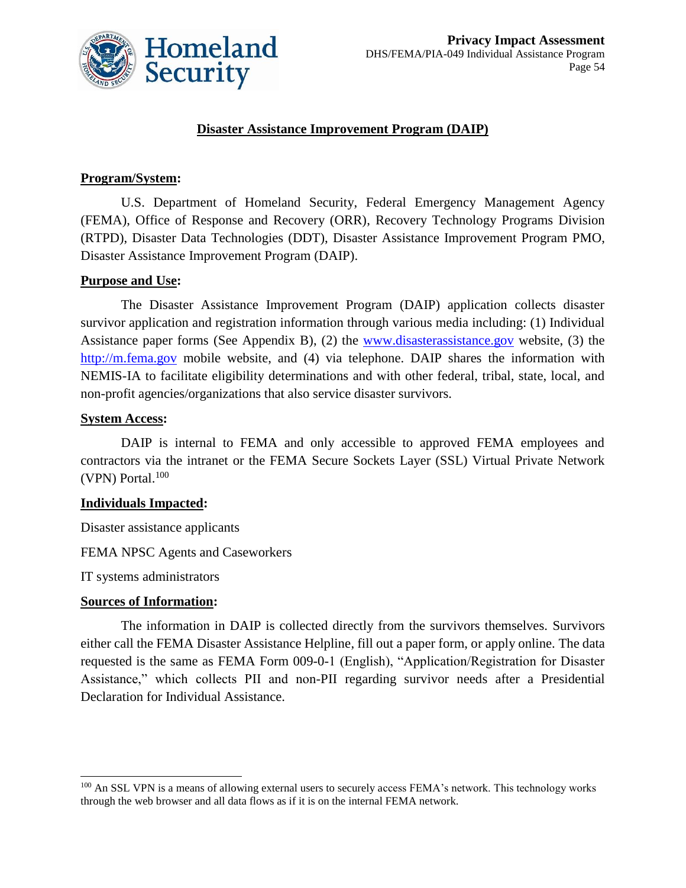## Disaster Assistance Improvement Program (DAIP)

**Program/System:**

U.S. Department of Homeland Security, Federal Emergency Management Agency (FEMA), Office of Response and Recovery (ORR), Recovery Technology Programs Division (RTPD), Disaster Data Technologies (DDT), Disaster Assistance Improvement Program PMO, Disaster Assistance Improvement Program (DAIP).

**Purpose and Use:**

The Disaster Assistance Improvement Program (DAIP) application collects disaster survivor application and registration information through various media including: (1) Individual Assistance paper forms (See Appendix B), (2) the www.disasterassistance.gov website, (3) the http://m.fema.gov mobile website, and (4) via telephone. DAIP shares the information with NEMIS-IA to facilitate eligibility determinations and with other federal, tribal, state, local, and non-profit agencies/organizations that also service disaster survivors.

**System Access:**

DAIP is internal to FEMA and only accessible to approved FEMA employees and contractors via the intranet or the FEMA Secure Sockets Layer (SSL) Virtual Private Network (VPN) Portal.[100]

**Individuals Impacted:**

Disaster assistance applicants

FEMA NPSC Agents and Caseworkers

IT systems administrators

**Sources of Information:**

The information in DAIP is collected directly from the survivors themselves. Survivors either call the FEMA Disaster Assistance Helpline, fill out a paper form, or apply online. The data requested is the same as FEMA Form 009-0-1 (English), "Application/Registration for Disaster Assistance," which collects PII and non-PII regarding survivor needs after a Presidential Declaration for Individual Assistance.

---

[100] An SSL VPN is a means of allowing external users to securely access FEMA's network. This technology works through the web browser and all data flows as if it is on the internal FEMA network.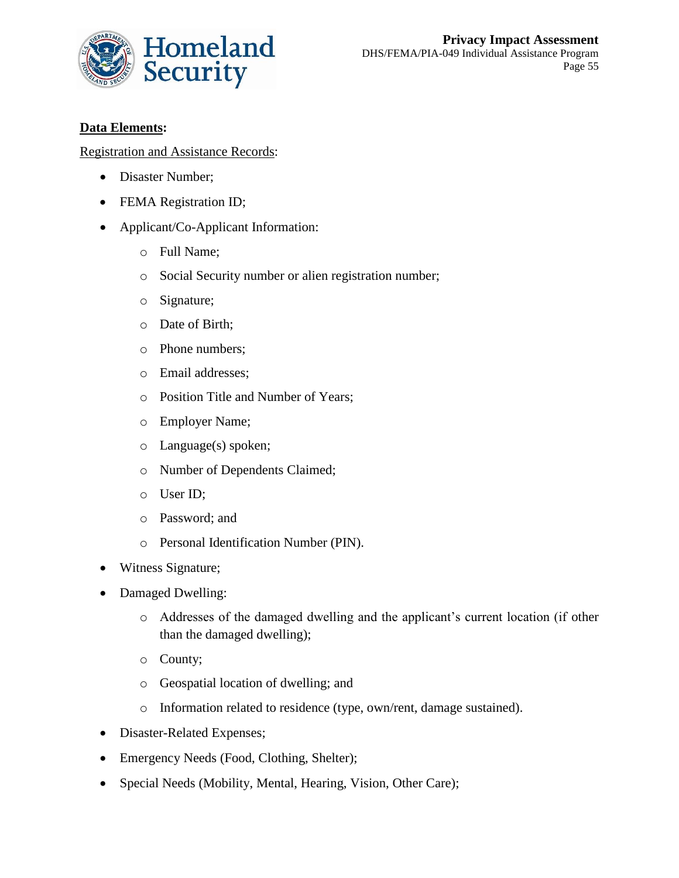**<u>Data Elements</u>:**

<u>Registration and Assistance Records</u>:

- Disaster Number;
- FEMA Registration ID;
- Applicant/Co-Applicant Information:
  - Full Name;
  - Social Security number or alien registration number;
  - Signature;
  - Date of Birth;
  - Phone numbers;
  - Email addresses;
  - Position Title and Number of Years;
  - Employer Name;
  - Language(s) spoken;
  - Number of Dependents Claimed;
  - User ID;
  - Password; and
  - Personal Identification Number (PIN).
- Witness Signature;
- Damaged Dwelling:
  - Addresses of the damaged dwelling and the applicant's current location (if other than the damaged dwelling);
  - County;
  - Geospatial location of dwelling; and
  - Information related to residence (type, own/rent, damage sustained).
- Disaster-Related Expenses;
- Emergency Needs (Food, Clothing, Shelter);
- Special Needs (Mobility, Mental, Hearing, Vision, Other Care);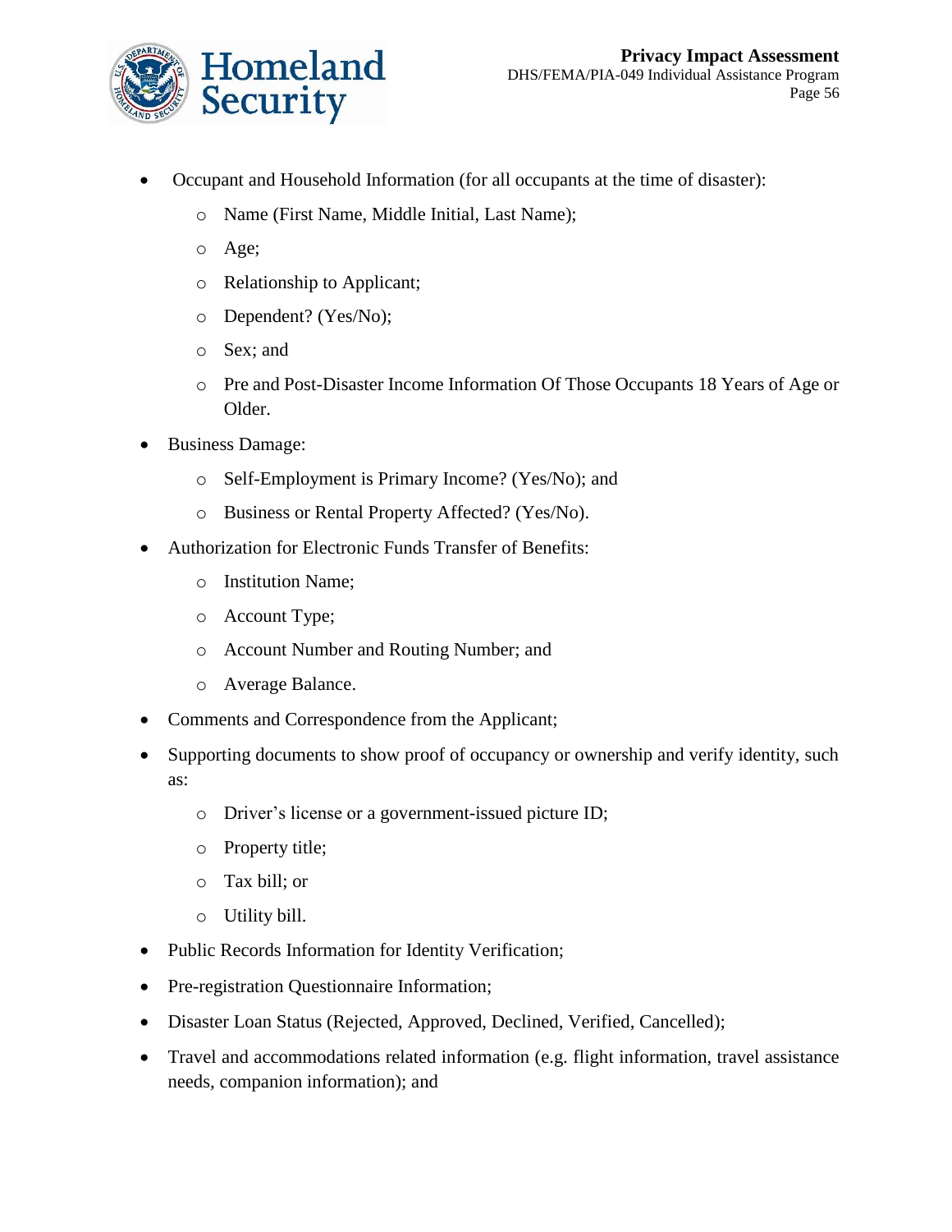- Occupant and Household Information (for all occupants at the time of disaster):
    - Name (First Name, Middle Initial, Last Name);
    - Age;
    - Relationship to Applicant;
    - Dependent? (Yes/No);
    - Sex; and
    - Pre and Post-Disaster Income Information Of Those Occupants 18 Years of Age or Older.
- Business Damage:
    - Self-Employment is Primary Income? (Yes/No); and
    - Business or Rental Property Affected? (Yes/No).
- Authorization for Electronic Funds Transfer of Benefits:
    - Institution Name;
    - Account Type;
    - Account Number and Routing Number; and
    - Average Balance.
- Comments and Correspondence from the Applicant;
- Supporting documents to show proof of occupancy or ownership and verify identity, such as:
    - Driver's license or a government-issued picture ID;
    - Property title;
    - Tax bill; or
    - Utility bill.
- Public Records Information for Identity Verification;
- Pre-registration Questionnaire Information;
- Disaster Loan Status (Rejected, Approved, Declined, Verified, Cancelled);
- Travel and accommodations related information (e.g. flight information, travel assistance needs, companion information); and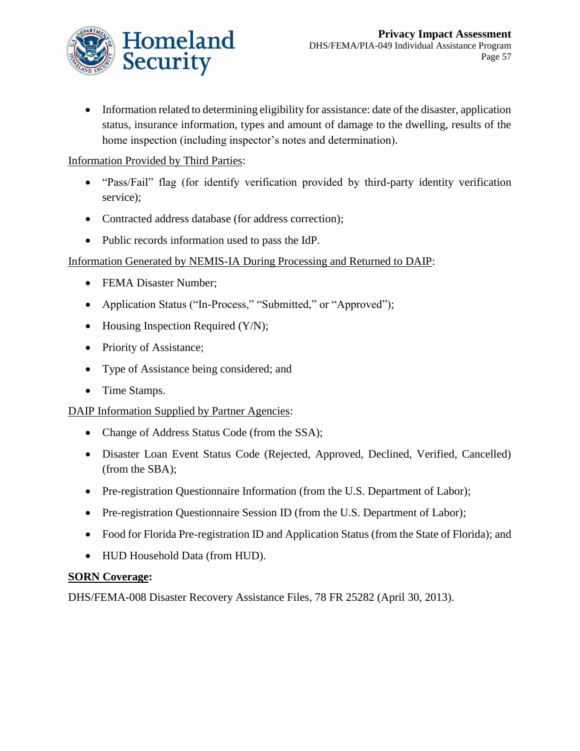- Information related to determining eligibility for assistance: date of the disaster, application status, insurance information, types and amount of damage to the dwelling, results of the home inspection (including inspector's notes and determination).

Information Provided by Third Parties:

- "Pass/Fail" flag (for identify verification provided by third-party identity verification service);
- Contracted address database (for address correction);
- Public records information used to pass the IdP.

Information Generated by NEMIS-IA During Processing and Returned to DAIP:

- FEMA Disaster Number;
- Application Status ("In-Process," "Submitted," or "Approved");
- Housing Inspection Required (Y/N);
- Priority of Assistance;
- Type of Assistance being considered; and
- Time Stamps.

DAIP Information Supplied by Partner Agencies:

- Change of Address Status Code (from the SSA);
- Disaster Loan Event Status Code (Rejected, Approved, Declined, Verified, Cancelled) (from the SBA);
- Pre-registration Questionnaire Information (from the U.S. Department of Labor);
- Pre-registration Questionnaire Session ID (from the U.S. Department of Labor);
- Food for Florida Pre-registration ID and Application Status (from the State of Florida); and
- HUD Household Data (from HUD).

**SORN Coverage:**

DHS/FEMA-008 Disaster Recovery Assistance Files, 78 FR 25282 (April 30, 2013).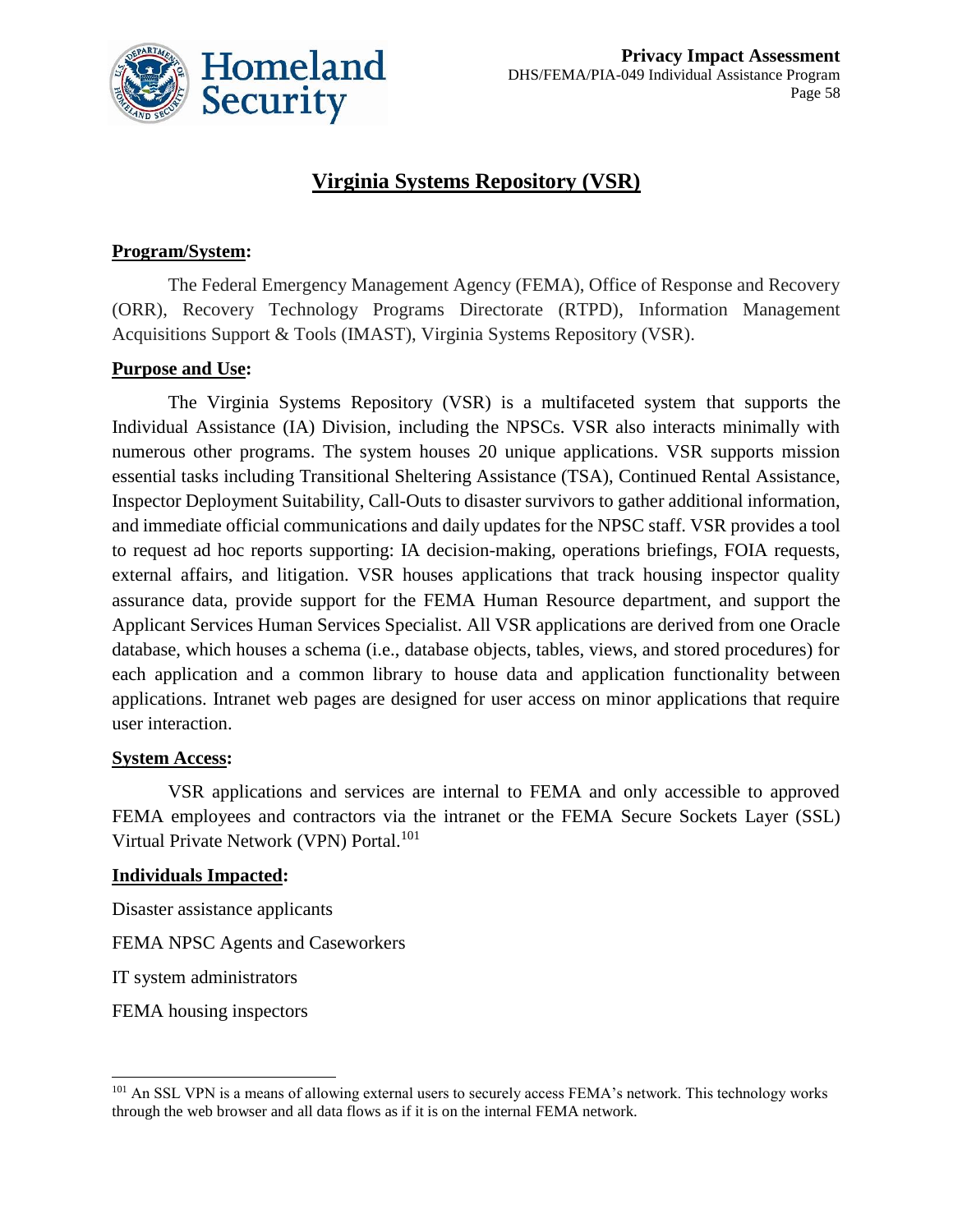## Virginia Systems Repository (VSR)

**Program/System:**

The Federal Emergency Management Agency (FEMA), Office of Response and Recovery (ORR), Recovery Technology Programs Directorate (RTPD), Information Management Acquisitions Support & Tools (IMAST), Virginia Systems Repository (VSR).

**Purpose and Use:**

The Virginia Systems Repository (VSR) is a multifaceted system that supports the Individual Assistance (IA) Division, including the NPSCs. VSR also interacts minimally with numerous other programs. The system houses 20 unique applications. VSR supports mission essential tasks including Transitional Sheltering Assistance (TSA), Continued Rental Assistance, Inspector Deployment Suitability, Call-Outs to disaster survivors to gather additional information, and immediate official communications and daily updates for the NPSC staff. VSR provides a tool to request ad hoc reports supporting: IA decision-making, operations briefings, FOIA requests, external affairs, and litigation. VSR houses applications that track housing inspector quality assurance data, provide support for the FEMA Human Resource department, and support the Applicant Services Human Services Specialist. All VSR applications are derived from one Oracle database, which houses a schema (i.e., database objects, tables, views, and stored procedures) for each application and a common library to house data and application functionality between applications. Intranet web pages are designed for user access on minor applications that require user interaction.

**System Access:**

VSR applications and services are internal to FEMA and only accessible to approved FEMA employees and contractors via the intranet or the FEMA Secure Sockets Layer (SSL) Virtual Private Network (VPN) Portal.[101]

**Individuals Impacted:**

Disaster assistance applicants

FEMA NPSC Agents and Caseworkers

IT system administrators

FEMA housing inspectors

[101] An SSL VPN is a means of allowing external users to securely access FEMA's network. This technology works through the web browser and all data flows as if it is on the internal FEMA network.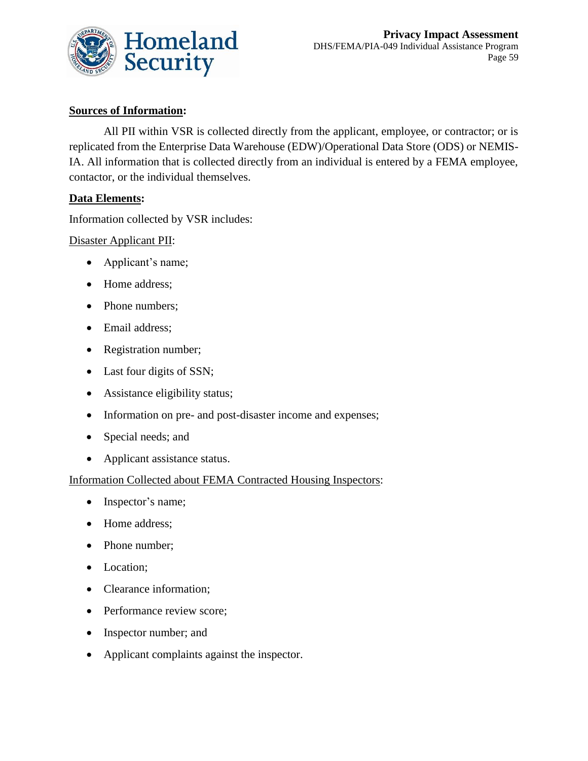**Sources of Information:**

All PII within VSR is collected directly from the applicant, employee, or contractor; or is replicated from the Enterprise Data Warehouse (EDW)/Operational Data Store (ODS) or NEMIS-IA. All information that is collected directly from an individual is entered by a FEMA employee, contactor, or the individual themselves.

**Data Elements:**

Information collected by VSR includes:

Disaster Applicant PII:

- Applicant's name;
- Home address;
- Phone numbers;
- Email address;
- Registration number;
- Last four digits of SSN;
- Assistance eligibility status;
- Information on pre- and post-disaster income and expenses;
- Special needs; and
- Applicant assistance status.

Information Collected about FEMA Contracted Housing Inspectors:

- Inspector's name;
- Home address;
- Phone number;
- Location;
- Clearance information;
- Performance review score;
- Inspector number; and
- Applicant complaints against the inspector.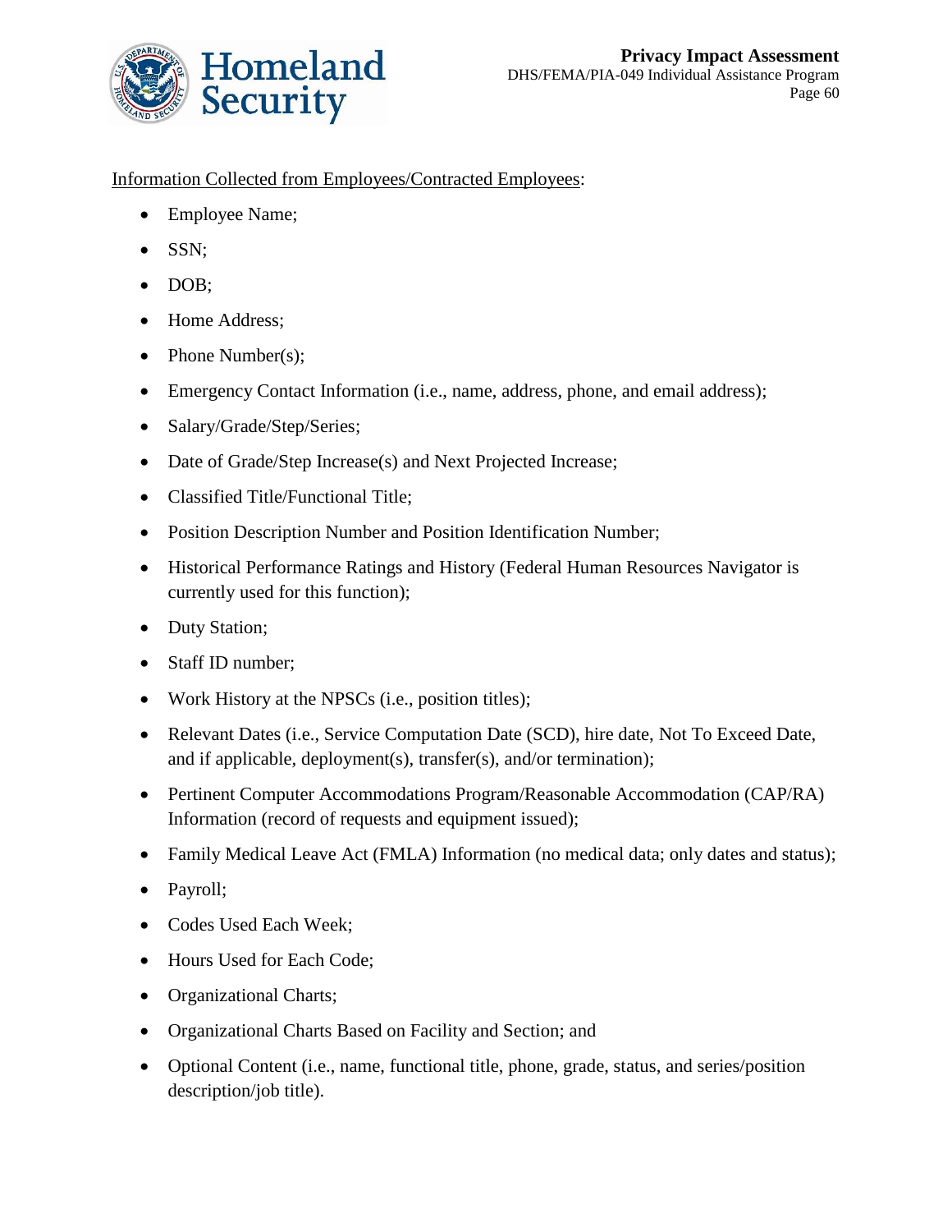Information Collected from Employees/Contracted Employees:

- Employee Name;
- SSN;
- DOB;
- Home Address;
- Phone Number(s);
- Emergency Contact Information (i.e., name, address, phone, and email address);
- Salary/Grade/Step/Series;
- Date of Grade/Step Increase(s) and Next Projected Increase;
- Classified Title/Functional Title;
- Position Description Number and Position Identification Number;
- Historical Performance Ratings and History (Federal Human Resources Navigator is currently used for this function);
- Duty Station;
- Staff ID number;
- Work History at the NPSCs (i.e., position titles);
- Relevant Dates (i.e., Service Computation Date (SCD), hire date, Not To Exceed Date, and if applicable, deployment(s), transfer(s), and/or termination);
- Pertinent Computer Accommodations Program/Reasonable Accommodation (CAP/RA) Information (record of requests and equipment issued);
- Family Medical Leave Act (FMLA) Information (no medical data; only dates and status);
- Payroll;
- Codes Used Each Week;
- Hours Used for Each Code;
- Organizational Charts;
- Organizational Charts Based on Facility and Section; and
- Optional Content (i.e., name, functional title, phone, grade, status, and series/position description/job title).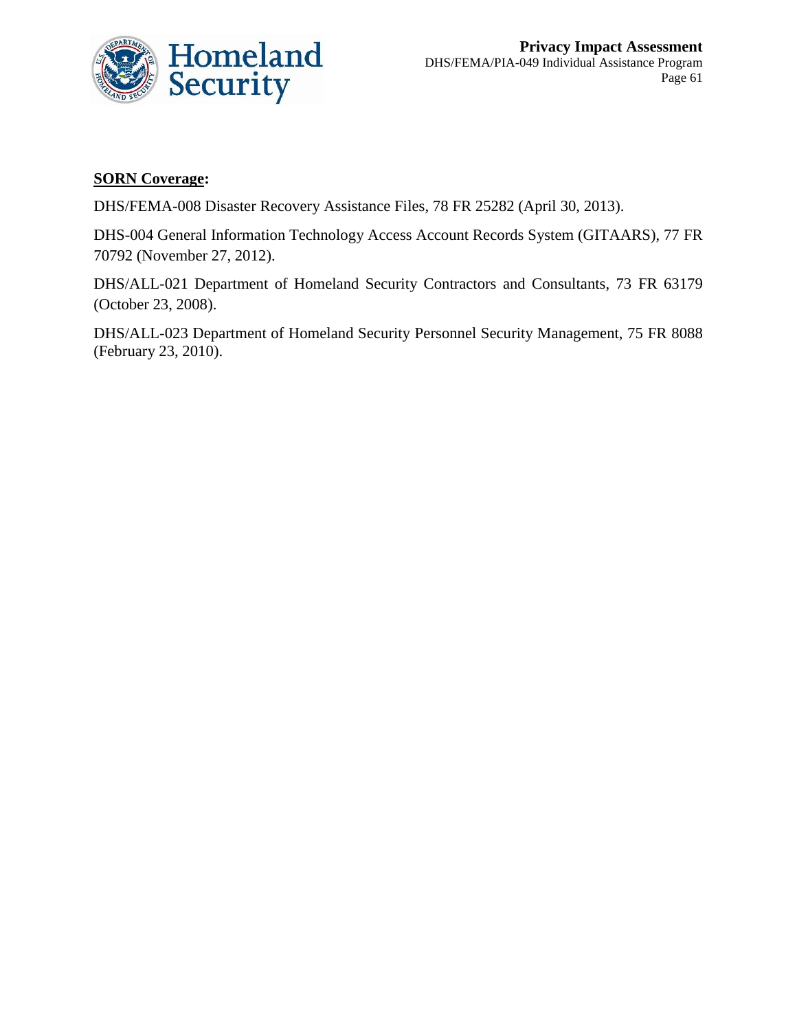**SORN Coverage:**

DHS/FEMA-008 Disaster Recovery Assistance Files, 78 FR 25282 (April 30, 2013).

DHS-004 General Information Technology Access Account Records System (GITAARS), 77 FR 70792 (November 27, 2012).

DHS/ALL-021 Department of Homeland Security Contractors and Consultants, 73 FR 63179 (October 23, 2008).

DHS/ALL-023 Department of Homeland Security Personnel Security Management, 75 FR 8088 (February 23, 2010).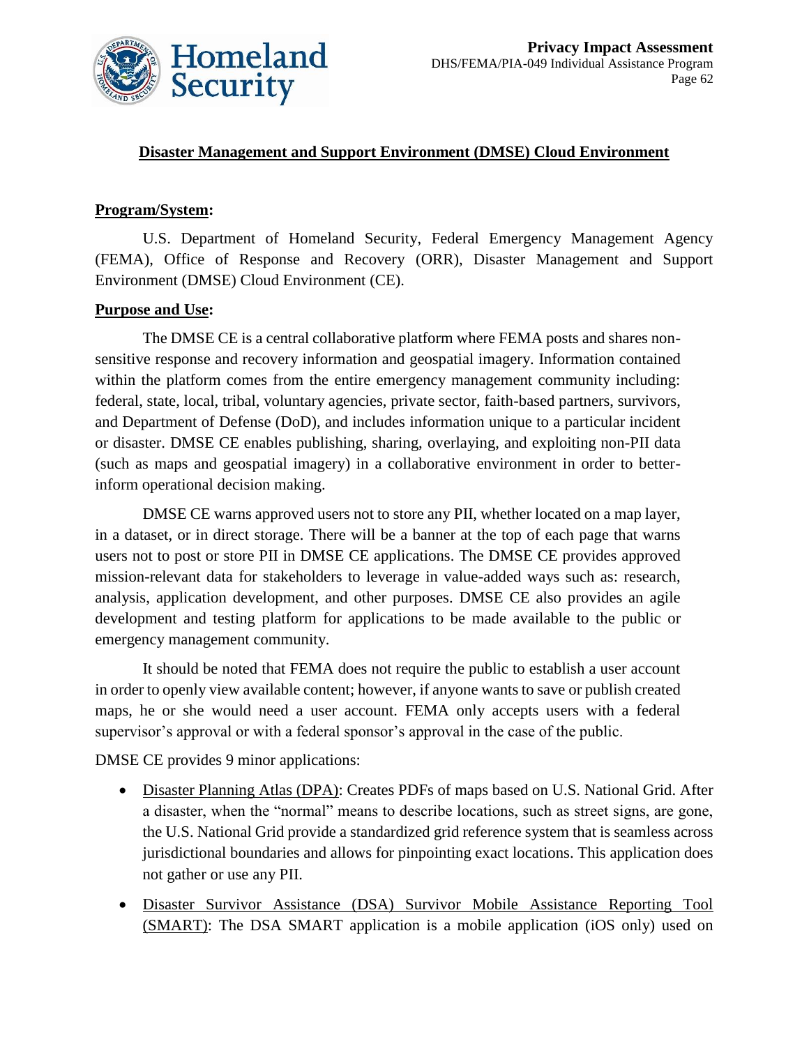## Disaster Management and Support Environment (DMSE) Cloud Environment

**Program/System:**

U.S. Department of Homeland Security, Federal Emergency Management Agency (FEMA), Office of Response and Recovery (ORR), Disaster Management and Support Environment (DMSE) Cloud Environment (CE).

**Purpose and Use:**

The DMSE CE is a central collaborative platform where FEMA posts and shares non-sensitive response and recovery information and geospatial imagery. Information contained within the platform comes from the entire emergency management community including: federal, state, local, tribal, voluntary agencies, private sector, faith-based partners, survivors, and Department of Defense (DoD), and includes information unique to a particular incident or disaster. DMSE CE enables publishing, sharing, overlaying, and exploiting non-PII data (such as maps and geospatial imagery) in a collaborative environment in order to better-inform operational decision making.

DMSE CE warns approved users not to store any PII, whether located on a map layer, in a dataset, or in direct storage. There will be a banner at the top of each page that warns users not to post or store PII in DMSE CE applications. The DMSE CE provides approved mission-relevant data for stakeholders to leverage in value-added ways such as: research, analysis, application development, and other purposes. DMSE CE also provides an agile development and testing platform for applications to be made available to the public or emergency management community.

It should be noted that FEMA does not require the public to establish a user account in order to openly view available content; however, if anyone wants to save or publish created maps, he or she would need a user account. FEMA only accepts users with a federal supervisor's approval or with a federal sponsor's approval in the case of the public.

DMSE CE provides 9 minor applications:

- Disaster Planning Atlas (DPA): Creates PDFs of maps based on U.S. National Grid. After a disaster, when the "normal" means to describe locations, such as street signs, are gone, the U.S. National Grid provide a standardized grid reference system that is seamless across jurisdictional boundaries and allows for pinpointing exact locations. This application does not gather or use any PII.
- Disaster Survivor Assistance (DSA) Survivor Mobile Assistance Reporting Tool (SMART): The DSA SMART application is a mobile application (iOS only) used on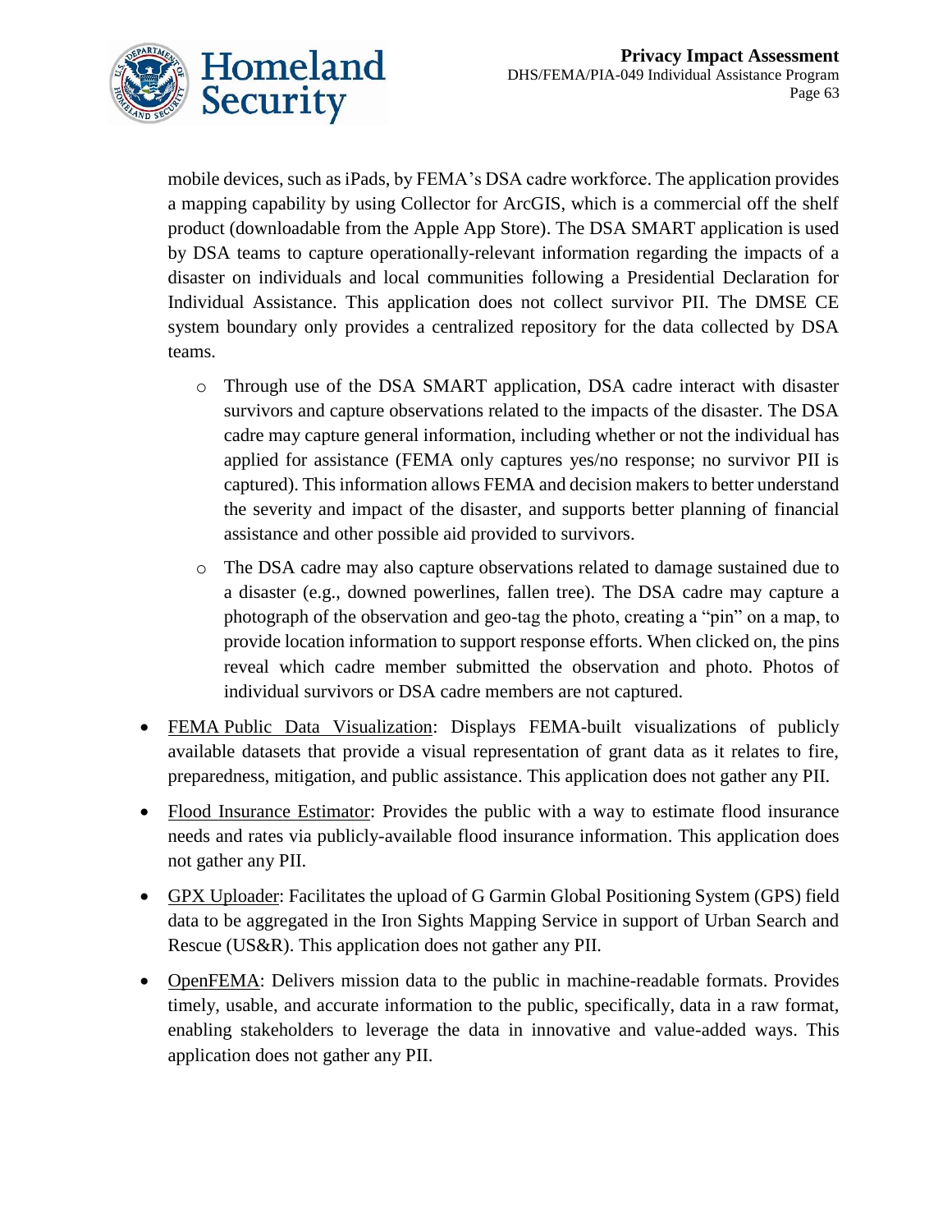mobile devices, such as iPads, by FEMA's DSA cadre workforce. The application provides a mapping capability by using Collector for ArcGIS, which is a commercial off the shelf product (downloadable from the Apple App Store). The DSA SMART application is used by DSA teams to capture operationally-relevant information regarding the impacts of a disaster on individuals and local communities following a Presidential Declaration for Individual Assistance. This application does not collect survivor PII. The DMSE CE system boundary only provides a centralized repository for the data collected by DSA teams.

  - Through use of the DSA SMART application, DSA cadre interact with disaster survivors and capture observations related to the impacts of the disaster. The DSA cadre may capture general information, including whether or not the individual has applied for assistance (FEMA only captures yes/no response; no survivor PII is captured). This information allows FEMA and decision makers to better understand the severity and impact of the disaster, and supports better planning of financial assistance and other possible aid provided to survivors.
  - The DSA cadre may also capture observations related to damage sustained due to a disaster (e.g., downed powerlines, fallen tree). The DSA cadre may capture a photograph of the observation and geo-tag the photo, creating a "pin" on a map, to provide location information to support response efforts. When clicked on, the pins reveal which cadre member submitted the observation and photo. Photos of individual survivors or DSA cadre members are not captured.

- <u>FEMA Public Data Visualization</u>: Displays FEMA-built visualizations of publicly available datasets that provide a visual representation of grant data as it relates to fire, preparedness, mitigation, and public assistance. This application does not gather any PII.
- <u>Flood Insurance Estimator</u>: Provides the public with a way to estimate flood insurance needs and rates via publicly-available flood insurance information. This application does not gather any PII.
- <u>GPX Uploader</u>: Facilitates the upload of G Garmin Global Positioning System (GPS) field data to be aggregated in the Iron Sights Mapping Service in support of Urban Search and Rescue (US&R). This application does not gather any PII.
- <u>OpenFEMA</u>: Delivers mission data to the public in machine-readable formats. Provides timely, usable, and accurate information to the public, specifically, data in a raw format, enabling stakeholders to leverage the data in innovative and value-added ways. This application does not gather any PII.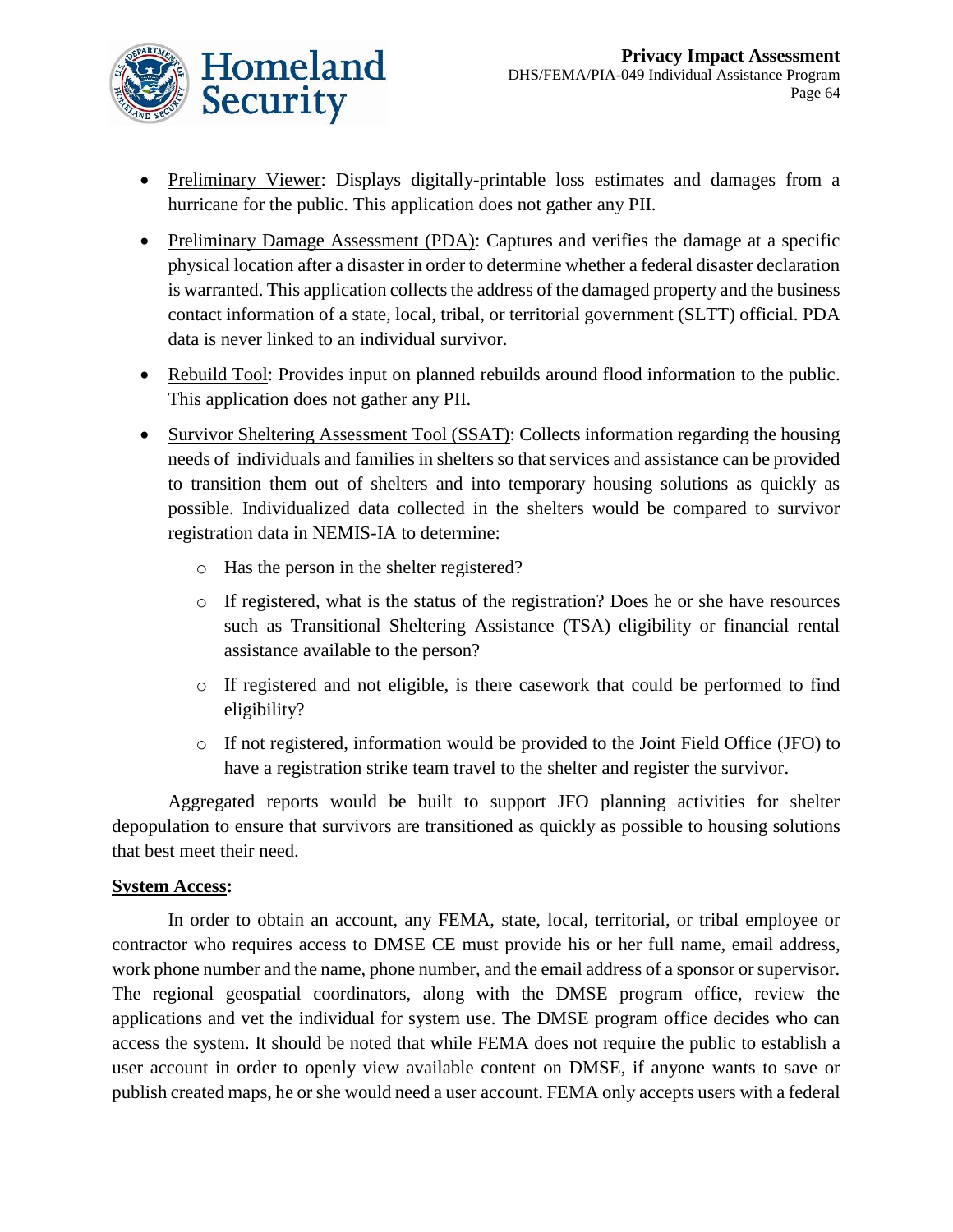- Preliminary Viewer: Displays digitally-printable loss estimates and damages from a hurricane for the public. This application does not gather any PII.
- Preliminary Damage Assessment (PDA): Captures and verifies the damage at a specific physical location after a disaster in order to determine whether a federal disaster declaration is warranted. This application collects the address of the damaged property and the business contact information of a state, local, tribal, or territorial government (SLTT) official. PDA data is never linked to an individual survivor.
- Rebuild Tool: Provides input on planned rebuilds around flood information to the public. This application does not gather any PII.
- Survivor Sheltering Assessment Tool (SSAT): Collects information regarding the housing needs of individuals and families in shelters so that services and assistance can be provided to transition them out of shelters and into temporary housing solutions as quickly as possible. Individualized data collected in the shelters would be compared to survivor registration data in NEMIS-IA to determine:
    - Has the person in the shelter registered?
    - If registered, what is the status of the registration? Does he or she have resources such as Transitional Sheltering Assistance (TSA) eligibility or financial rental assistance available to the person?
    - If registered and not eligible, is there casework that could be performed to find eligibility?
    - If not registered, information would be provided to the Joint Field Office (JFO) to have a registration strike team travel to the shelter and register the survivor.

Aggregated reports would be built to support JFO planning activities for shelter depopulation to ensure that survivors are transitioned as quickly as possible to housing solutions that best meet their need.

**System Access:**

In order to obtain an account, any FEMA, state, local, territorial, or tribal employee or contractor who requires access to DMSE CE must provide his or her full name, email address, work phone number and the name, phone number, and the email address of a sponsor or supervisor. The regional geospatial coordinators, along with the DMSE program office, review the applications and vet the individual for system use. The DMSE program office decides who can access the system. It should be noted that while FEMA does not require the public to establish a user account in order to openly view available content on DMSE, if anyone wants to save or publish created maps, he or she would need a user account. FEMA only accepts users with a federal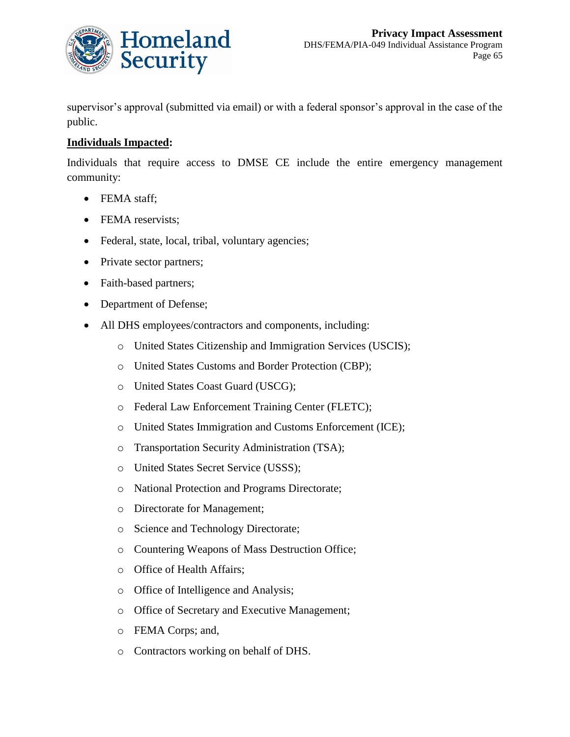supervisor's approval (submitted via email) or with a federal sponsor's approval in the case of the public.

**<u>Individuals Impacted</u>:**

Individuals that require access to DMSE CE include the entire emergency management community:

- FEMA staff;
- FEMA reservists;
- Federal, state, local, tribal, voluntary agencies;
- Private sector partners;
- Faith-based partners;
- Department of Defense;
- All DHS employees/contractors and components, including:
  - United States Citizenship and Immigration Services (USCIS);
  - United States Customs and Border Protection (CBP);
  - United States Coast Guard (USCG);
  - Federal Law Enforcement Training Center (FLETC);
  - United States Immigration and Customs Enforcement (ICE);
  - Transportation Security Administration (TSA);
  - United States Secret Service (USSS);
  - National Protection and Programs Directorate;
  - Directorate for Management;
  - Science and Technology Directorate;
  - Countering Weapons of Mass Destruction Office;
  - Office of Health Affairs;
  - Office of Intelligence and Analysis;
  - Office of Secretary and Executive Management;
  - FEMA Corps; and,
  - Contractors working on behalf of DHS.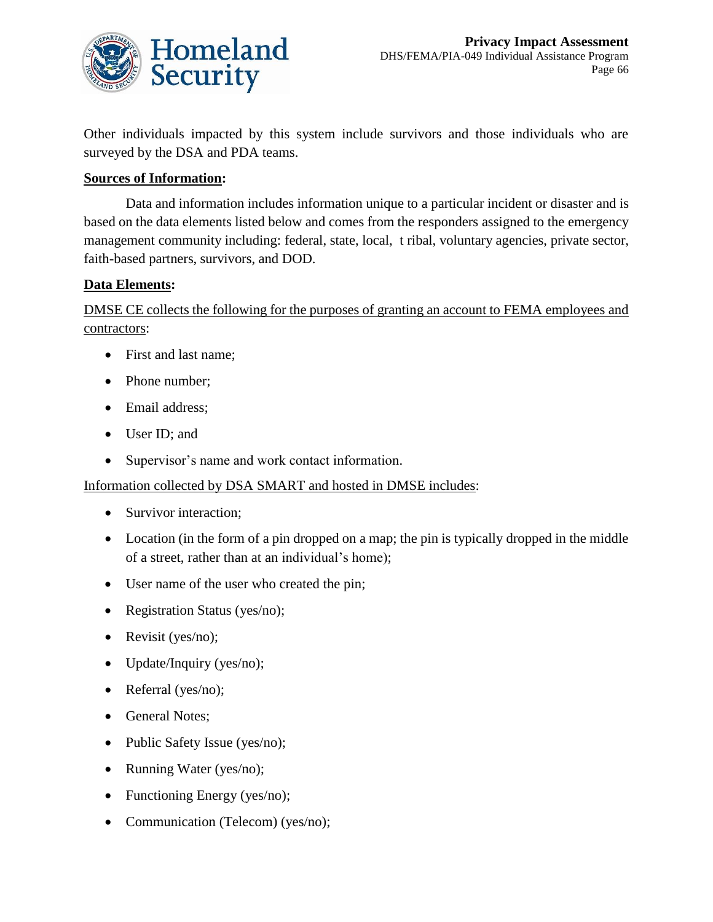Other individuals impacted by this system include survivors and those individuals who are surveyed by the DSA and PDA teams.

**<u>Sources of Information</u>:**

Data and information includes information unique to a particular incident or disaster and is based on the data elements listed below and comes from the responders assigned to the emergency management community including: federal, state, local, t ribal, voluntary agencies, private sector, faith-based partners, survivors, and DOD.

**<u>Data Elements</u>:**

<u>DMSE CE collects the following for the purposes of granting an account to FEMA employees and contractors</u>:

- First and last name;
- Phone number;
- Email address;
- User ID; and
- Supervisor's name and work contact information.

<u>Information collected by DSA SMART and hosted in DMSE includes</u>:

- Survivor interaction;
- Location (in the form of a pin dropped on a map; the pin is typically dropped in the middle of a street, rather than at an individual's home);
- User name of the user who created the pin;
- Registration Status (yes/no);
- Revisit (yes/no);
- Update/Inquiry (yes/no);
- Referral (yes/no);
- General Notes;
- Public Safety Issue (yes/no);
- Running Water (yes/no);
- Functioning Energy (yes/no);
- Communication (Telecom) (yes/no);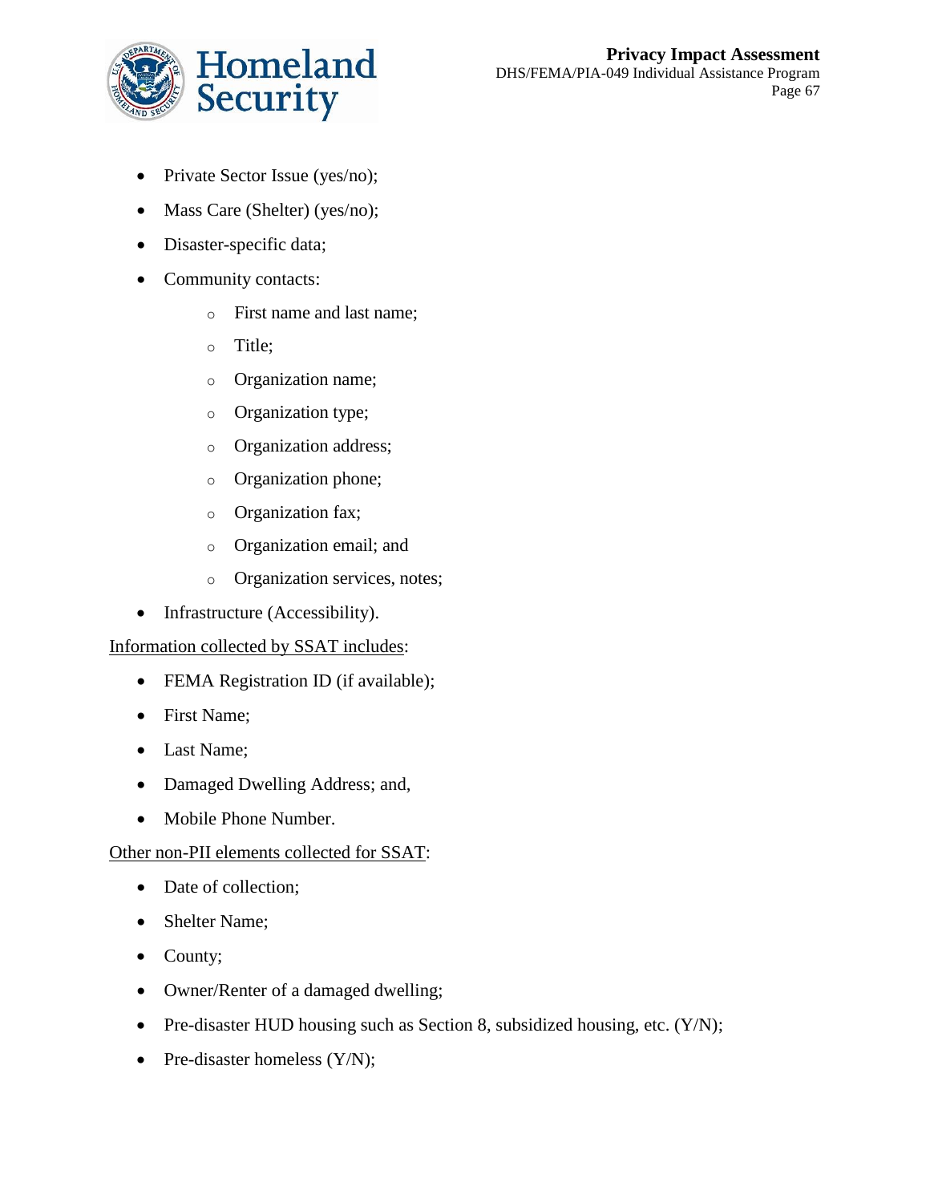- Private Sector Issue (yes/no);
- Mass Care (Shelter) (yes/no);
- Disaster-specific data;
- Community contacts:
    - First name and last name;
    - Title;
    - Organization name;
    - Organization type;
    - Organization address;
    - Organization phone;
    - Organization fax;
    - Organization email; and
    - Organization services, notes;
- Infrastructure (Accessibility).

<u>Information collected by SSAT includes</u>:

- FEMA Registration ID (if available);
- First Name;
- Last Name;
- Damaged Dwelling Address; and,
- Mobile Phone Number.

<u>Other non-PII elements collected for SSAT</u>:

- Date of collection;
- Shelter Name;
- County;
- Owner/Renter of a damaged dwelling;
- Pre-disaster HUD housing such as Section 8, subsidized housing, etc. (Y/N);
- Pre-disaster homeless (Y/N);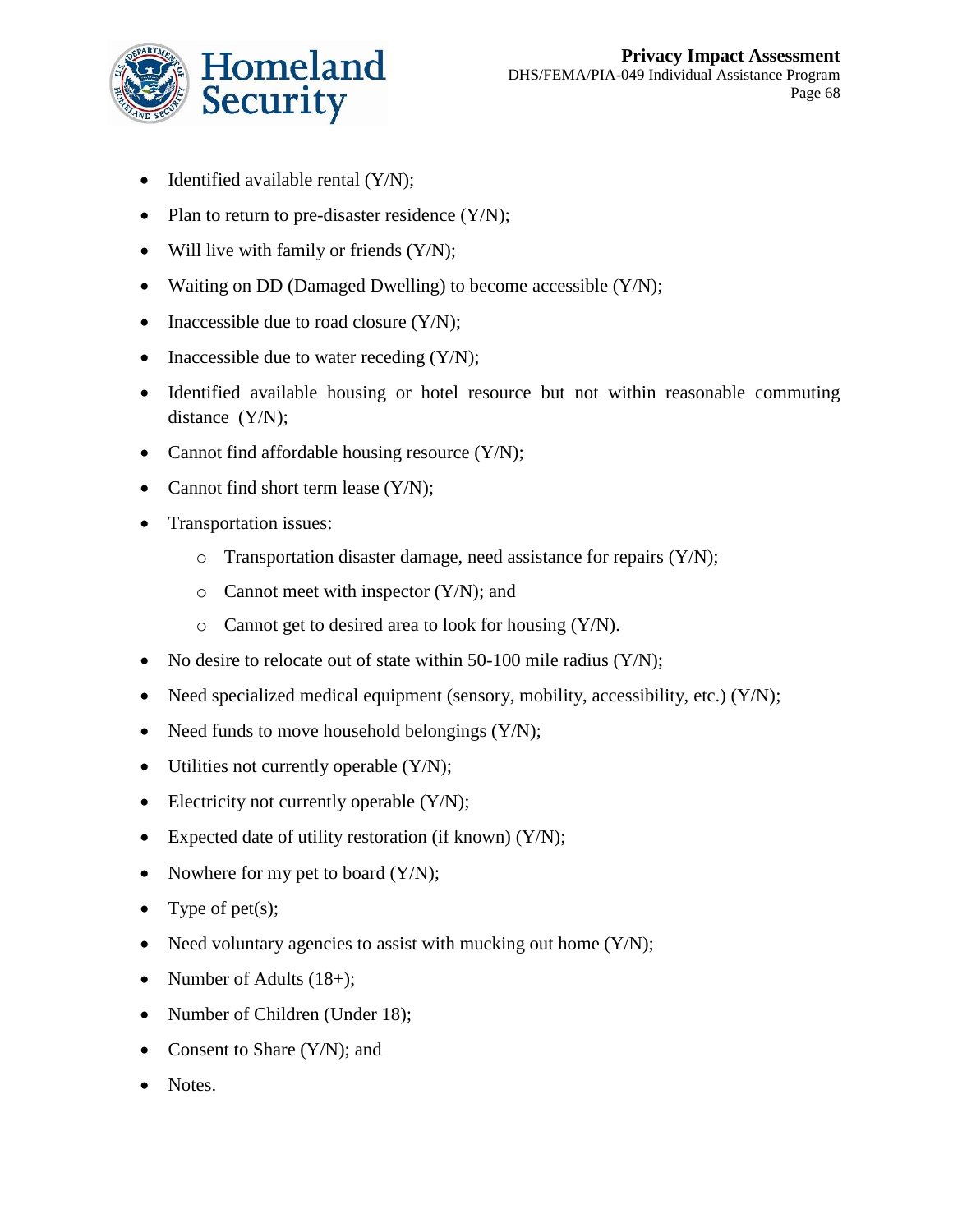- Identified available rental (Y/N);
- Plan to return to pre-disaster residence (Y/N);
- Will live with family or friends (Y/N);
- Waiting on DD (Damaged Dwelling) to become accessible (Y/N);
- Inaccessible due to road closure (Y/N);
- Inaccessible due to water receding (Y/N);
- Identified available housing or hotel resource but not within reasonable commuting distance (Y/N);
- Cannot find affordable housing resource (Y/N);
- Cannot find short term lease (Y/N);
- Transportation issues:
  - Transportation disaster damage, need assistance for repairs (Y/N);
  - Cannot meet with inspector (Y/N); and
  - Cannot get to desired area to look for housing (Y/N).
- No desire to relocate out of state within 50-100 mile radius (Y/N);
- Need specialized medical equipment (sensory, mobility, accessibility, etc.) (Y/N);
- Need funds to move household belongings (Y/N);
- Utilities not currently operable (Y/N);
- Electricity not currently operable (Y/N);
- Expected date of utility restoration (if known) (Y/N);
- Nowhere for my pet to board (Y/N);
- Type of pet(s);
- Need voluntary agencies to assist with mucking out home (Y/N);
- Number of Adults (18+);
- Number of Children (Under 18);
- Consent to Share (Y/N); and
- Notes.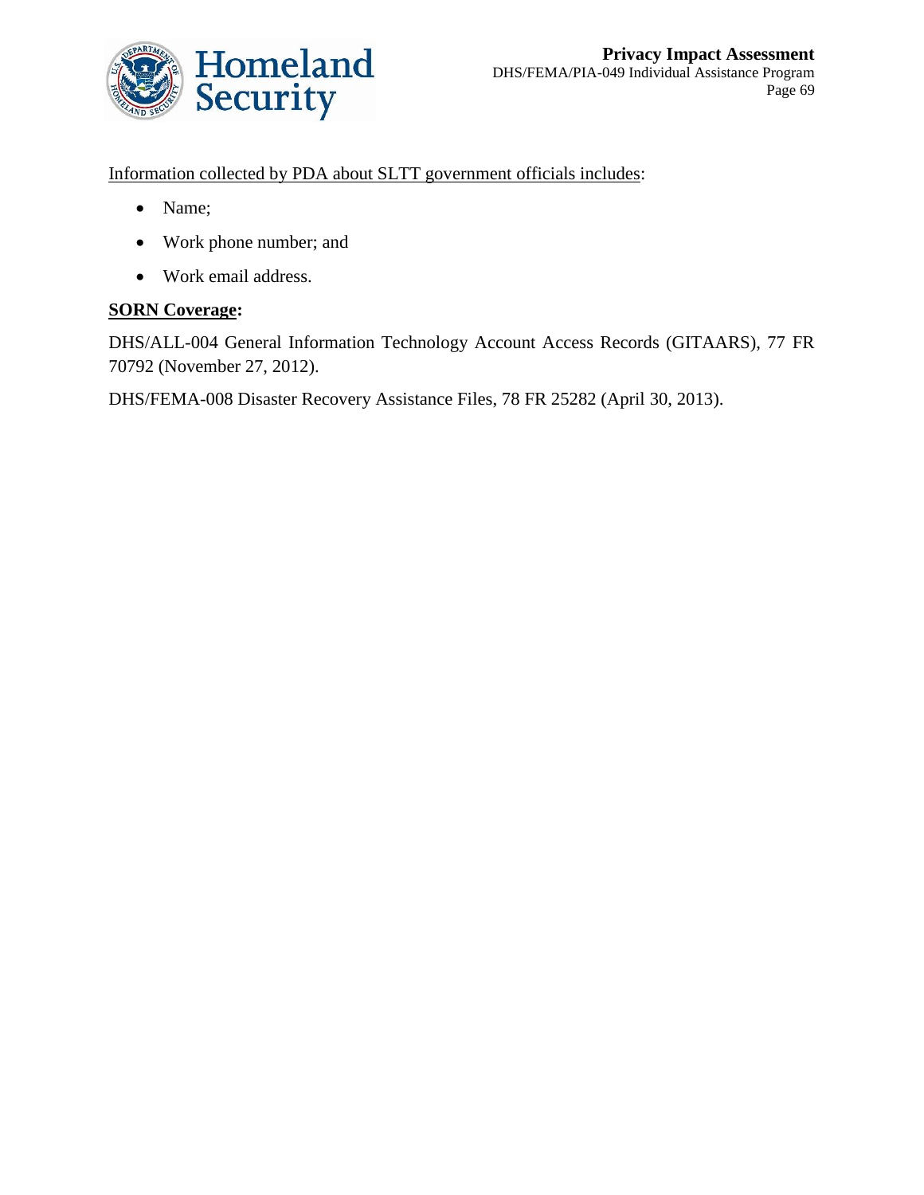Information collected by PDA about SLTT government officials includes:

- Name;
- Work phone number; and
- Work email address.

**SORN Coverage:**

DHS/ALL-004 General Information Technology Account Access Records (GITAARS), 77 FR 70792 (November 27, 2012).

DHS/FEMA-008 Disaster Recovery Assistance Files, 78 FR 25282 (April 30, 2013).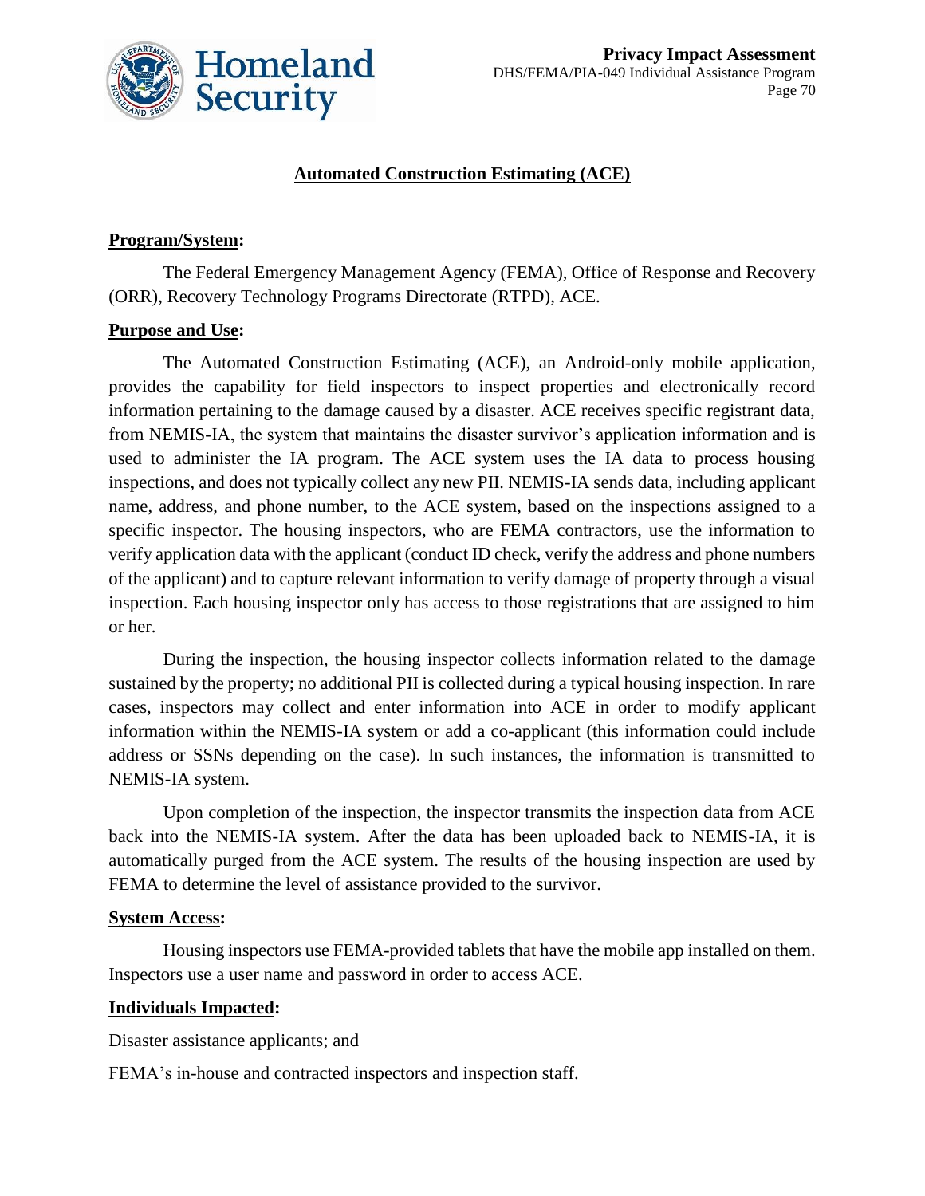## Automated Construction Estimating (ACE)

**Program/System:**

The Federal Emergency Management Agency (FEMA), Office of Response and Recovery (ORR), Recovery Technology Programs Directorate (RTPD), ACE.

**Purpose and Use:**

The Automated Construction Estimating (ACE), an Android-only mobile application, provides the capability for field inspectors to inspect properties and electronically record information pertaining to the damage caused by a disaster. ACE receives specific registrant data, from NEMIS-IA, the system that maintains the disaster survivor's application information and is used to administer the IA program. The ACE system uses the IA data to process housing inspections, and does not typically collect any new PII. NEMIS-IA sends data, including applicant name, address, and phone number, to the ACE system, based on the inspections assigned to a specific inspector. The housing inspectors, who are FEMA contractors, use the information to verify application data with the applicant (conduct ID check, verify the address and phone numbers of the applicant) and to capture relevant information to verify damage of property through a visual inspection. Each housing inspector only has access to those registrations that are assigned to him or her.

During the inspection, the housing inspector collects information related to the damage sustained by the property; no additional PII is collected during a typical housing inspection. In rare cases, inspectors may collect and enter information into ACE in order to modify applicant information within the NEMIS-IA system or add a co-applicant (this information could include address or SSNs depending on the case). In such instances, the information is transmitted to NEMIS-IA system.

Upon completion of the inspection, the inspector transmits the inspection data from ACE back into the NEMIS-IA system. After the data has been uploaded back to NEMIS-IA, it is automatically purged from the ACE system. The results of the housing inspection are used by FEMA to determine the level of assistance provided to the survivor.

**System Access:**

Housing inspectors use FEMA-provided tablets that have the mobile app installed on them. Inspectors use a user name and password in order to access ACE.

**Individuals Impacted:**

Disaster assistance applicants; and

FEMA's in-house and contracted inspectors and inspection staff.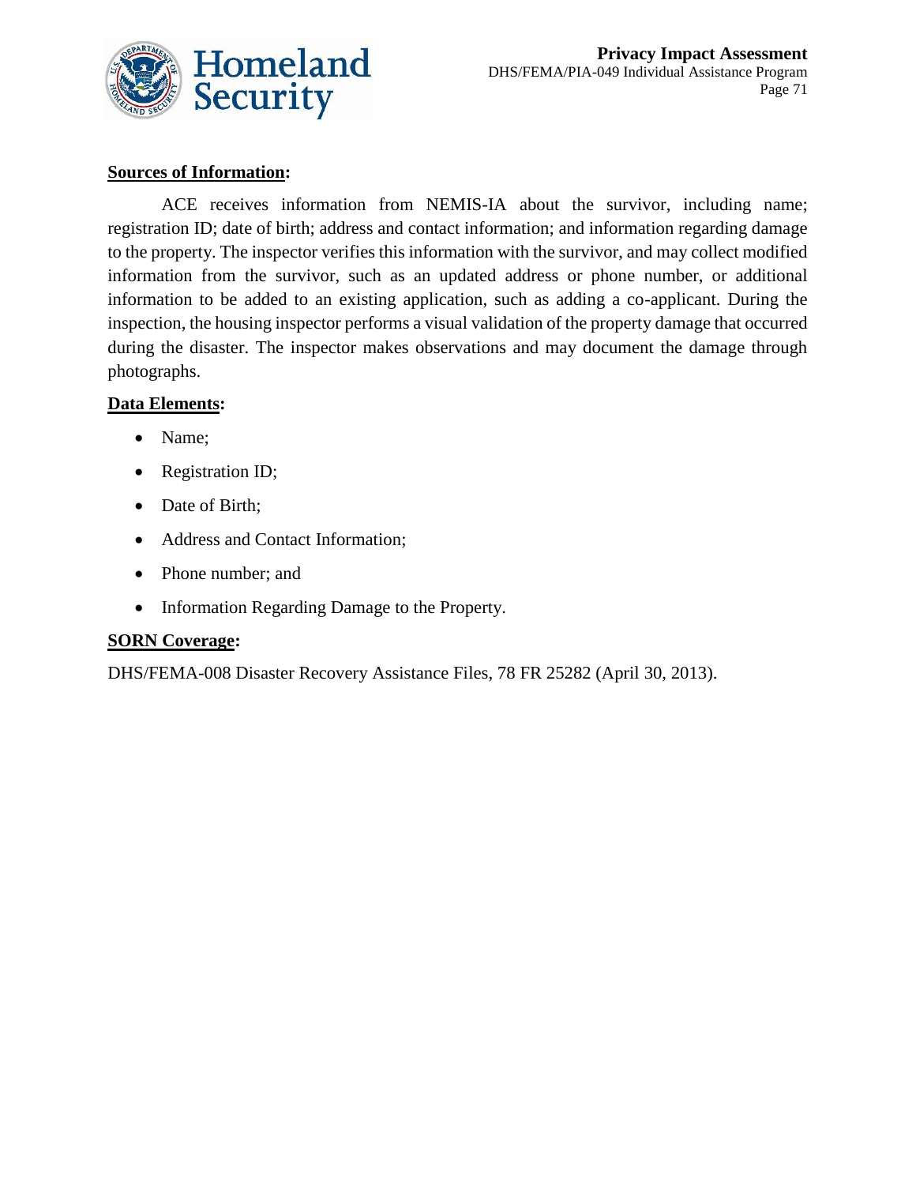**Sources of Information:**

ACE receives information from NEMIS-IA about the survivor, including name; registration ID; date of birth; address and contact information; and information regarding damage to the property. The inspector verifies this information with the survivor, and may collect modified information from the survivor, such as an updated address or phone number, or additional information to be added to an existing application, such as adding a co-applicant. During the inspection, the housing inspector performs a visual validation of the property damage that occurred during the disaster. The inspector makes observations and may document the damage through photographs.

**Data Elements:**

- Name;
- Registration ID;
- Date of Birth;
- Address and Contact Information;
- Phone number; and
- Information Regarding Damage to the Property.

**SORN Coverage:**

DHS/FEMA-008 Disaster Recovery Assistance Files, 78 FR 25282 (April 30, 2013).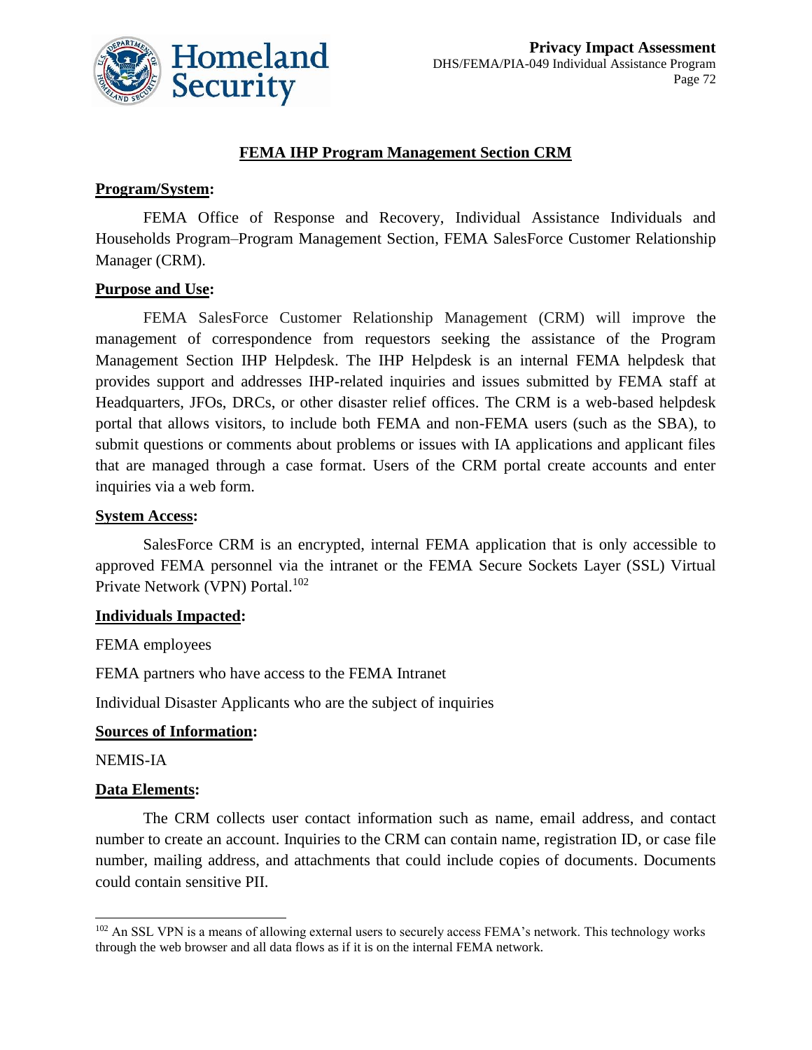## FEMA IHP Program Management Section CRM

**Program/System:**

FEMA Office of Response and Recovery, Individual Assistance Individuals and Households Program–Program Management Section, FEMA SalesForce Customer Relationship Manager (CRM).

**Purpose and Use:**

FEMA SalesForce Customer Relationship Management (CRM) will improve the management of correspondence from requestors seeking the assistance of the Program Management Section IHP Helpdesk. The IHP Helpdesk is an internal FEMA helpdesk that provides support and addresses IHP-related inquiries and issues submitted by FEMA staff at Headquarters, JFOs, DRCs, or other disaster relief offices. The CRM is a web-based helpdesk portal that allows visitors, to include both FEMA and non-FEMA users (such as the SBA), to submit questions or comments about problems or issues with IA applications and applicant files that are managed through a case format. Users of the CRM portal create accounts and enter inquiries via a web form.

**System Access:**

SalesForce CRM is an encrypted, internal FEMA application that is only accessible to approved FEMA personnel via the intranet or the FEMA Secure Sockets Layer (SSL) Virtual Private Network (VPN) Portal.[102]

**Individuals Impacted:**

FEMA employees

FEMA partners who have access to the FEMA Intranet

Individual Disaster Applicants who are the subject of inquiries

**Sources of Information:**

NEMIS-IA

**Data Elements:**

The CRM collects user contact information such as name, email address, and contact number to create an account. Inquiries to the CRM can contain name, registration ID, or case file number, mailing address, and attachments that could include copies of documents. Documents could contain sensitive PII.

---

[102] An SSL VPN is a means of allowing external users to securely access FEMA's network. This technology works through the web browser and all data flows as if it is on the internal FEMA network.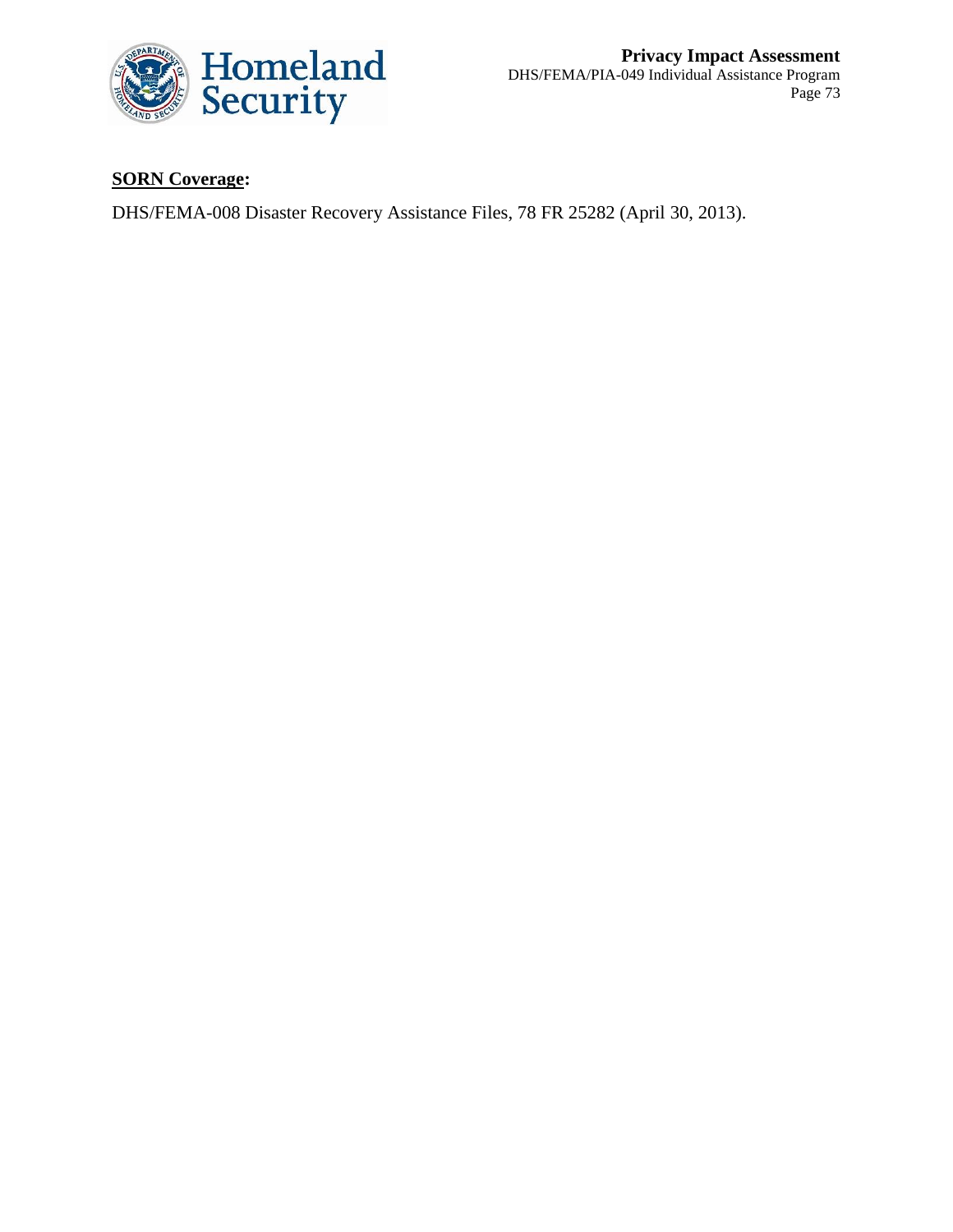**SORN Coverage:**

DHS/FEMA-008 Disaster Recovery Assistance Files, 78 FR 25282 (April 30, 2013).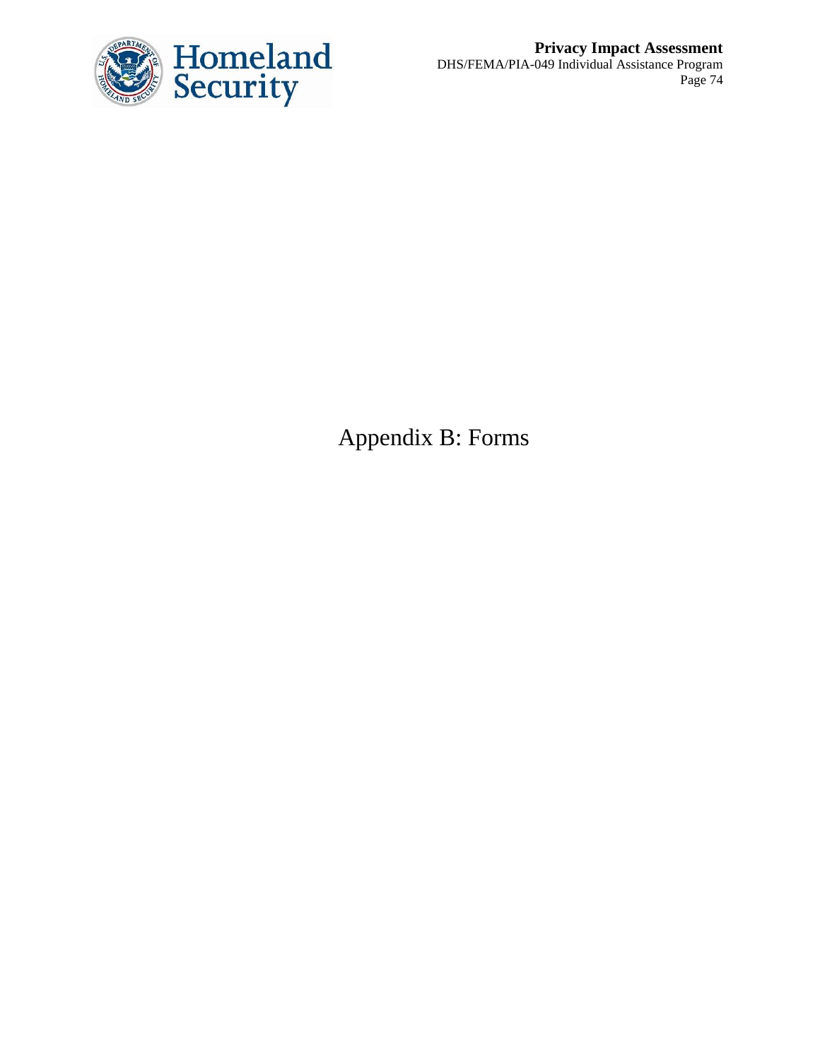# Appendix B: Forms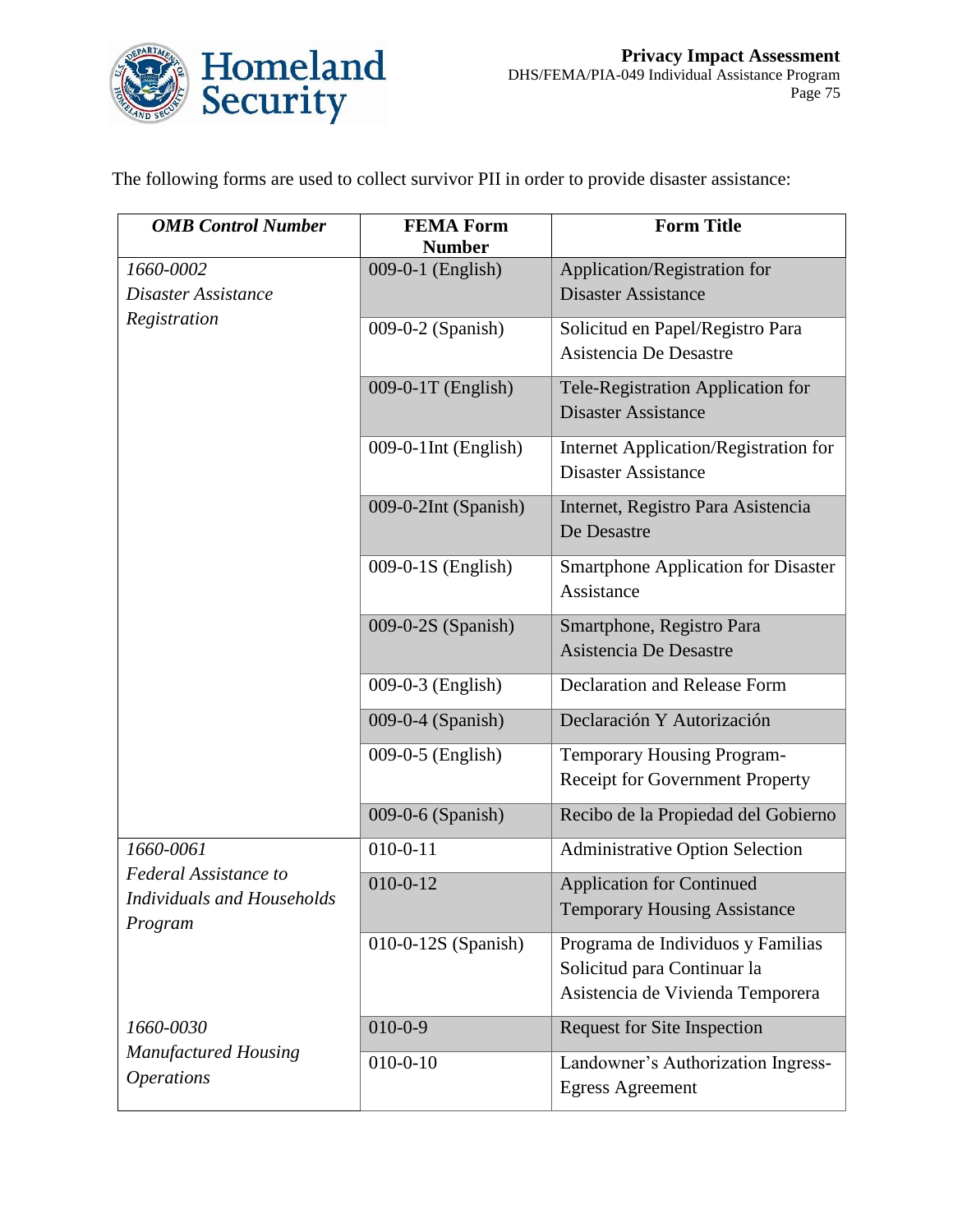The following forms are used to collect survivor PII in order to provide disaster assistance:

| ***OMB Control Number*** | **FEMA Form Number** | **Form Title** |
| --- | --- | --- |
| *1660-0002 Disaster Assistance Registration* | 009-0-1 (English) | Application/Registration for Disaster Assistance |
| | 009-0-2 (Spanish) | Solicitud en Papel/Registro Para Asistencia De Desastre |
| | 009-0-1T (English) | Tele-Registration Application for Disaster Assistance |
| | 009-0-1Int (English) | Internet Application/Registration for Disaster Assistance |
| | 009-0-2Int (Spanish) | Internet, Registro Para Asistencia De Desastre |
| | 009-0-1S (English) | Smartphone Application for Disaster Assistance |
| | 009-0-2S (Spanish) | Smartphone, Registro Para Asistencia De Desastre |
| | 009-0-3 (English) | Declaration and Release Form |
| | 009-0-4 (Spanish) | Declaración Y Autorización |
| | 009-0-5 (English) | Temporary Housing Program-Receipt for Government Property |
| | 009-0-6 (Spanish) | Recibo de la Propiedad del Gobierno |
| *1660-0061 Federal Assistance to Individuals and Households Program* | 010-0-11 | Administrative Option Selection |
| | 010-0-12 | Application for Continued Temporary Housing Assistance |
| | 010-0-12S (Spanish) | Programa de Individuos y Familias Solicitud para Continuar la Asistencia de Vivienda Temporera |
| *1660-0030 Manufactured Housing Operations* | 010-0-9 | Request for Site Inspection |
| | 010-0-10 | Landowner's Authorization Ingress-Egress Agreement |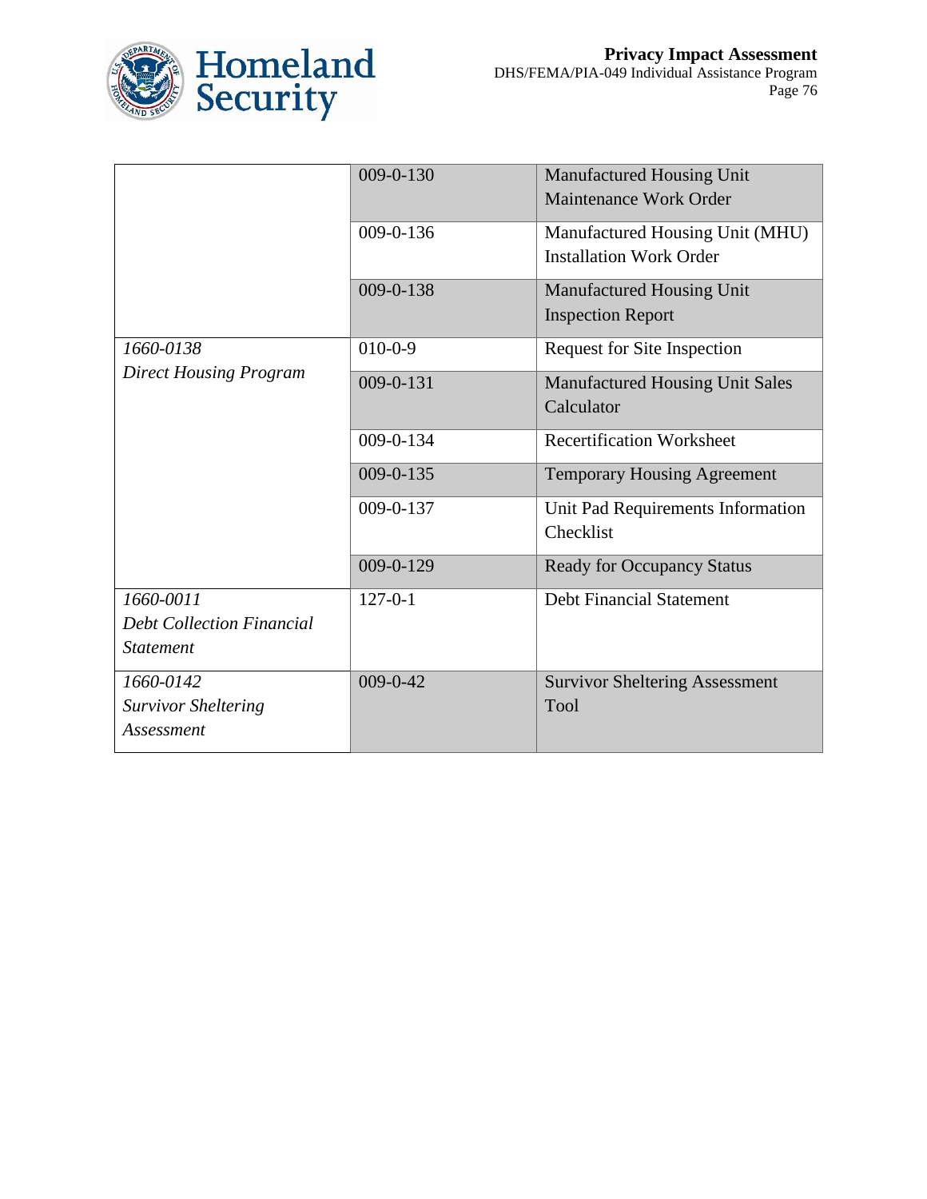| | | |
|---|---|---|
| | 009-0-130 | Manufactured Housing Unit Maintenance Work Order |
| | 009-0-136 | Manufactured Housing Unit (MHU) Installation Work Order |
| | 009-0-138 | Manufactured Housing Unit Inspection Report |
| *1660-0138 Direct Housing Program* | 010-0-9 | Request for Site Inspection |
| | 009-0-131 | Manufactured Housing Unit Sales Calculator |
| | 009-0-134 | Recertification Worksheet |
| | 009-0-135 | Temporary Housing Agreement |
| | 009-0-137 | Unit Pad Requirements Information Checklist |
| | 009-0-129 | Ready for Occupancy Status |
| *1660-0011 Debt Collection Financial Statement* | 127-0-1 | Debt Financial Statement |
| *1660-0142 Survivor Sheltering Assessment* | 009-0-42 | Survivor Sheltering Assessment Tool |